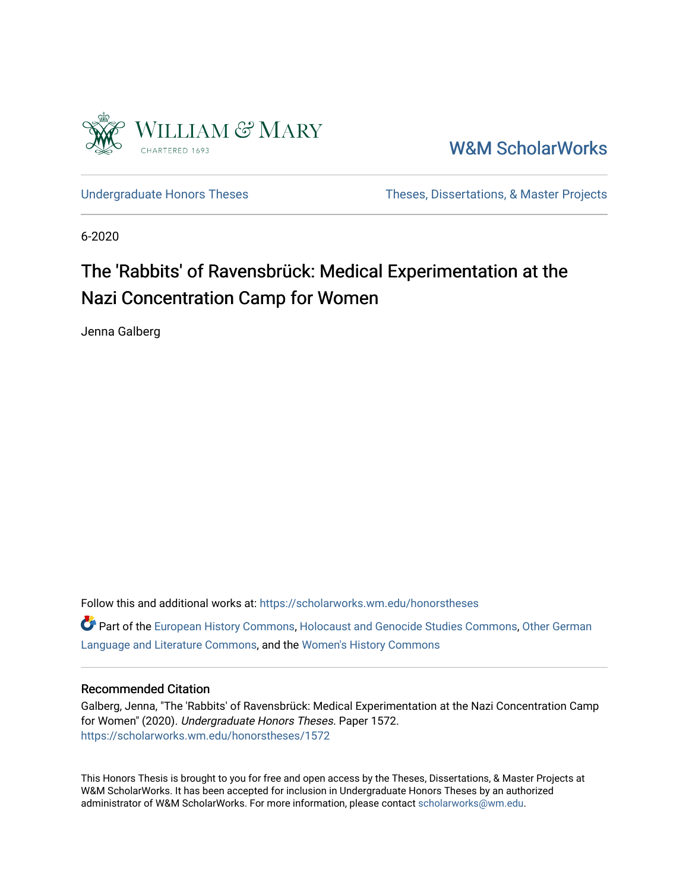William & Mary

CHARTERED 1693

W&M ScholarWorks

Undergraduate Honors Theses | Theses, Dissertations, & Master Projects

6-2020

# The 'Rabbits' of Ravensbrück: Medical Experimentation at the Nazi Concentration Camp for Women

Jenna Galberg

Follow this and additional works at: https://scholarworks.wm.edu/honorstheses

Part of the European History Commons, Holocaust and Genocide Studies Commons, Other German Language and Literature Commons, and the Women's History Commons

### Recommended Citation

Galberg, Jenna, "The 'Rabbits' of Ravensbrück: Medical Experimentation at the Nazi Concentration Camp for Women" (2020). *Undergraduate Honors Theses.* Paper 1572.
https://scholarworks.wm.edu/honorstheses/1572

This Honors Thesis is brought to you for free and open access by the Theses, Dissertations, & Master Projects at W&M ScholarWorks. It has been accepted for inclusion in Undergraduate Honors Theses by an authorized administrator of W&M ScholarWorks. For more information, please contact scholarworks@wm.edu.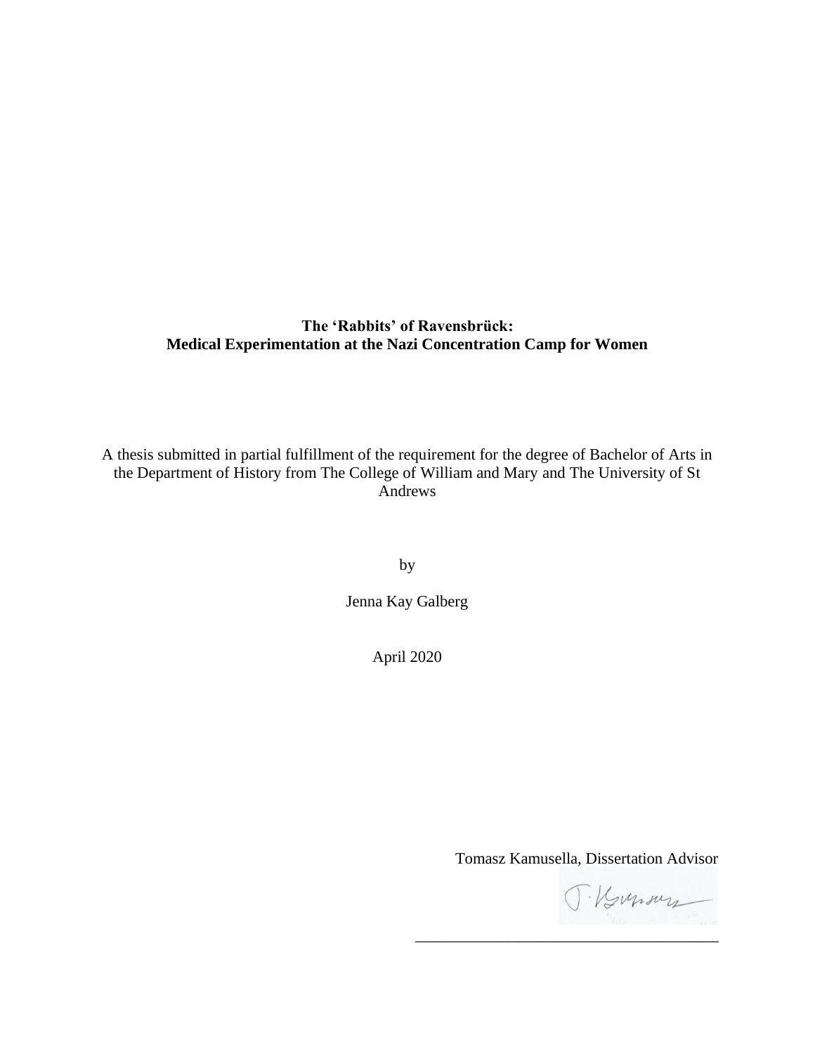**The 'Rabbits' of Ravensbrück:**
**Medical Experimentation at the Nazi Concentration Camp for Women**

A thesis submitted in partial fulfillment of the requirement for the degree of Bachelor of Arts in the Department of History from The College of William and Mary and The University of St Andrews

by

Jenna Kay Galberg

April 2020

Tomasz Kamusella, Dissertation Advisor

\_\_\_\_\_\_\_\_\_\_\_\_\_\_\_\_\_\_\_\_\_\_\_\_\_\_\_\_\_\_\_\_\_\_\_\_\_\_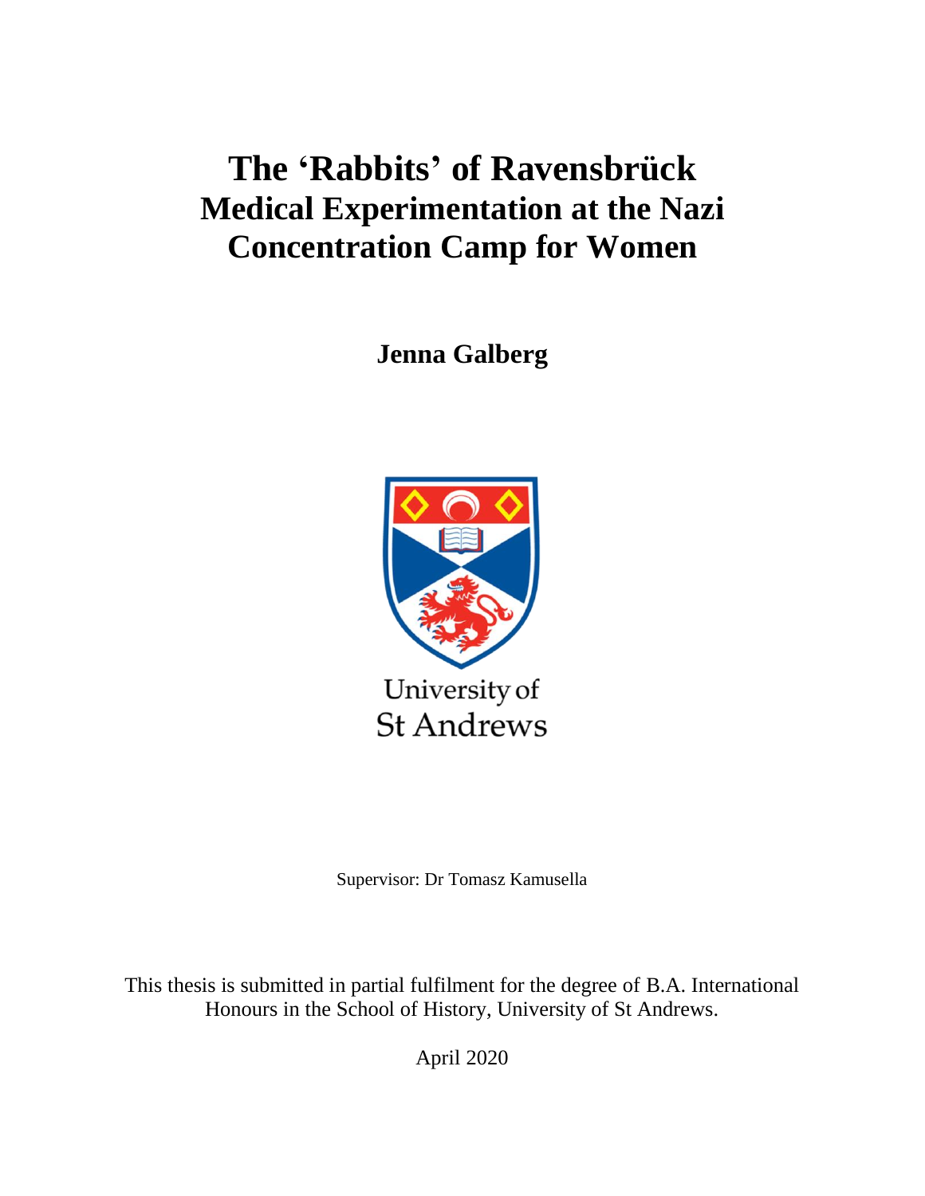# The 'Rabbits' of Ravensbrück
# Medical Experimentation at the Nazi Concentration Camp for Women

**Jenna Galberg**

University of St Andrews

Supervisor: Dr Tomasz Kamusella

This thesis is submitted in partial fulfilment for the degree of B.A. International Honours in the School of History, University of St Andrews.

April 2020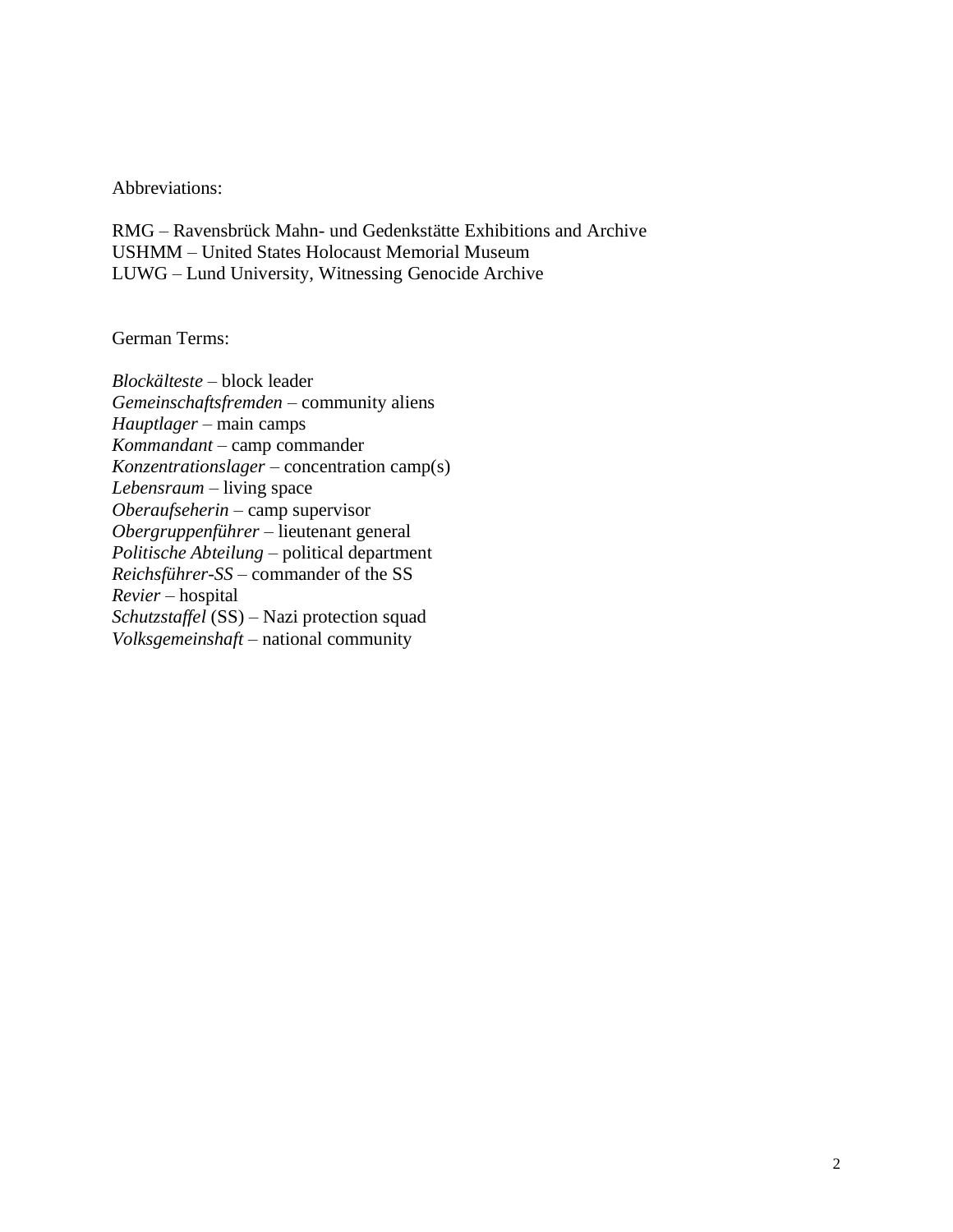Abbreviations:

RMG – Ravensbrück Mahn- und Gedenkstätte Exhibitions and Archive
USHMM – United States Holocaust Memorial Museum
LUWG – Lund University, Witnessing Genocide Archive

German Terms:

*Blockälteste* – block leader
*Gemeinschaftsfremden* – community aliens
*Hauptlager* – main camps
*Kommandant* – camp commander
*Konzentrationslager* – concentration camp(s)
*Lebensraum* – living space
*Oberaufseherin* – camp supervisor
*Obergruppenführer* – lieutenant general
*Politische Abteilung* – political department
*Reichsführer-SS* – commander of the SS
*Revier* – hospital
*Schutzstaffel* (SS) – Nazi protection squad
*Volksgemeinshaft* – national community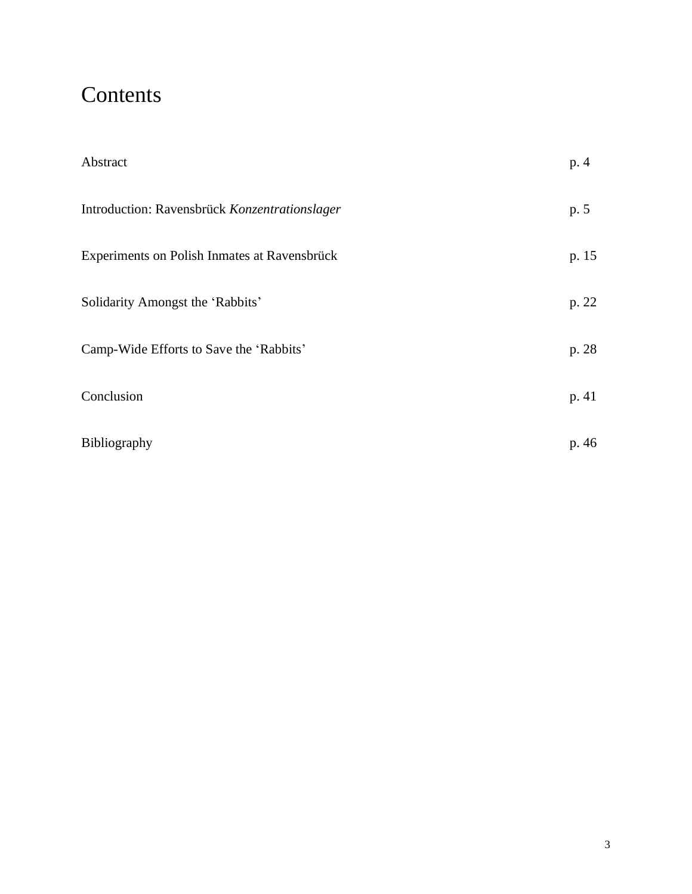# Contents

| | |
|---|---|
| Abstract | p. 4 |
| Introduction: Ravensbrück *Konzentrationslager* | p. 5 |
| Experiments on Polish Inmates at Ravensbrück | p. 15 |
| Solidarity Amongst the ‘Rabbits’ | p. 22 |
| Camp-Wide Efforts to Save the ‘Rabbits’ | p. 28 |
| Conclusion | p. 41 |
| Bibliography | p. 46 |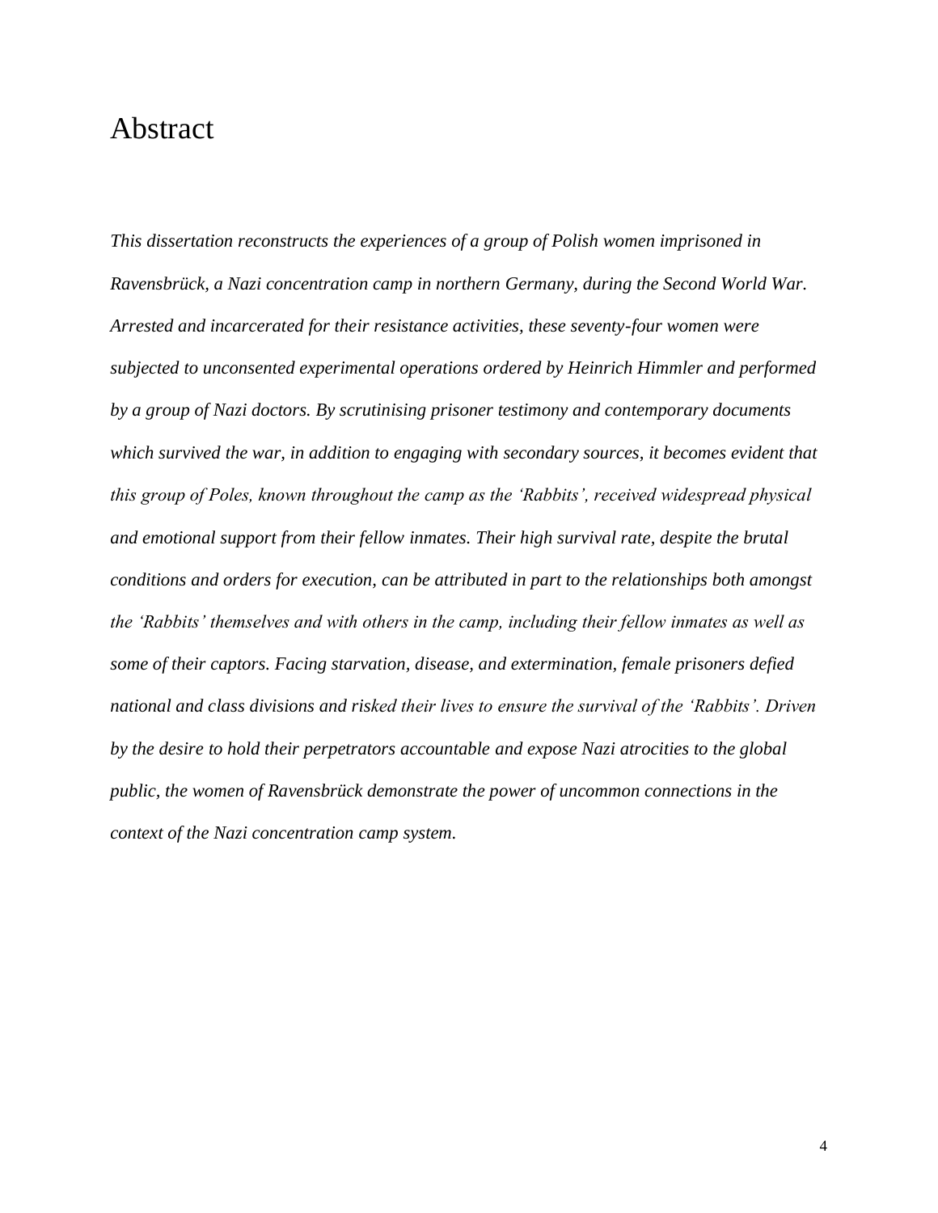# Abstract

*This dissertation reconstructs the experiences of a group of Polish women imprisoned in Ravensbrück, a Nazi concentration camp in northern Germany, during the Second World War. Arrested and incarcerated for their resistance activities, these seventy-four women were subjected to unconsented experimental operations ordered by Heinrich Himmler and performed by a group of Nazi doctors. By scrutinising prisoner testimony and contemporary documents which survived the war, in addition to engaging with secondary sources, it becomes evident that this group of Poles, known throughout the camp as the 'Rabbits', received widespread physical and emotional support from their fellow inmates. Their high survival rate, despite the brutal conditions and orders for execution, can be attributed in part to the relationships both amongst the 'Rabbits' themselves and with others in the camp, including their fellow inmates as well as some of their captors. Facing starvation, disease, and extermination, female prisoners defied national and class divisions and risked their lives to ensure the survival of the 'Rabbits'. Driven by the desire to hold their perpetrators accountable and expose Nazi atrocities to the global public, the women of Ravensbrück demonstrate the power of uncommon connections in the context of the Nazi concentration camp system.*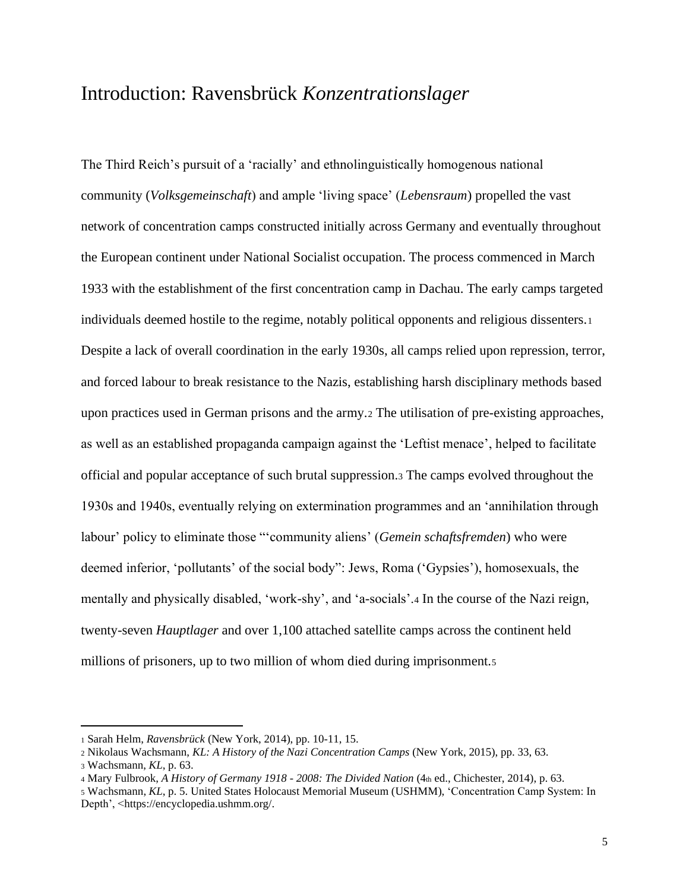# Introduction: Ravensbrück *Konzentrationslager*

The Third Reich's pursuit of a 'racially' and ethnolinguistically homogenous national community (*Volksgemeinschaft*) and ample 'living space' (*Lebensraum*) propelled the vast network of concentration camps constructed initially across Germany and eventually throughout the European continent under National Socialist occupation. The process commenced in March 1933 with the establishment of the first concentration camp in Dachau. The early camps targeted individuals deemed hostile to the regime, notably political opponents and religious dissenters.[1] Despite a lack of overall coordination in the early 1930s, all camps relied upon repression, terror, and forced labour to break resistance to the Nazis, establishing harsh disciplinary methods based upon practices used in German prisons and the army.[2] The utilisation of pre-existing approaches, as well as an established propaganda campaign against the 'Leftist menace', helped to facilitate official and popular acceptance of such brutal suppression.[3] The camps evolved throughout the 1930s and 1940s, eventually relying on extermination programmes and an 'annihilation through labour' policy to eliminate those "'community aliens' (*Gemein schaftsfremden*) who were deemed inferior, 'pollutants' of the social body": Jews, Roma ('Gypsies'), homosexuals, the mentally and physically disabled, 'work-shy', and 'a-socials'.[4] In the course of the Nazi reign, twenty-seven *Hauptlager* and over 1,100 attached satellite camps across the continent held millions of prisoners, up to two million of whom died during imprisonment.[5]

---

[1] Sarah Helm, *Ravensbrück* (New York, 2014), pp. 10-11, 15.

[2] Nikolaus Wachsmann, *KL: A History of the Nazi Concentration Camps* (New York, 2015), pp. 33, 63.

[3] Wachsmann, *KL*, p. 63.

[4] Mary Fulbrook, *A History of Germany 1918 - 2008: The Divided Nation* (4th ed., Chichester, 2014), p. 63.

[5] Wachsmann, *KL*, p. 5. United States Holocaust Memorial Museum (USHMM), 'Concentration Camp System: In Depth', <https://encyclopedia.ushmm.org/.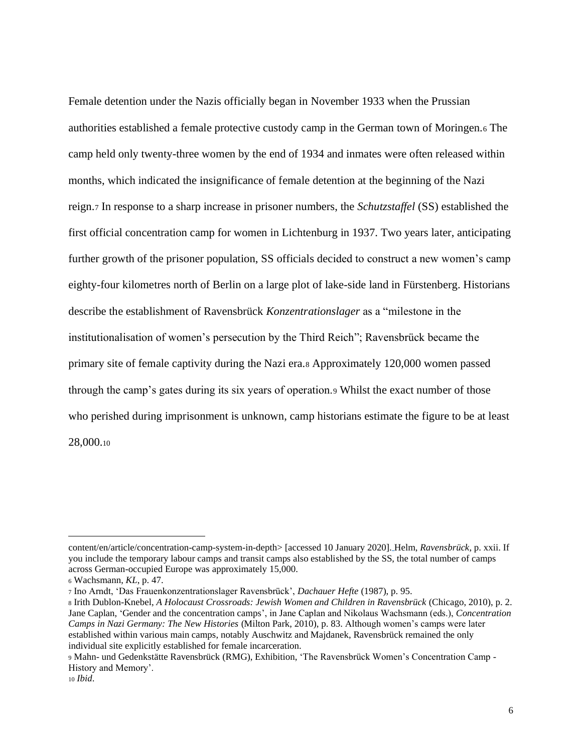Female detention under the Nazis officially began in November 1933 when the Prussian authorities established a female protective custody camp in the German town of Moringen.[6] The camp held only twenty-three women by the end of 1934 and inmates were often released within months, which indicated the insignificance of female detention at the beginning of the Nazi reign.[7] In response to a sharp increase in prisoner numbers, the *Schutzstaffel* (SS) established the first official concentration camp for women in Lichtenburg in 1937. Two years later, anticipating further growth of the prisoner population, SS officials decided to construct a new women's camp eighty-four kilometres north of Berlin on a large plot of lake-side land in Fürstenberg. Historians describe the establishment of Ravensbrück *Konzentrationslager* as a "milestone in the institutionalisation of women's persecution by the Third Reich"; Ravensbrück became the primary site of female captivity during the Nazi era.[8] Approximately 120,000 women passed through the camp's gates during its six years of operation.[9] Whilst the exact number of those who perished during imprisonment is unknown, camp historians estimate the figure to be at least 28,000.[10]

---

content/en/article/concentration-camp-system-in-depth> [accessed 10 January 2020]. Helm, *Ravensbrück*, p. xxii. If you include the temporary labour camps and transit camps also established by the SS, the total number of camps across German-occupied Europe was approximately 15,000.

[6] Wachsmann, *KL*, p. 47.

[7] Ino Arndt, 'Das Frauenkonzentrationslager Ravensbrück', *Dachauer Hefte* (1987), p. 95.

[8] Irith Dublon-Knebel, *A Holocaust Crossroads: Jewish Women and Children in Ravensbrück* (Chicago, 2010), p. 2. Jane Caplan, 'Gender and the concentration camps', in Jane Caplan and Nikolaus Wachsmann (eds.), *Concentration Camps in Nazi Germany: The New Histories* (Milton Park, 2010), p. 83. Although women's camps were later established within various main camps, notably Auschwitz and Majdanek, Ravensbrück remained the only individual site explicitly established for female incarceration.

[9] Mahn- und Gedenkstätte Ravensbrück (RMG), Exhibition, 'The Ravensbrück Women's Concentration Camp - History and Memory'.

[10] *Ibid*.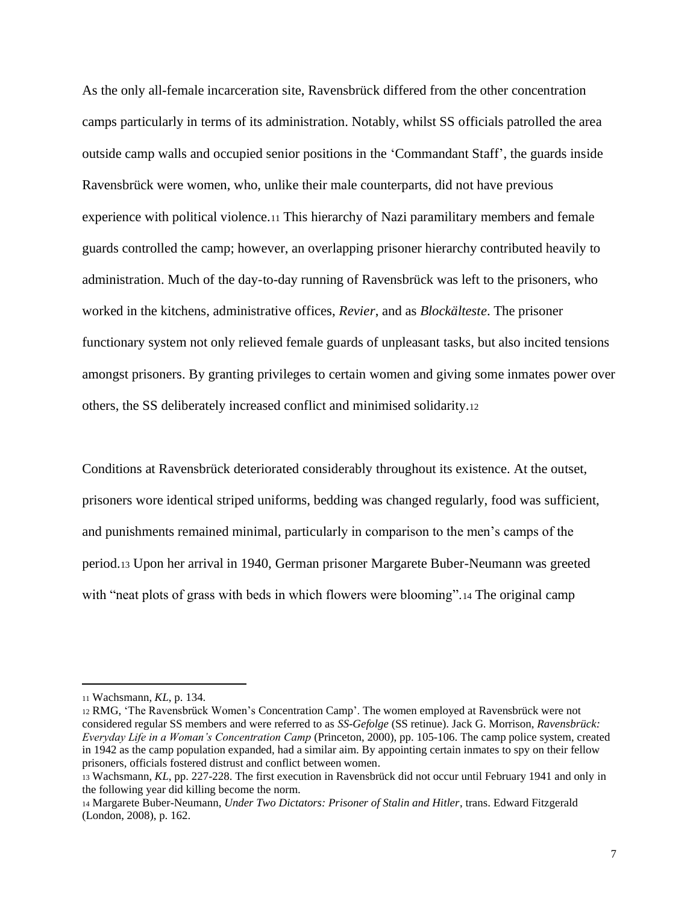As the only all-female incarceration site, Ravensbrück differed from the other concentration camps particularly in terms of its administration. Notably, whilst SS officials patrolled the area outside camp walls and occupied senior positions in the 'Commandant Staff', the guards inside Ravensbrück were women, who, unlike their male counterparts, did not have previous experience with political violence.[11] This hierarchy of Nazi paramilitary members and female guards controlled the camp; however, an overlapping prisoner hierarchy contributed heavily to administration. Much of the day-to-day running of Ravensbrück was left to the prisoners, who worked in the kitchens, administrative offices, *Revier*, and as *Blockälteste*. The prisoner functionary system not only relieved female guards of unpleasant tasks, but also incited tensions amongst prisoners. By granting privileges to certain women and giving some inmates power over others, the SS deliberately increased conflict and minimised solidarity.[12]

Conditions at Ravensbrück deteriorated considerably throughout its existence. At the outset, prisoners wore identical striped uniforms, bedding was changed regularly, food was sufficient, and punishments remained minimal, particularly in comparison to the men's camps of the period.[13] Upon her arrival in 1940, German prisoner Margarete Buber-Neumann was greeted with "neat plots of grass with beds in which flowers were blooming".[14] The original camp

---

[11] Wachsmann, *KL*, p. 134.

[12] RMG, 'The Ravensbrück Women's Concentration Camp'. The women employed at Ravensbrück were not considered regular SS members and were referred to as *SS-Gefolge* (SS retinue). Jack G. Morrison, *Ravensbrück: Everyday Life in a Woman's Concentration Camp* (Princeton, 2000), pp. 105-106. The camp police system, created in 1942 as the camp population expanded, had a similar aim. By appointing certain inmates to spy on their fellow prisoners, officials fostered distrust and conflict between women.

[13] Wachsmann, *KL*, pp. 227-228. The first execution in Ravensbrück did not occur until February 1941 and only in the following year did killing become the norm.

[14] Margarete Buber-Neumann, *Under Two Dictators: Prisoner of Stalin and Hitler*, trans. Edward Fitzgerald (London, 2008), p. 162.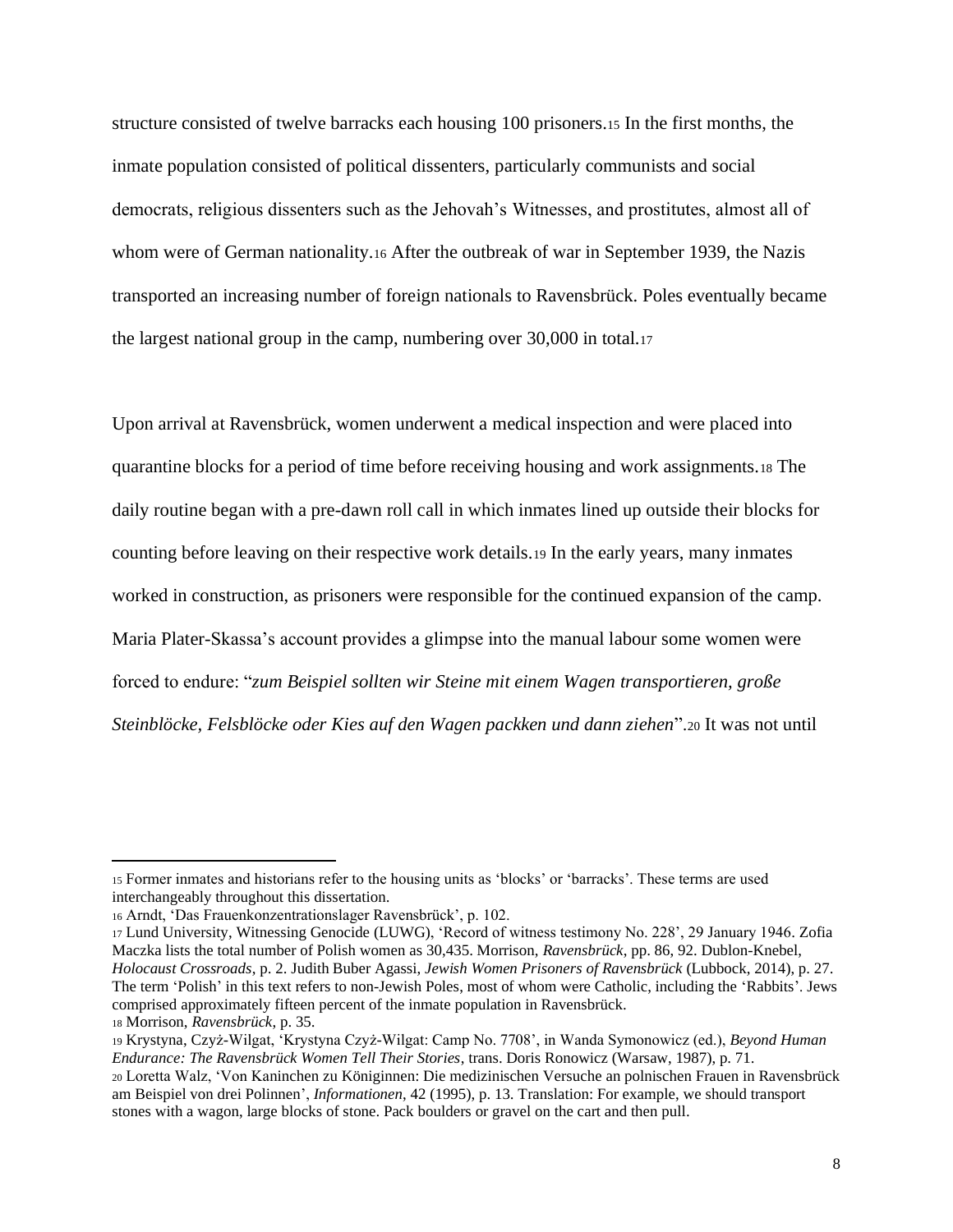structure consisted of twelve barracks each housing 100 prisoners.[15] In the first months, the inmate population consisted of political dissenters, particularly communists and social democrats, religious dissenters such as the Jehovah's Witnesses, and prostitutes, almost all of whom were of German nationality.[16] After the outbreak of war in September 1939, the Nazis transported an increasing number of foreign nationals to Ravensbrück. Poles eventually became the largest national group in the camp, numbering over 30,000 in total.[17]

Upon arrival at Ravensbrück, women underwent a medical inspection and were placed into quarantine blocks for a period of time before receiving housing and work assignments.[18] The daily routine began with a pre-dawn roll call in which inmates lined up outside their blocks for counting before leaving on their respective work details.[19] In the early years, many inmates worked in construction, as prisoners were responsible for the continued expansion of the camp. Maria Plater-Skassa's account provides a glimpse into the manual labour some women were forced to endure: "*zum Beispiel sollten wir Steine mit einem Wagen transportieren, große Steinblöcke, Felsblöcke oder Kies auf den Wagen packken und dann ziehen*".[20] It was not until

---

[15] Former inmates and historians refer to the housing units as 'blocks' or 'barracks'. These terms are used interchangeably throughout this dissertation.

[16] Arndt, 'Das Frauenkonzentrationslager Ravensbrück', p. 102.

[17] Lund University, Witnessing Genocide (LUWG), 'Record of witness testimony No. 228', 29 January 1946. Zofia Maczka lists the total number of Polish women as 30,435. Morrison, *Ravensbrück*, pp. 86, 92. Dublon-Knebel, *Holocaust Crossroads*, p. 2. Judith Buber Agassi, *Jewish Women Prisoners of Ravensbrück* (Lubbock, 2014), p. 27. The term 'Polish' in this text refers to non-Jewish Poles, most of whom were Catholic, including the 'Rabbits'. Jews comprised approximately fifteen percent of the inmate population in Ravensbrück.

[18] Morrison, *Ravensbrück*, p. 35.

[19] Krystyna, Czyż-Wilgat, 'Krystyna Czyż-Wilgat: Camp No. 7708', in Wanda Symonowicz (ed.), *Beyond Human Endurance: The Ravensbrück Women Tell Their Stories*, trans. Doris Ronowicz (Warsaw, 1987), p. 71.

[20] Loretta Walz, 'Von Kaninchen zu Königinnen: Die medizinischen Versuche an polnischen Frauen in Ravensbrück am Beispiel von drei Polinnen', *Informationen*, 42 (1995), p. 13. Translation: For example, we should transport stones with a wagon, large blocks of stone. Pack boulders or gravel on the cart and then pull.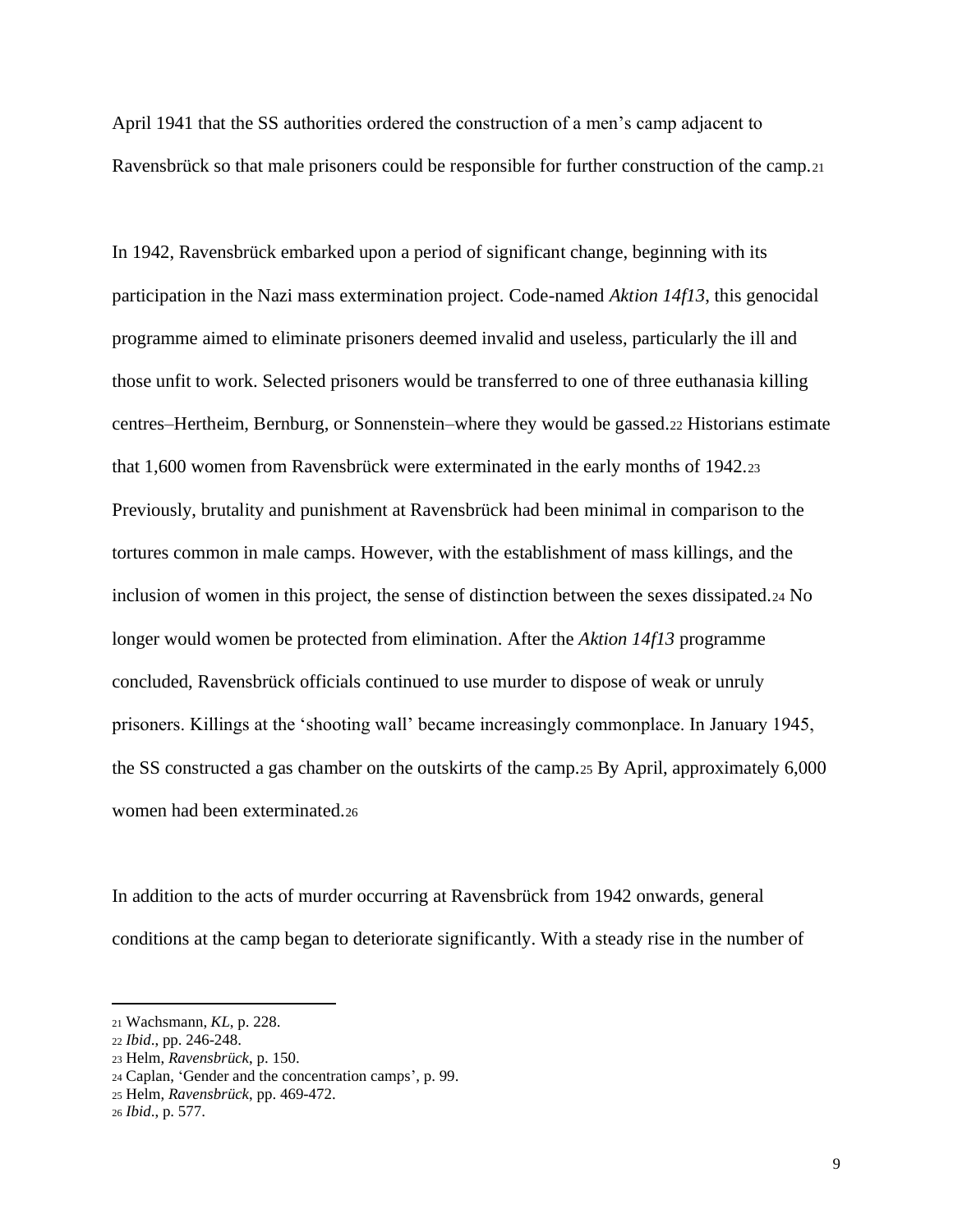April 1941 that the SS authorities ordered the construction of a men's camp adjacent to Ravensbrück so that male prisoners could be responsible for further construction of the camp.[21]

In 1942, Ravensbrück embarked upon a period of significant change, beginning with its participation in the Nazi mass extermination project. Code-named *Aktion 14f13*, this genocidal programme aimed to eliminate prisoners deemed invalid and useless, particularly the ill and those unfit to work. Selected prisoners would be transferred to one of three euthanasia killing centres–Hertheim, Bernburg, or Sonnenstein–where they would be gassed.[22] Historians estimate that 1,600 women from Ravensbrück were exterminated in the early months of 1942.[23] Previously, brutality and punishment at Ravensbrück had been minimal in comparison to the tortures common in male camps. However, with the establishment of mass killings, and the inclusion of women in this project, the sense of distinction between the sexes dissipated.[24] No longer would women be protected from elimination. After the *Aktion 14f13* programme concluded, Ravensbrück officials continued to use murder to dispose of weak or unruly prisoners. Killings at the 'shooting wall' became increasingly commonplace. In January 1945, the SS constructed a gas chamber on the outskirts of the camp.[25] By April, approximately 6,000 women had been exterminated.[26]

In addition to the acts of murder occurring at Ravensbrück from 1942 onwards, general conditions at the camp began to deteriorate significantly. With a steady rise in the number of

---

[21] Wachsmann, *KL*, p. 228.

[22] *Ibid*., pp. 246-248.

[23] Helm, *Ravensbrück*, p. 150.

[24] Caplan, 'Gender and the concentration camps', p. 99.

[25] Helm, *Ravensbrück*, pp. 469-472.

[26] *Ibid*., p. 577.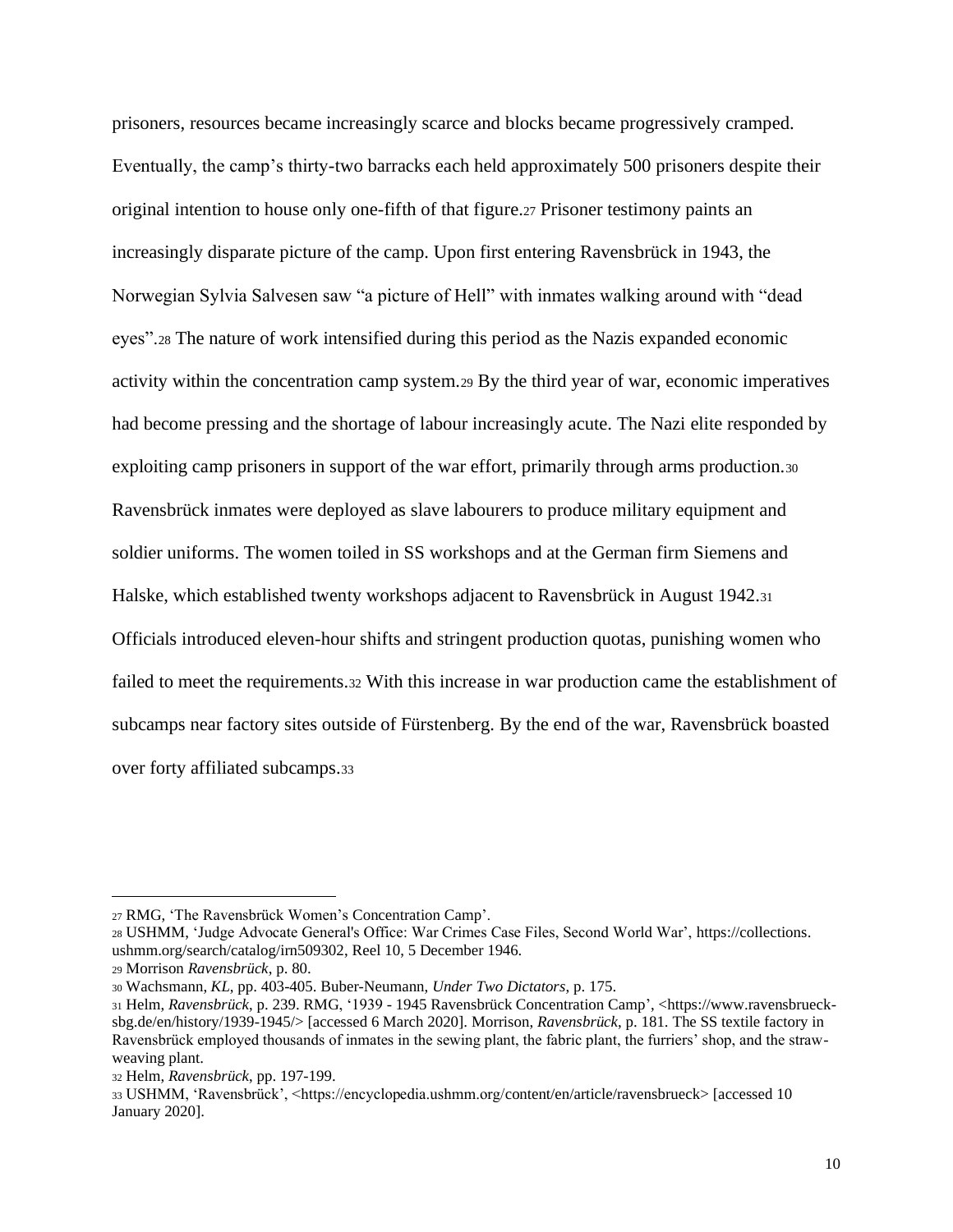prisoners, resources became increasingly scarce and blocks became progressively cramped. Eventually, the camp's thirty-two barracks each held approximately 500 prisoners despite their original intention to house only one-fifth of that figure.[27] Prisoner testimony paints an increasingly disparate picture of the camp. Upon first entering Ravensbrück in 1943, the Norwegian Sylvia Salvesen saw "a picture of Hell" with inmates walking around with "dead eyes".[28] The nature of work intensified during this period as the Nazis expanded economic activity within the concentration camp system.[29] By the third year of war, economic imperatives had become pressing and the shortage of labour increasingly acute. The Nazi elite responded by exploiting camp prisoners in support of the war effort, primarily through arms production.[30] Ravensbrück inmates were deployed as slave labourers to produce military equipment and soldier uniforms. The women toiled in SS workshops and at the German firm Siemens and Halske, which established twenty workshops adjacent to Ravensbrück in August 1942.[31] Officials introduced eleven-hour shifts and stringent production quotas, punishing women who failed to meet the requirements.[32] With this increase in war production came the establishment of subcamps near factory sites outside of Fürstenberg. By the end of the war, Ravensbrück boasted over forty affiliated subcamps.[33]

---

[27] RMG, 'The Ravensbrück Women's Concentration Camp'.

[28] USHMM, 'Judge Advocate General's Office: War Crimes Case Files, Second World War', https://collections.ushmm.org/search/catalog/irn509302, Reel 10, 5 December 1946.

[29] Morrison *Ravensbrück*, p. 80.

[30] Wachsmann, *KL*, pp. 403-405. Buber-Neumann, *Under Two Dictators*, p. 175.

[31] Helm, *Ravensbrück*, p. 239. RMG, '1939 - 1945 Ravensbrück Concentration Camp', <https://www.ravensbrueck-sbg.de/en/history/1939-1945/> [accessed 6 March 2020]. Morrison, *Ravensbrück*, p. 181. The SS textile factory in Ravensbrück employed thousands of inmates in the sewing plant, the fabric plant, the furriers' shop, and the straw-weaving plant.

[32] Helm, *Ravensbrück*, pp. 197-199.

[33] USHMM, 'Ravensbrück', <https://encyclopedia.ushmm.org/content/en/article/ravensbrueck> [accessed 10 January 2020].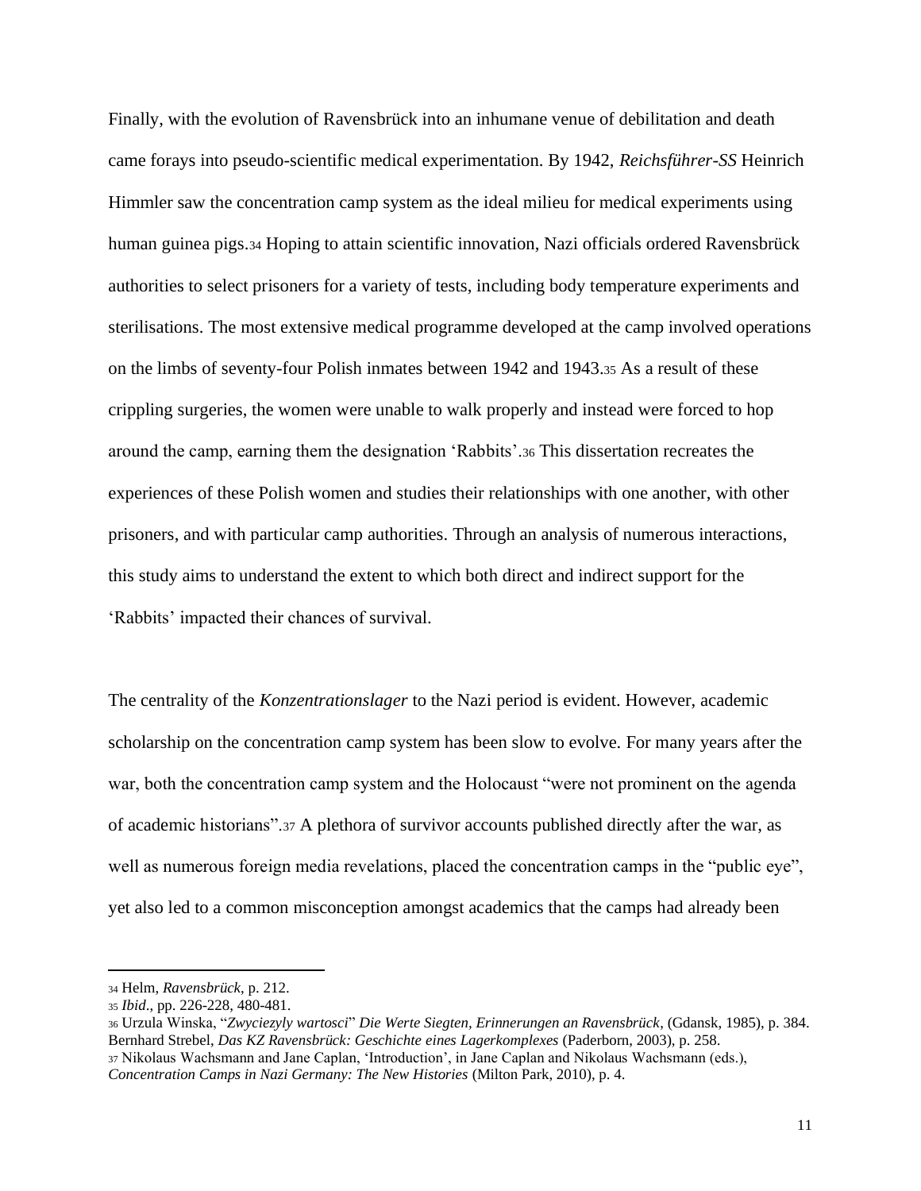Finally, with the evolution of Ravensbrück into an inhumane venue of debilitation and death came forays into pseudo-scientific medical experimentation. By 1942, *Reichsführer-SS* Heinrich Himmler saw the concentration camp system as the ideal milieu for medical experiments using human guinea pigs.[34] Hoping to attain scientific innovation, Nazi officials ordered Ravensbrück authorities to select prisoners for a variety of tests, including body temperature experiments and sterilisations. The most extensive medical programme developed at the camp involved operations on the limbs of seventy-four Polish inmates between 1942 and 1943.[35] As a result of these crippling surgeries, the women were unable to walk properly and instead were forced to hop around the camp, earning them the designation 'Rabbits'.[36] This dissertation recreates the experiences of these Polish women and studies their relationships with one another, with other prisoners, and with particular camp authorities. Through an analysis of numerous interactions, this study aims to understand the extent to which both direct and indirect support for the 'Rabbits' impacted their chances of survival.

The centrality of the *Konzentrationslager* to the Nazi period is evident. However, academic scholarship on the concentration camp system has been slow to evolve. For many years after the war, both the concentration camp system and the Holocaust "were not prominent on the agenda of academic historians".[37] A plethora of survivor accounts published directly after the war, as well as numerous foreign media revelations, placed the concentration camps in the "public eye", yet also led to a common misconception amongst academics that the camps had already been

---

[34] Helm, *Ravensbrück*, p. 212.

[35] *Ibid*., pp. 226-228, 480-481.

[36] Urzula Winska, "*Zwyciezyly wartosci*" *Die Werte Siegten, Erinnerungen an Ravensbrück*, (Gdansk, 1985), p. 384. Bernhard Strebel, *Das KZ Ravensbrück: Geschichte eines Lagerkomplexes* (Paderborn, 2003), p. 258.

[37] Nikolaus Wachsmann and Jane Caplan, 'Introduction', in Jane Caplan and Nikolaus Wachsmann (eds.), *Concentration Camps in Nazi Germany: The New Histories* (Milton Park, 2010), p. 4.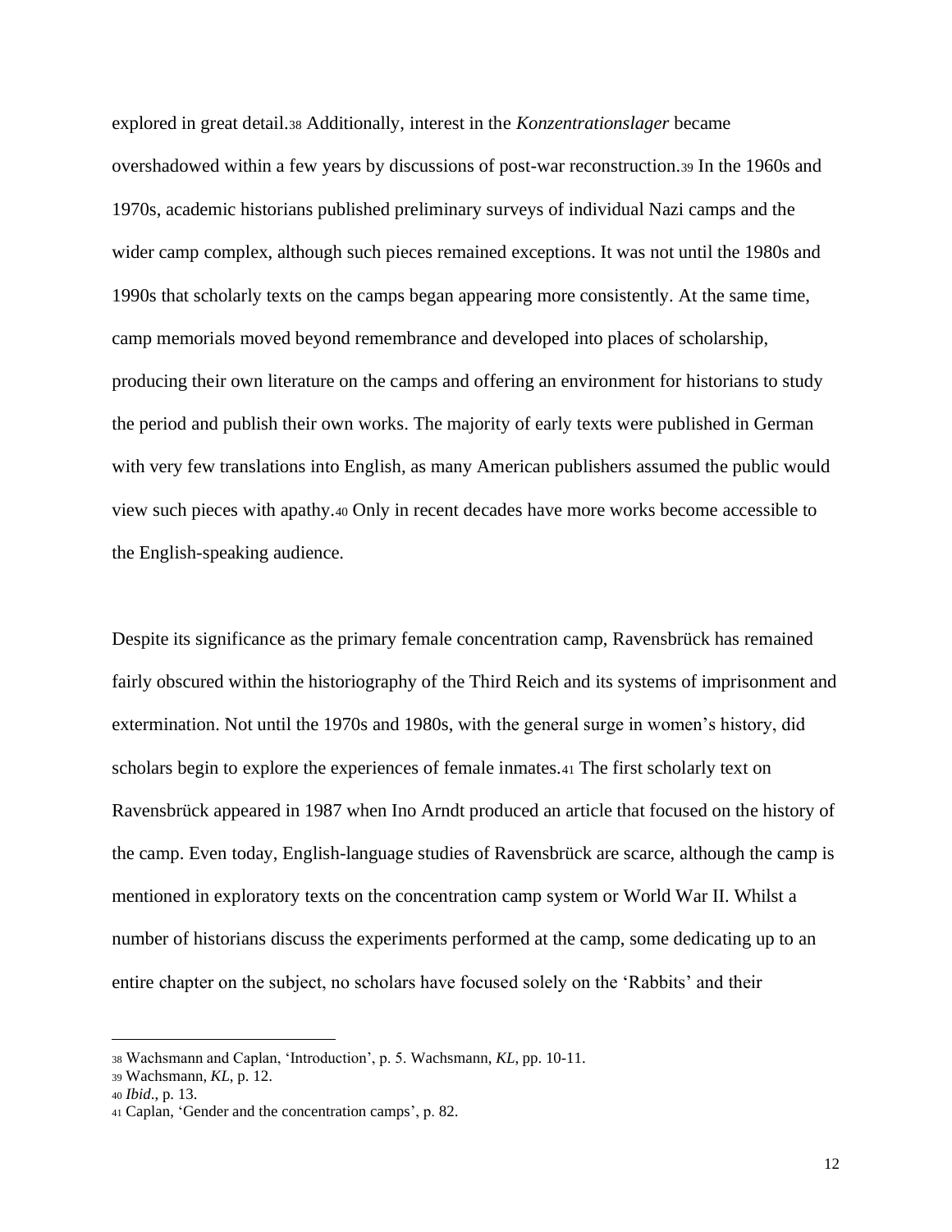explored in great detail.[38] Additionally, interest in the *Konzentrationslager* became overshadowed within a few years by discussions of post-war reconstruction.[39] In the 1960s and 1970s, academic historians published preliminary surveys of individual Nazi camps and the wider camp complex, although such pieces remained exceptions. It was not until the 1980s and 1990s that scholarly texts on the camps began appearing more consistently. At the same time, camp memorials moved beyond remembrance and developed into places of scholarship, producing their own literature on the camps and offering an environment for historians to study the period and publish their own works. The majority of early texts were published in German with very few translations into English, as many American publishers assumed the public would view such pieces with apathy.[40] Only in recent decades have more works become accessible to the English-speaking audience.

Despite its significance as the primary female concentration camp, Ravensbrück has remained fairly obscured within the historiography of the Third Reich and its systems of imprisonment and extermination. Not until the 1970s and 1980s, with the general surge in women's history, did scholars begin to explore the experiences of female inmates.[41] The first scholarly text on Ravensbrück appeared in 1987 when Ino Arndt produced an article that focused on the history of the camp. Even today, English-language studies of Ravensbrück are scarce, although the camp is mentioned in exploratory texts on the concentration camp system or World War II. Whilst a number of historians discuss the experiments performed at the camp, some dedicating up to an entire chapter on the subject, no scholars have focused solely on the 'Rabbits' and their

---

[38] Wachsmann and Caplan, 'Introduction', p. 5. Wachsmann, *KL*, pp. 10-11.

[39] Wachsmann, *KL*, p. 12.

[40] *Ibid*., p. 13.

[41] Caplan, 'Gender and the concentration camps', p. 82.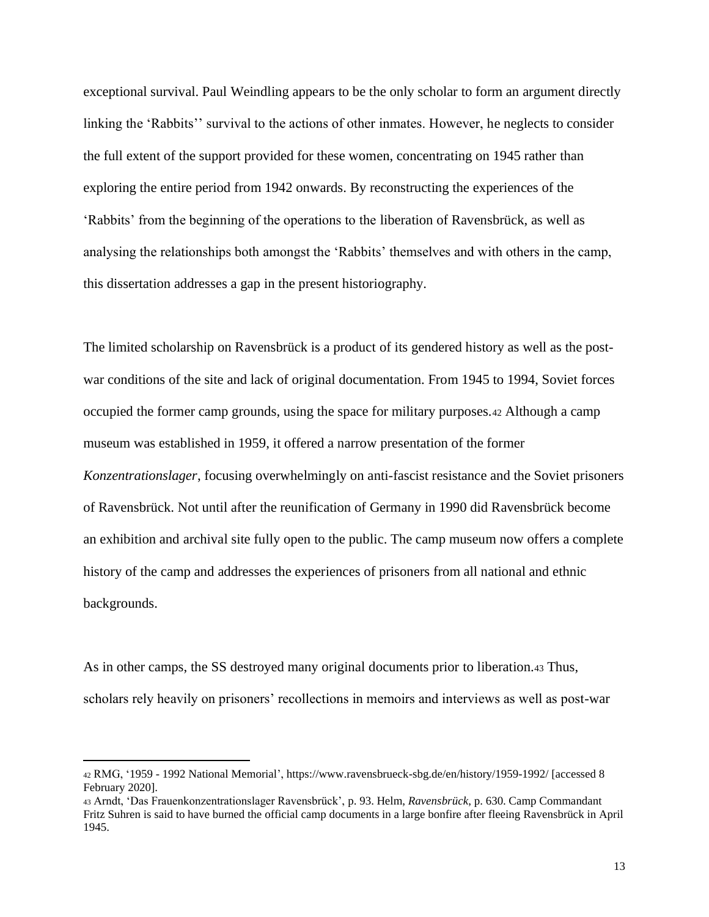exceptional survival. Paul Weindling appears to be the only scholar to form an argument directly linking the 'Rabbits'' survival to the actions of other inmates. However, he neglects to consider the full extent of the support provided for these women, concentrating on 1945 rather than exploring the entire period from 1942 onwards. By reconstructing the experiences of the 'Rabbits' from the beginning of the operations to the liberation of Ravensbrück, as well as analysing the relationships both amongst the 'Rabbits' themselves and with others in the camp, this dissertation addresses a gap in the present historiography.

The limited scholarship on Ravensbrück is a product of its gendered history as well as the post-war conditions of the site and lack of original documentation. From 1945 to 1994, Soviet forces occupied the former camp grounds, using the space for military purposes.[42] Although a camp museum was established in 1959, it offered a narrow presentation of the former *Konzentrationslager*, focusing overwhelmingly on anti-fascist resistance and the Soviet prisoners of Ravensbrück. Not until after the reunification of Germany in 1990 did Ravensbrück become an exhibition and archival site fully open to the public. The camp museum now offers a complete history of the camp and addresses the experiences of prisoners from all national and ethnic backgrounds.

As in other camps, the SS destroyed many original documents prior to liberation.[43] Thus, scholars rely heavily on prisoners' recollections in memoirs and interviews as well as post-war

---

[42] RMG, '1959 - 1992 National Memorial', https://www.ravensbrueck-sbg.de/en/history/1959-1992/ [accessed 8 February 2020].

[43] Arndt, 'Das Frauenkonzentrationslager Ravensbrück', p. 93. Helm, *Ravensbrück*, p. 630. Camp Commandant Fritz Suhren is said to have burned the official camp documents in a large bonfire after fleeing Ravensbrück in April 1945.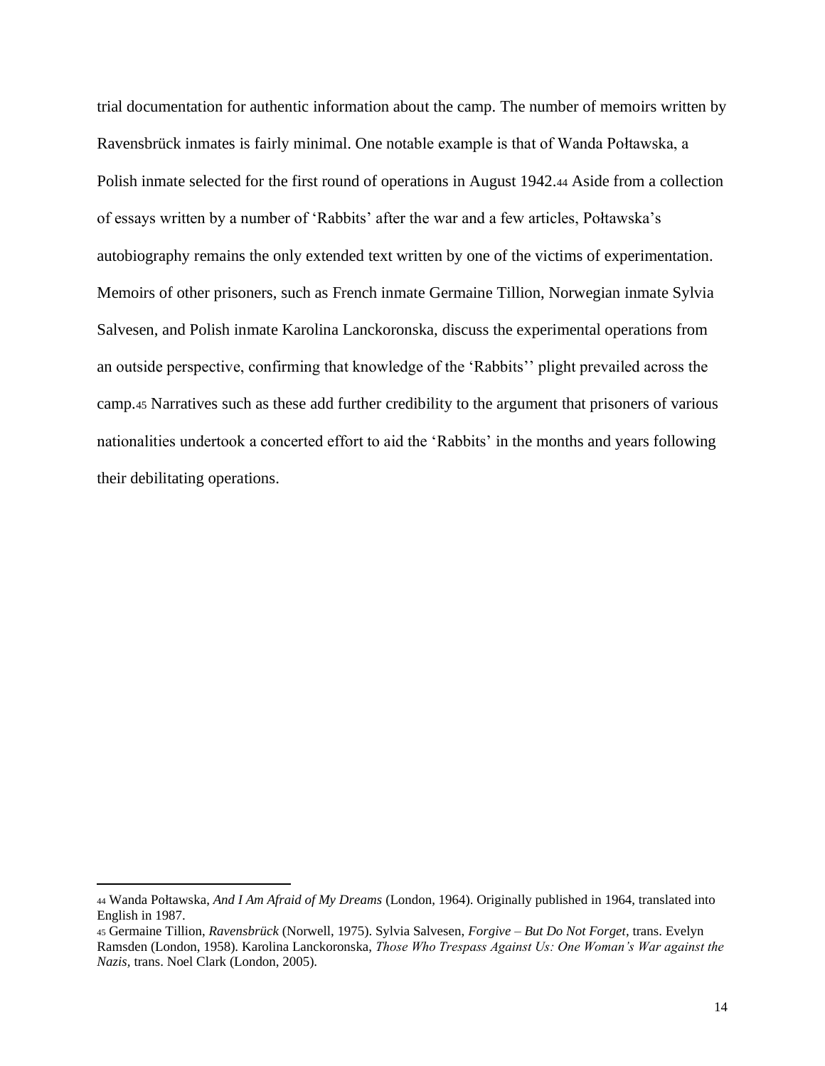trial documentation for authentic information about the camp. The number of memoirs written by Ravensbrück inmates is fairly minimal. One notable example is that of Wanda Połtawska, a Polish inmate selected for the first round of operations in August 1942.[44] Aside from a collection of essays written by a number of 'Rabbits' after the war and a few articles, Połtawska's autobiography remains the only extended text written by one of the victims of experimentation. Memoirs of other prisoners, such as French inmate Germaine Tillion, Norwegian inmate Sylvia Salvesen, and Polish inmate Karolina Lanckoronska, discuss the experimental operations from an outside perspective, confirming that knowledge of the 'Rabbits'' plight prevailed across the camp.[45] Narratives such as these add further credibility to the argument that prisoners of various nationalities undertook a concerted effort to aid the 'Rabbits' in the months and years following their debilitating operations.

---

[44] Wanda Połtawska, *And I Am Afraid of My Dreams* (London, 1964). Originally published in 1964, translated into English in 1987.

[45] Germaine Tillion, *Ravensbrück* (Norwell, 1975). Sylvia Salvesen, *Forgive – But Do Not Forget*, trans. Evelyn Ramsden (London, 1958). Karolina Lanckoronska, *Those Who Trespass Against Us: One Woman's War against the Nazis*, trans. Noel Clark (London, 2005).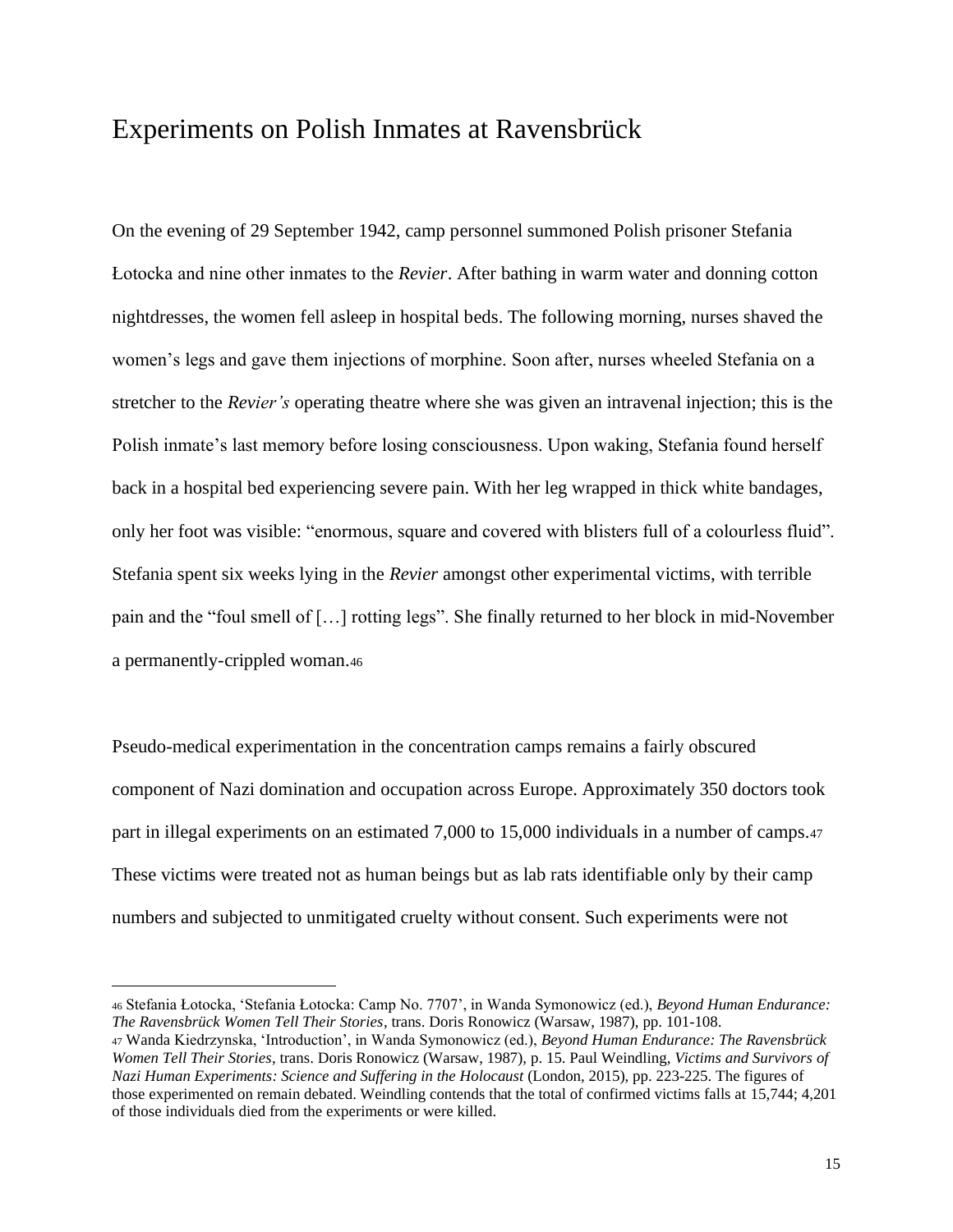# Experiments on Polish Inmates at Ravensbrück

On the evening of 29 September 1942, camp personnel summoned Polish prisoner Stefania Łotocka and nine other inmates to the *Revier*. After bathing in warm water and donning cotton nightdresses, the women fell asleep in hospital beds. The following morning, nurses shaved the women's legs and gave them injections of morphine. Soon after, nurses wheeled Stefania on a stretcher to the *Revier's* operating theatre where she was given an intravenal injection; this is the Polish inmate's last memory before losing consciousness. Upon waking, Stefania found herself back in a hospital bed experiencing severe pain. With her leg wrapped in thick white bandages, only her foot was visible: "enormous, square and covered with blisters full of a colourless fluid". Stefania spent six weeks lying in the *Revier* amongst other experimental victims, with terrible pain and the "foul smell of […] rotting legs". She finally returned to her block in mid-November a permanently-crippled woman.[46]

Pseudo-medical experimentation in the concentration camps remains a fairly obscured component of Nazi domination and occupation across Europe. Approximately 350 doctors took part in illegal experiments on an estimated 7,000 to 15,000 individuals in a number of camps.[47] These victims were treated not as human beings but as lab rats identifiable only by their camp numbers and subjected to unmitigated cruelty without consent. Such experiments were not

---

[46] Stefania Łotocka, 'Stefania Łotocka: Camp No. 7707', in Wanda Symonowicz (ed.), *Beyond Human Endurance: The Ravensbrück Women Tell Their Stories*, trans. Doris Ronowicz (Warsaw, 1987), pp. 101-108.

[47] Wanda Kiedrzynska, 'Introduction', in Wanda Symonowicz (ed.), *Beyond Human Endurance: The Ravensbrück Women Tell Their Stories*, trans. Doris Ronowicz (Warsaw, 1987), p. 15. Paul Weindling, *Victims and Survivors of Nazi Human Experiments: Science and Suffering in the Holocaust* (London, 2015), pp. 223-225. The figures of those experimented on remain debated. Weindling contends that the total of confirmed victims falls at 15,744; 4,201 of those individuals died from the experiments or were killed.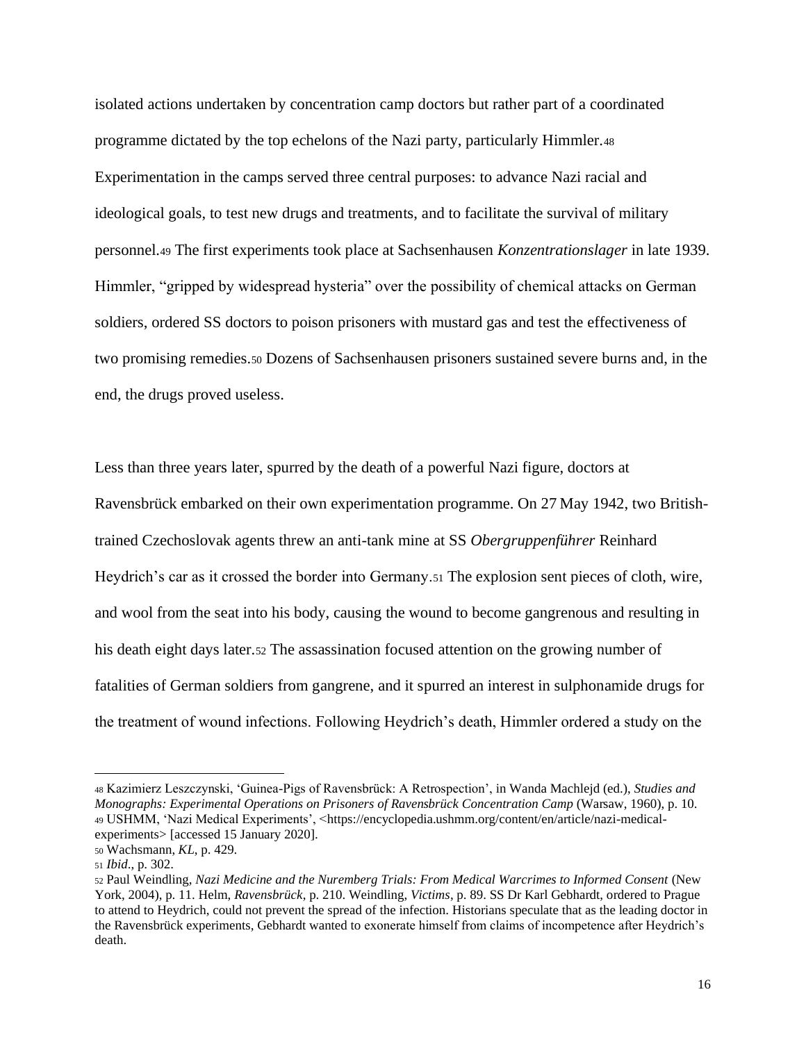isolated actions undertaken by concentration camp doctors but rather part of a coordinated programme dictated by the top echelons of the Nazi party, particularly Himmler.[48] Experimentation in the camps served three central purposes: to advance Nazi racial and ideological goals, to test new drugs and treatments, and to facilitate the survival of military personnel.[49] The first experiments took place at Sachsenhausen *Konzentrationslager* in late 1939. Himmler, "gripped by widespread hysteria" over the possibility of chemical attacks on German soldiers, ordered SS doctors to poison prisoners with mustard gas and test the effectiveness of two promising remedies.[50] Dozens of Sachsenhausen prisoners sustained severe burns and, in the end, the drugs proved useless.

Less than three years later, spurred by the death of a powerful Nazi figure, doctors at Ravensbrück embarked on their own experimentation programme. On 27 May 1942, two British-trained Czechoslovak agents threw an anti-tank mine at SS *Obergruppenführer* Reinhard Heydrich's car as it crossed the border into Germany.[51] The explosion sent pieces of cloth, wire, and wool from the seat into his body, causing the wound to become gangrenous and resulting in his death eight days later.[52] The assassination focused attention on the growing number of fatalities of German soldiers from gangrene, and it spurred an interest in sulphonamide drugs for the treatment of wound infections. Following Heydrich's death, Himmler ordered a study on the

---

[48] Kazimierz Leszczynski, 'Guinea-Pigs of Ravensbrück: A Retrospection', in Wanda Machlejd (ed.), *Studies and Monographs: Experimental Operations on Prisoners of Ravensbrück Concentration Camp* (Warsaw, 1960), p. 10.

[49] USHMM, 'Nazi Medical Experiments', <https://encyclopedia.ushmm.org/content/en/article/nazi-medical-experiments> [accessed 15 January 2020].

[50] Wachsmann, *KL*, p. 429.

[51] *Ibid*., p. 302.

[52] Paul Weindling, *Nazi Medicine and the Nuremberg Trials: From Medical Warcrimes to Informed Consent* (New York, 2004), p. 11. Helm, *Ravensbrück*, p. 210. Weindling, *Victims*, p. 89. SS Dr Karl Gebhardt, ordered to Prague to attend to Heydrich, could not prevent the spread of the infection. Historians speculate that as the leading doctor in the Ravensbrück experiments, Gebhardt wanted to exonerate himself from claims of incompetence after Heydrich's death.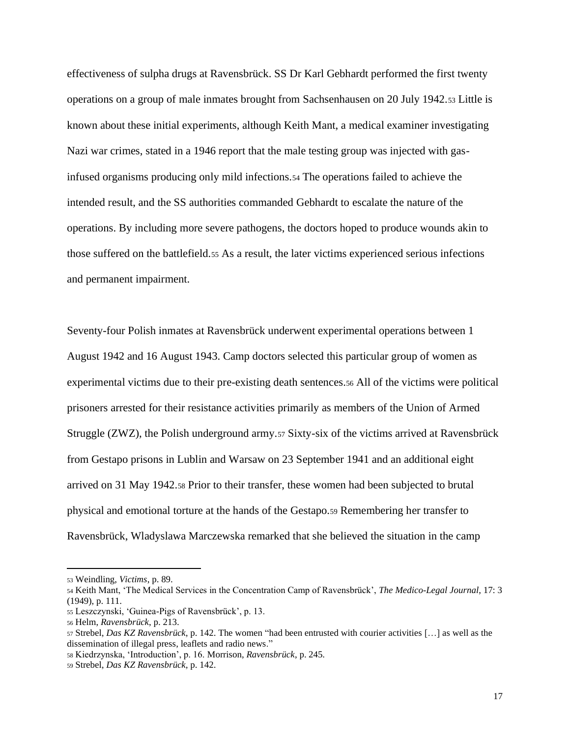effectiveness of sulpha drugs at Ravensbrück. SS Dr Karl Gebhardt performed the first twenty operations on a group of male inmates brought from Sachsenhausen on 20 July 1942.[53] Little is known about these initial experiments, although Keith Mant, a medical examiner investigating Nazi war crimes, stated in a 1946 report that the male testing group was injected with gas-infused organisms producing only mild infections.[54] The operations failed to achieve the intended result, and the SS authorities commanded Gebhardt to escalate the nature of the operations. By including more severe pathogens, the doctors hoped to produce wounds akin to those suffered on the battlefield.[55] As a result, the later victims experienced serious infections and permanent impairment.

Seventy-four Polish inmates at Ravensbrück underwent experimental operations between 1 August 1942 and 16 August 1943. Camp doctors selected this particular group of women as experimental victims due to their pre-existing death sentences.[56] All of the victims were political prisoners arrested for their resistance activities primarily as members of the Union of Armed Struggle (ZWZ), the Polish underground army.[57] Sixty-six of the victims arrived at Ravensbrück from Gestapo prisons in Lublin and Warsaw on 23 September 1941 and an additional eight arrived on 31 May 1942.[58] Prior to their transfer, these women had been subjected to brutal physical and emotional torture at the hands of the Gestapo.[59] Remembering her transfer to Ravensbrück, Wladyslawa Marczewska remarked that she believed the situation in the camp

---

[53] Weindling, *Victims*, p. 89.

[54] Keith Mant, 'The Medical Services in the Concentration Camp of Ravensbrück', *The Medico-Legal Journal*, 17: 3 (1949), p. 111.

[55] Leszczynski, 'Guinea-Pigs of Ravensbrück', p. 13.

[56] Helm, *Ravensbrück*, p. 213.

[57] Strebel, *Das KZ Ravensbrück*, p. 142. The women "had been entrusted with courier activities […] as well as the dissemination of illegal press, leaflets and radio news."

[58] Kiedrzynska, 'Introduction', p. 16. Morrison, *Ravensbrück*, p. 245.

[59] Strebel, *Das KZ Ravensbrück*, p. 142.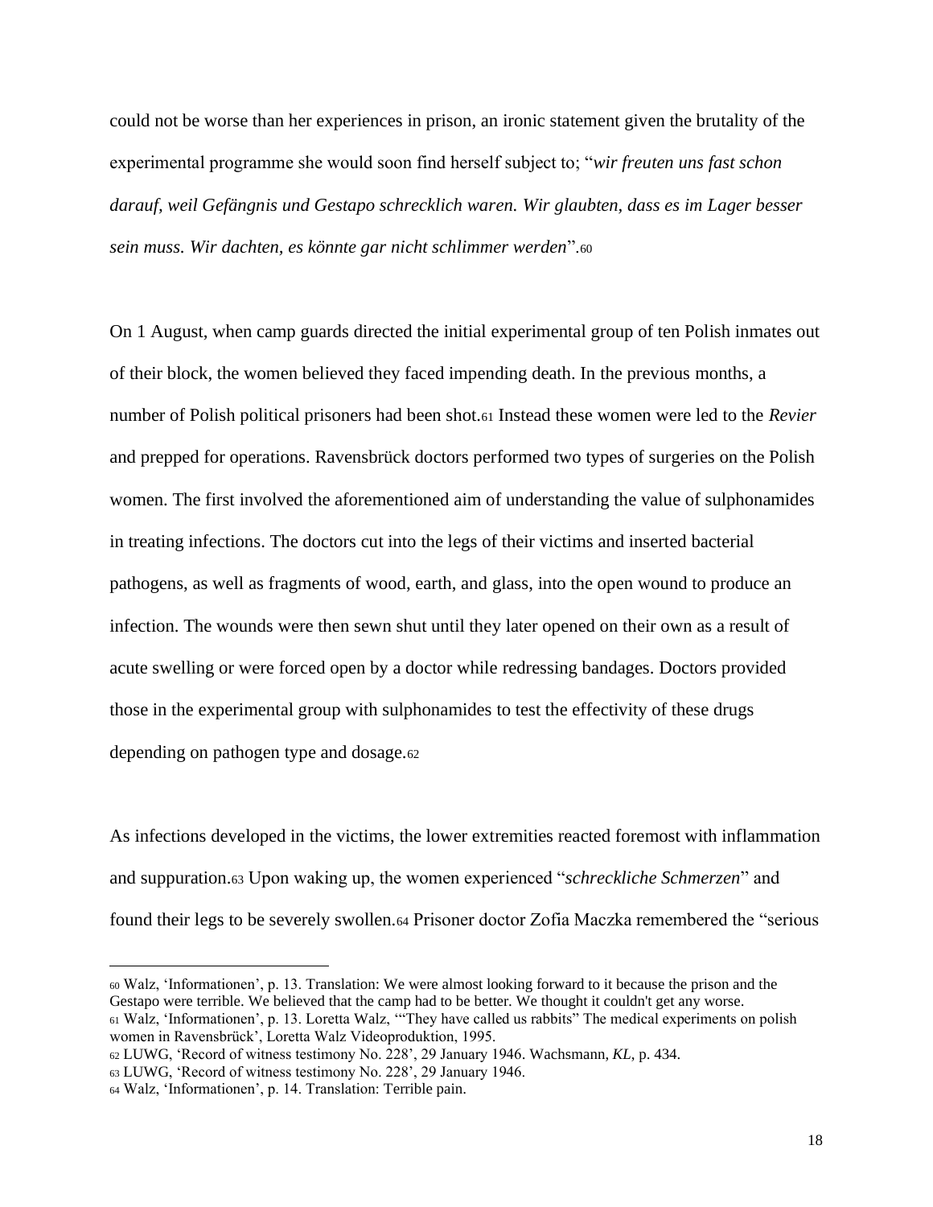could not be worse than her experiences in prison, an ironic statement given the brutality of the experimental programme she would soon find herself subject to; "*wir freuten uns fast schon darauf, weil Gefängnis und Gestapo schrecklich waren. Wir glaubten, dass es im Lager besser sein muss. Wir dachten, es könnte gar nicht schlimmer werden*".[60]

On 1 August, when camp guards directed the initial experimental group of ten Polish inmates out of their block, the women believed they faced impending death. In the previous months, a number of Polish political prisoners had been shot.[61] Instead these women were led to the *Revier* and prepped for operations. Ravensbrück doctors performed two types of surgeries on the Polish women. The first involved the aforementioned aim of understanding the value of sulphonamides in treating infections. The doctors cut into the legs of their victims and inserted bacterial pathogens, as well as fragments of wood, earth, and glass, into the open wound to produce an infection. The wounds were then sewn shut until they later opened on their own as a result of acute swelling or were forced open by a doctor while redressing bandages. Doctors provided those in the experimental group with sulphonamides to test the effectivity of these drugs depending on pathogen type and dosage.[62]

As infections developed in the victims, the lower extremities reacted foremost with inflammation and suppuration.[63] Upon waking up, the women experienced "*schreckliche Schmerzen*" and found their legs to be severely swollen.[64] Prisoner doctor Zofia Maczka remembered the "serious

---

[60] Walz, 'Informationen', p. 13. Translation: We were almost looking forward to it because the prison and the Gestapo were terrible. We believed that the camp had to be better. We thought it couldn't get any worse.
[61] Walz, 'Informationen', p. 13. Loretta Walz, '"They have called us rabbits" The medical experiments on polish women in Ravensbrück', Loretta Walz Videoproduktion, 1995.
[62] LUWG, 'Record of witness testimony No. 228', 29 January 1946. Wachsmann, *KL*, p. 434.
[63] LUWG, 'Record of witness testimony No. 228', 29 January 1946.
[64] Walz, 'Informationen', p. 14. Translation: Terrible pain.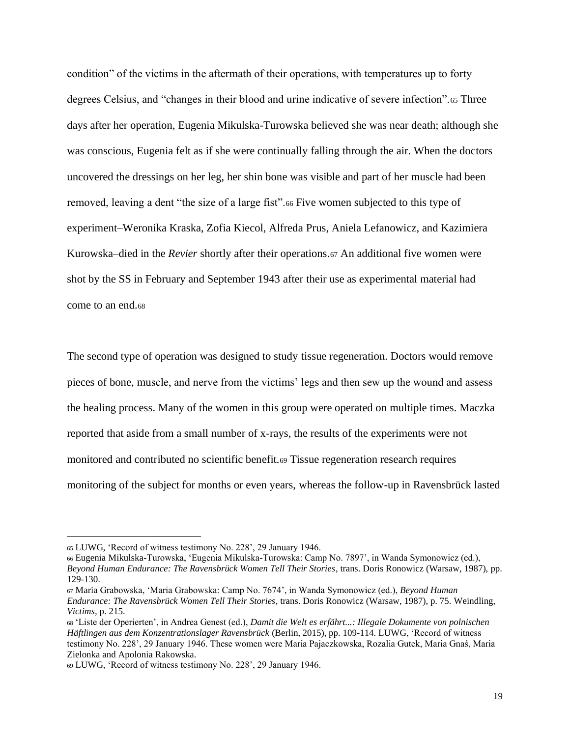condition" of the victims in the aftermath of their operations, with temperatures up to forty degrees Celsius, and "changes in their blood and urine indicative of severe infection".[65] Three days after her operation, Eugenia Mikulska-Turowska believed she was near death; although she was conscious, Eugenia felt as if she were continually falling through the air. When the doctors uncovered the dressings on her leg, her shin bone was visible and part of her muscle had been removed, leaving a dent "the size of a large fist".[66] Five women subjected to this type of experiment–Weronika Kraska, Zofia Kiecol, Alfreda Prus, Aniela Lefanowicz, and Kazimiera Kurowska–died in the *Revier* shortly after their operations.[67] An additional five women were shot by the SS in February and September 1943 after their use as experimental material had come to an end.[68]

The second type of operation was designed to study tissue regeneration. Doctors would remove pieces of bone, muscle, and nerve from the victims' legs and then sew up the wound and assess the healing process. Many of the women in this group were operated on multiple times. Maczka reported that aside from a small number of x-rays, the results of the experiments were not monitored and contributed no scientific benefit.[69] Tissue regeneration research requires monitoring of the subject for months or even years, whereas the follow-up in Ravensbrück lasted

---

[65] LUWG, 'Record of witness testimony No. 228', 29 January 1946.

[66] Eugenia Mikulska-Turowska, 'Eugenia Mikulska-Turowska: Camp No. 7897', in Wanda Symonowicz (ed.), *Beyond Human Endurance: The Ravensbrück Women Tell Their Stories*, trans. Doris Ronowicz (Warsaw, 1987), pp. 129-130.

[67] Maria Grabowska, 'Maria Grabowska: Camp No. 7674', in Wanda Symonowicz (ed.), *Beyond Human Endurance: The Ravensbrück Women Tell Their Stories*, trans. Doris Ronowicz (Warsaw, 1987), p. 75. Weindling, *Victims*, p. 215.

[68] 'Liste der Operierten', in Andrea Genest (ed.), *Damit die Welt es erfährt...: Illegale Dokumente von polnischen Häftlingen aus dem Konzentrationslager Ravensbrück* (Berlin, 2015), pp. 109-114. LUWG, 'Record of witness testimony No. 228', 29 January 1946. These women were Maria Pajaczkowska, Rozalia Gutek, Maria Gnaś, Maria Zielonka and Apolonia Rakowska.

[69] LUWG, 'Record of witness testimony No. 228', 29 January 1946.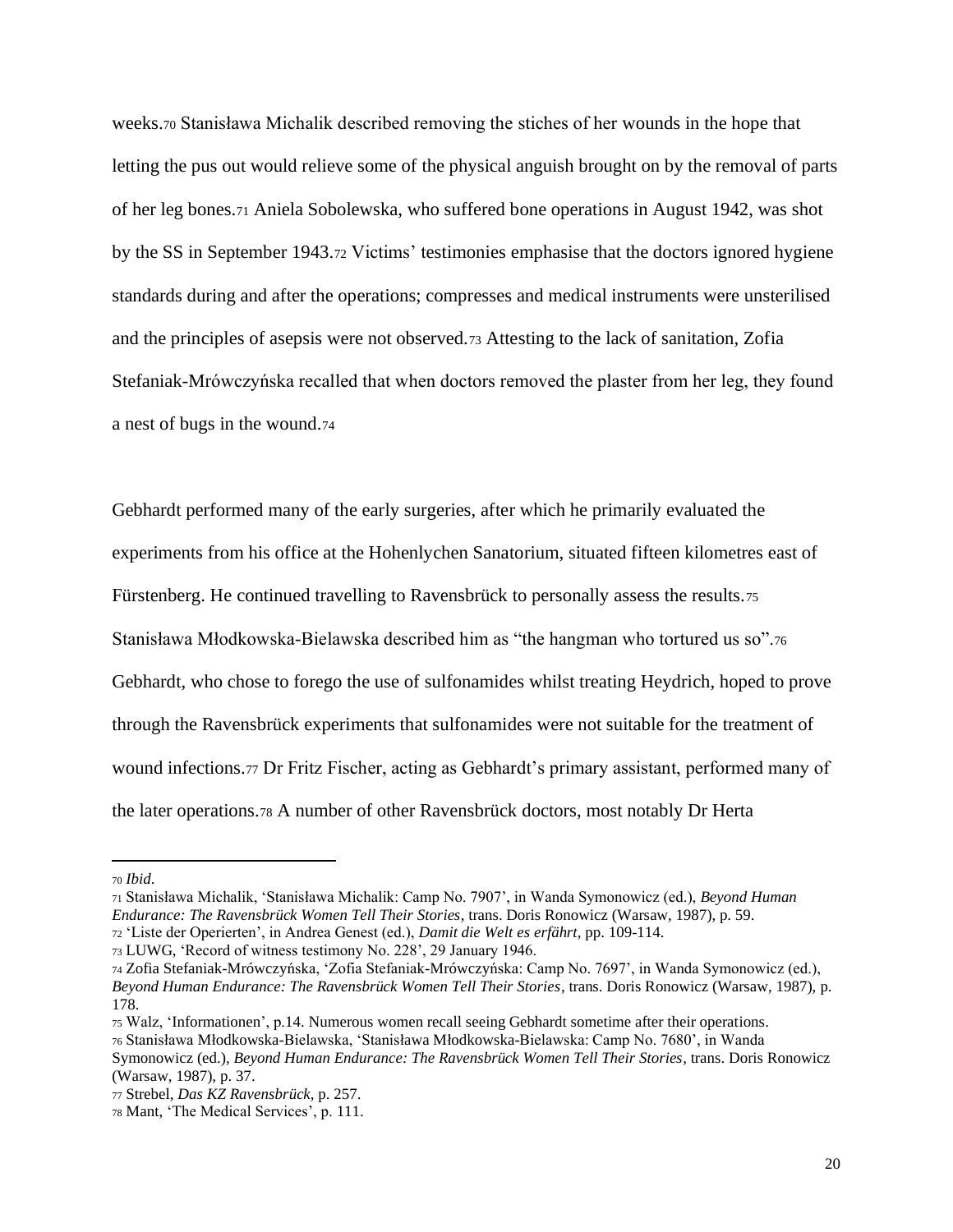weeks.[70] Stanisława Michalik described removing the stiches of her wounds in the hope that letting the pus out would relieve some of the physical anguish brought on by the removal of parts of her leg bones.[71] Aniela Sobolewska, who suffered bone operations in August 1942, was shot by the SS in September 1943.[72] Victims' testimonies emphasise that the doctors ignored hygiene standards during and after the operations; compresses and medical instruments were unsterilised and the principles of asepsis were not observed.[73] Attesting to the lack of sanitation, Zofia Stefaniak-Mrówczyńska recalled that when doctors removed the plaster from her leg, they found a nest of bugs in the wound.[74]

Gebhardt performed many of the early surgeries, after which he primarily evaluated the experiments from his office at the Hohenlychen Sanatorium, situated fifteen kilometres east of Fürstenberg. He continued travelling to Ravensbrück to personally assess the results.[75] Stanisława Młodkowska-Bielawska described him as "the hangman who tortured us so".[76] Gebhardt, who chose to forego the use of sulfonamides whilst treating Heydrich, hoped to prove through the Ravensbrück experiments that sulfonamides were not suitable for the treatment of wound infections.[77] Dr Fritz Fischer, acting as Gebhardt's primary assistant, performed many of the later operations.[78] A number of other Ravensbrück doctors, most notably Dr Herta

---

[70] *Ibid*.

[71] Stanisława Michalik, 'Stanisława Michalik: Camp No. 7907', in Wanda Symonowicz (ed.), *Beyond Human Endurance: The Ravensbrück Women Tell Their Stories*, trans. Doris Ronowicz (Warsaw, 1987), p. 59.

[72] 'Liste der Operierten', in Andrea Genest (ed.), *Damit die Welt es erfährt*, pp. 109-114.

[73] LUWG, 'Record of witness testimony No. 228', 29 January 1946.

[74] Zofia Stefaniak-Mrówczyńska, 'Zofia Stefaniak-Mrówczyńska: Camp No. 7697', in Wanda Symonowicz (ed.), *Beyond Human Endurance: The Ravensbrück Women Tell Their Stories*, trans. Doris Ronowicz (Warsaw, 1987), p. 178.

[75] Walz, 'Informationen', p.14. Numerous women recall seeing Gebhardt sometime after their operations.

[76] Stanisława Młodkowska-Bielawska, 'Stanisława Młodkowska-Bielawska: Camp No. 7680', in Wanda Symonowicz (ed.), *Beyond Human Endurance: The Ravensbrück Women Tell Their Stories*, trans. Doris Ronowicz (Warsaw, 1987), p. 37.

[77] Strebel, *Das KZ Ravensbrück*, p. 257.

[78] Mant, 'The Medical Services', p. 111.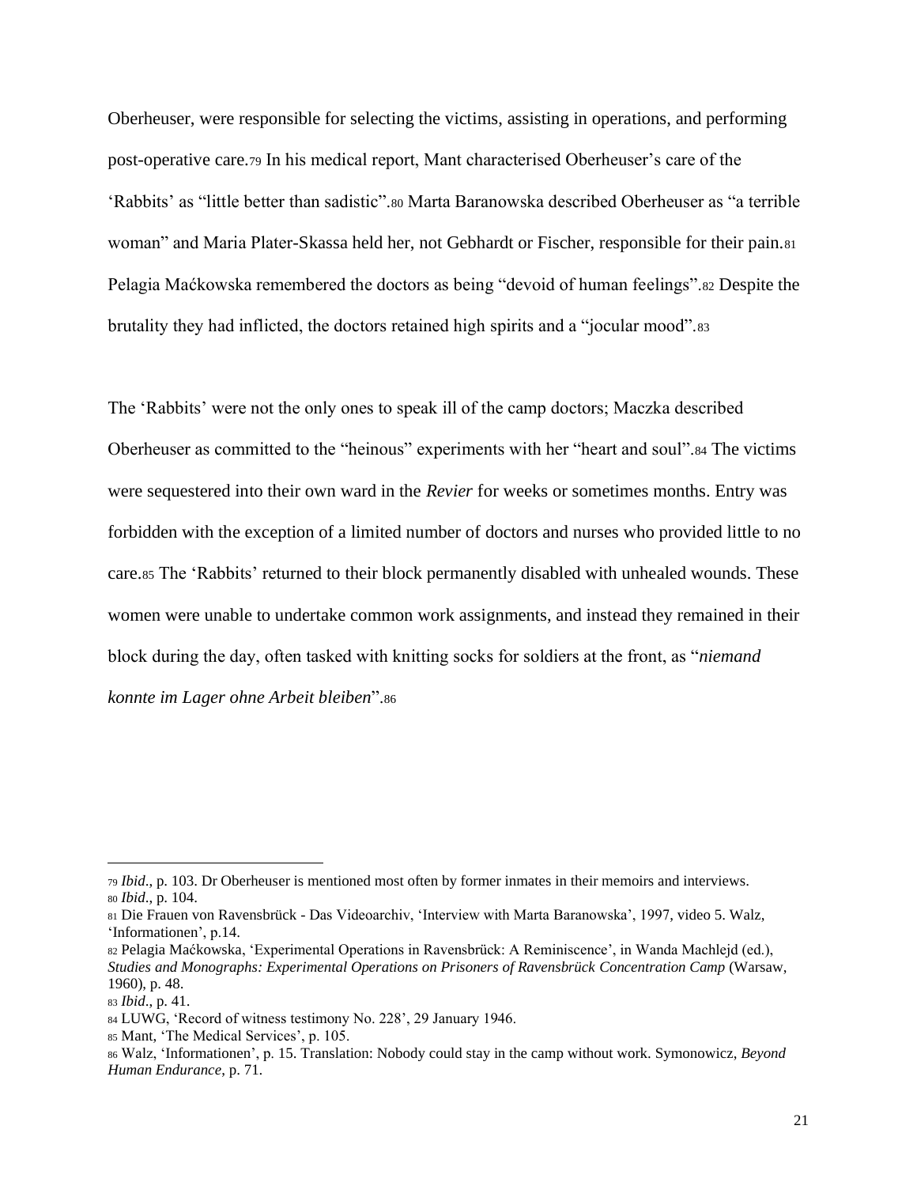Oberheuser, were responsible for selecting the victims, assisting in operations, and performing post-operative care.[79] In his medical report, Mant characterised Oberheuser's care of the 'Rabbits' as "little better than sadistic".[80] Marta Baranowska described Oberheuser as "a terrible woman" and Maria Plater-Skassa held her, not Gebhardt or Fischer, responsible for their pain.[81] Pelagia Maćkowska remembered the doctors as being "devoid of human feelings".[82] Despite the brutality they had inflicted, the doctors retained high spirits and a "jocular mood".[83]

The 'Rabbits' were not the only ones to speak ill of the camp doctors; Maczka described Oberheuser as committed to the "heinous" experiments with her "heart and soul".[84] The victims were sequestered into their own ward in the *Revier* for weeks or sometimes months. Entry was forbidden with the exception of a limited number of doctors and nurses who provided little to no care.[85] The 'Rabbits' returned to their block permanently disabled with unhealed wounds. These women were unable to undertake common work assignments, and instead they remained in their block during the day, often tasked with knitting socks for soldiers at the front, as "*niemand konnte im Lager ohne Arbeit bleiben*".[86]

---

[79] *Ibid*., p. 103. Dr Oberheuser is mentioned most often by former inmates in their memoirs and interviews.
[80] *Ibid*., p. 104.
[81] Die Frauen von Ravensbrück - Das Videoarchiv, 'Interview with Marta Baranowska', 1997, video 5. Walz, 'Informationen', p.14.
[82] Pelagia Maćkowska, 'Experimental Operations in Ravensbrück: A Reminiscence', in Wanda Machlejd (ed.), *Studies and Monographs: Experimental Operations on Prisoners of Ravensbrück Concentration Camp* (Warsaw, 1960), p. 48.
[83] *Ibid*., p. 41.
[84] LUWG, 'Record of witness testimony No. 228', 29 January 1946.
[85] Mant, 'The Medical Services', p. 105.
[86] Walz, 'Informationen', p. 15. Translation: Nobody could stay in the camp without work. Symonowicz, *Beyond Human Endurance*, p. 71.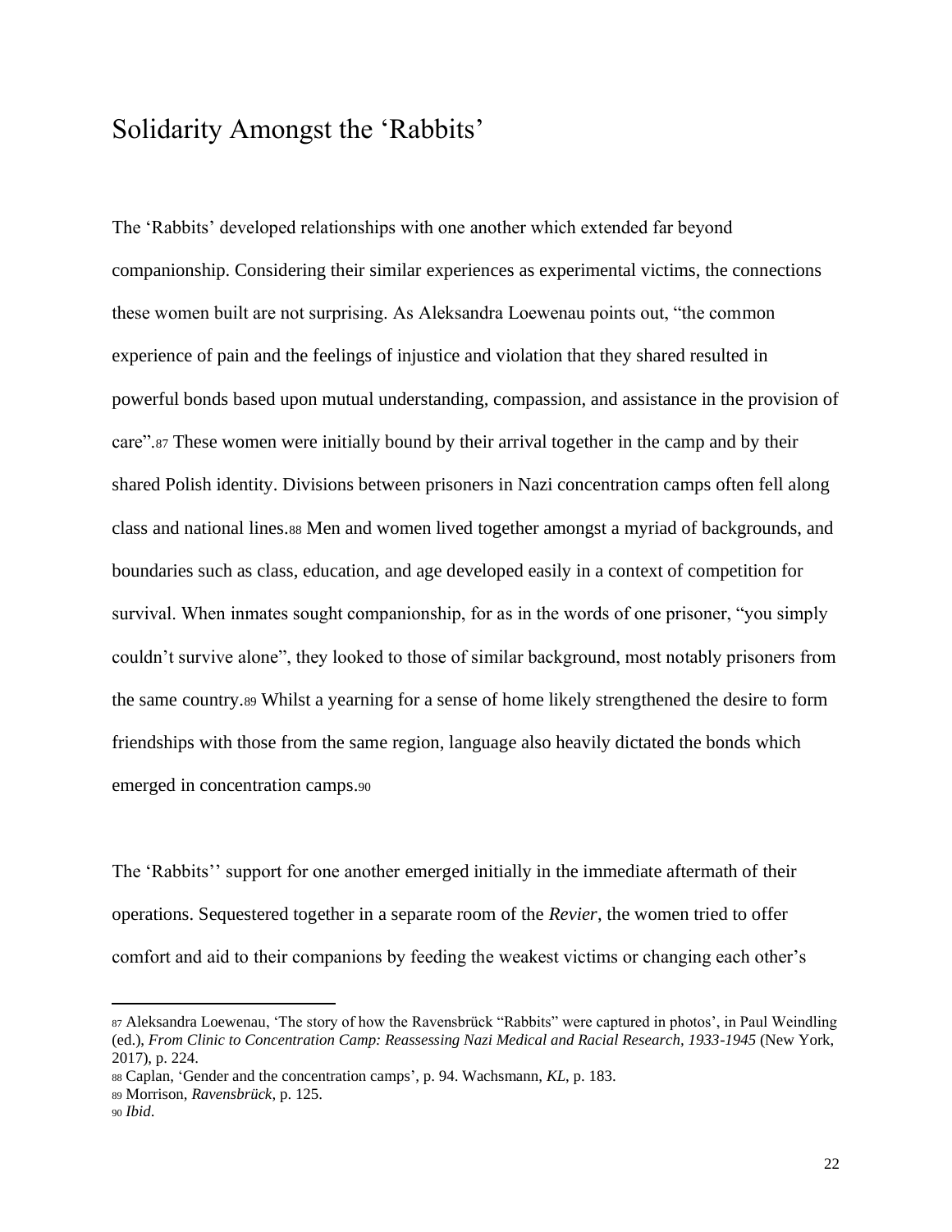## Solidarity Amongst the 'Rabbits'

The 'Rabbits' developed relationships with one another which extended far beyond companionship. Considering their similar experiences as experimental victims, the connections these women built are not surprising. As Aleksandra Loewenau points out, "the common experience of pain and the feelings of injustice and violation that they shared resulted in powerful bonds based upon mutual understanding, compassion, and assistance in the provision of care".[87] These women were initially bound by their arrival together in the camp and by their shared Polish identity. Divisions between prisoners in Nazi concentration camps often fell along class and national lines.[88] Men and women lived together amongst a myriad of backgrounds, and boundaries such as class, education, and age developed easily in a context of competition for survival. When inmates sought companionship, for as in the words of one prisoner, "you simply couldn't survive alone", they looked to those of similar background, most notably prisoners from the same country.[89] Whilst a yearning for a sense of home likely strengthened the desire to form friendships with those from the same region, language also heavily dictated the bonds which emerged in concentration camps.[90]

The 'Rabbits'' support for one another emerged initially in the immediate aftermath of their operations. Sequestered together in a separate room of the *Revier*, the women tried to offer comfort and aid to their companions by feeding the weakest victims or changing each other's

---

[87] Aleksandra Loewenau, 'The story of how the Ravensbrück "Rabbits" were captured in photos', in Paul Weindling (ed.), *From Clinic to Concentration Camp: Reassessing Nazi Medical and Racial Research, 1933-1945* (New York, 2017), p. 224.

[88] Caplan, 'Gender and the concentration camps', p. 94. Wachsmann, *KL*, p. 183.

[89] Morrison, *Ravensbrück*, p. 125.

[90] *Ibid*.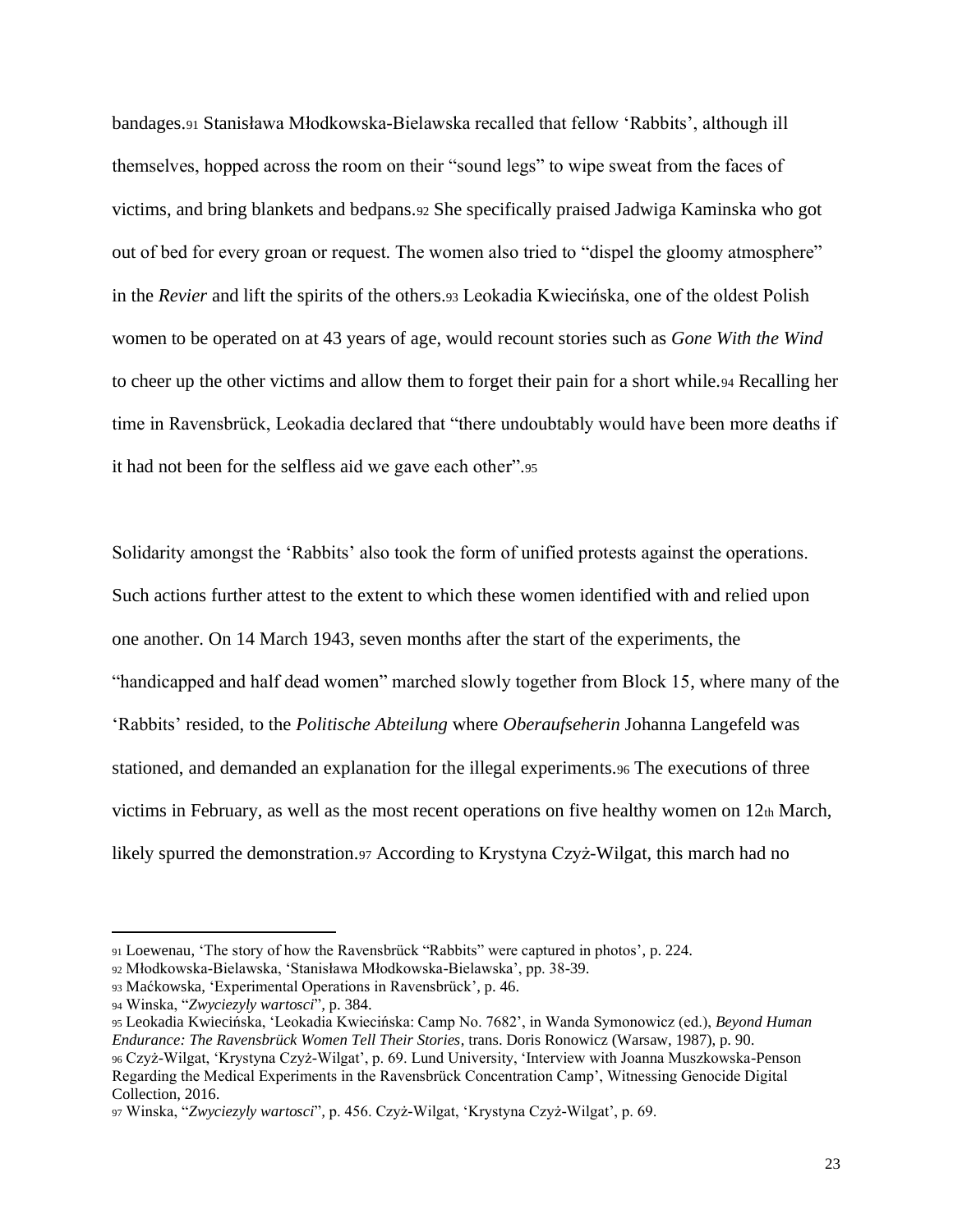bandages.[91] Stanisława Młodkowska-Bielawska recalled that fellow 'Rabbits', although ill themselves, hopped across the room on their "sound legs" to wipe sweat from the faces of victims, and bring blankets and bedpans.[92] She specifically praised Jadwiga Kaminska who got out of bed for every groan or request. The women also tried to "dispel the gloomy atmosphere" in the *Revier* and lift the spirits of the others.[93] Leokadia Kwiecińska, one of the oldest Polish women to be operated on at 43 years of age, would recount stories such as *Gone With the Wind* to cheer up the other victims and allow them to forget their pain for a short while.[94] Recalling her time in Ravensbrück, Leokadia declared that "there undoubtably would have been more deaths if it had not been for the selfless aid we gave each other".[95]

Solidarity amongst the 'Rabbits' also took the form of unified protests against the operations. Such actions further attest to the extent to which these women identified with and relied upon one another. On 14 March 1943, seven months after the start of the experiments, the "handicapped and half dead women" marched slowly together from Block 15, where many of the 'Rabbits' resided, to the *Politische Abteilung* where *Oberaufseherin* Johanna Langefeld was stationed, and demanded an explanation for the illegal experiments.[96] The executions of three victims in February, as well as the most recent operations on five healthy women on 12th March, likely spurred the demonstration.[97] According to Krystyna Czyż-Wilgat, this march had no

---

[91] Loewenau, 'The story of how the Ravensbrück "Rabbits" were captured in photos', p. 224.

[92] Młodkowska-Bielawska, 'Stanisława Młodkowska-Bielawska', pp. 38-39.

[93] Maćkowska, 'Experimental Operations in Ravensbrück', p. 46.

[94] Winska, "*Zwyciezyly wartosci*", p. 384.

[95] Leokadia Kwiecińska, 'Leokadia Kwiecińska: Camp No. 7682', in Wanda Symonowicz (ed.), *Beyond Human Endurance: The Ravensbrück Women Tell Their Stories*, trans. Doris Ronowicz (Warsaw, 1987), p. 90.

[96] Czyż-Wilgat, 'Krystyna Czyż-Wilgat', p. 69. Lund University, 'Interview with Joanna Muszkowska-Penson Regarding the Medical Experiments in the Ravensbrück Concentration Camp', Witnessing Genocide Digital Collection, 2016.

[97] Winska, "*Zwyciezyly wartosci*", p. 456. Czyż-Wilgat, 'Krystyna Czyż-Wilgat', p. 69.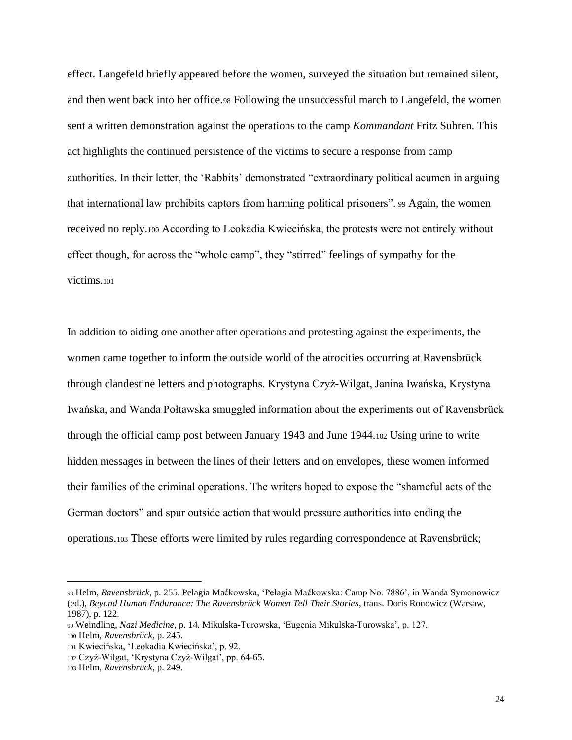effect. Langefeld briefly appeared before the women, surveyed the situation but remained silent, and then went back into her office.[98] Following the unsuccessful march to Langefeld, the women sent a written demonstration against the operations to the camp *Kommandant* Fritz Suhren. This act highlights the continued persistence of the victims to secure a response from camp authorities. In their letter, the 'Rabbits' demonstrated "extraordinary political acumen in arguing that international law prohibits captors from harming political prisoners". [99] Again, the women received no reply.[100] According to Leokadia Kwiecińska, the protests were not entirely without effect though, for across the "whole camp", they "stirred" feelings of sympathy for the victims.[101]

In addition to aiding one another after operations and protesting against the experiments, the women came together to inform the outside world of the atrocities occurring at Ravensbrück through clandestine letters and photographs. Krystyna Czyż-Wilgat, Janina Iwańska, Krystyna Iwańska, and Wanda Połtawska smuggled information about the experiments out of Ravensbrück through the official camp post between January 1943 and June 1944.[102] Using urine to write hidden messages in between the lines of their letters and on envelopes, these women informed their families of the criminal operations. The writers hoped to expose the "shameful acts of the German doctors" and spur outside action that would pressure authorities into ending the operations.[103] These efforts were limited by rules regarding correspondence at Ravensbrück;

---

98 Helm, *Ravensbrück*, p. 255. Pelagia Maćkowska, 'Pelagia Maćkowska: Camp No. 7886', in Wanda Symonowicz (ed.), *Beyond Human Endurance: The Ravensbrück Women Tell Their Stories*, trans. Doris Ronowicz (Warsaw, 1987), p. 122.

99 Weindling, *Nazi Medicine*, p. 14. Mikulska-Turowska, 'Eugenia Mikulska-Turowska', p. 127.

100 Helm, *Ravensbrück*, p. 245.

101 Kwiecińska, 'Leokadia Kwiecińska', p. 92.

102 Czyż-Wilgat, 'Krystyna Czyż-Wilgat', pp. 64-65.

103 Helm, *Ravensbrück*, p. 249.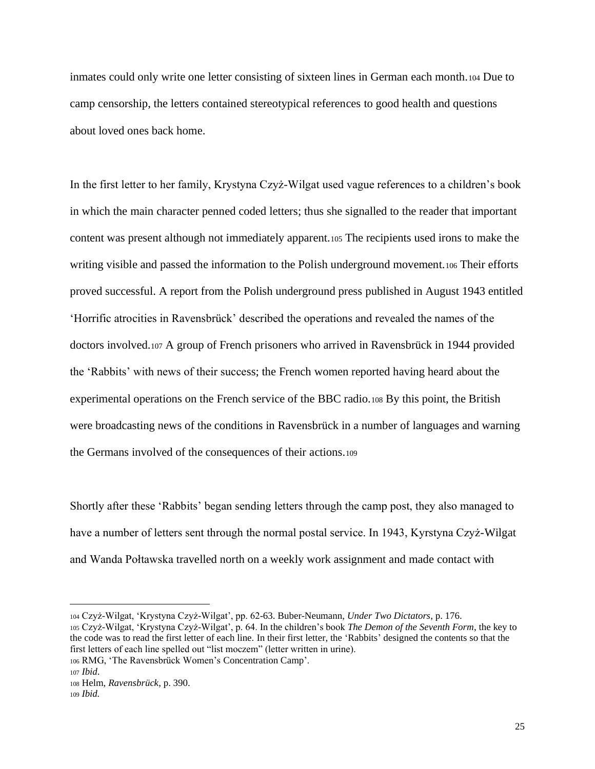inmates could only write one letter consisting of sixteen lines in German each month.[104] Due to camp censorship, the letters contained stereotypical references to good health and questions about loved ones back home.

In the first letter to her family, Krystyna Czyż-Wilgat used vague references to a children's book in which the main character penned coded letters; thus she signalled to the reader that important content was present although not immediately apparent.[105] The recipients used irons to make the writing visible and passed the information to the Polish underground movement.[106] Their efforts proved successful. A report from the Polish underground press published in August 1943 entitled 'Horrific atrocities in Ravensbrück' described the operations and revealed the names of the doctors involved.[107] A group of French prisoners who arrived in Ravensbrück in 1944 provided the 'Rabbits' with news of their success; the French women reported having heard about the experimental operations on the French service of the BBC radio.[108] By this point, the British were broadcasting news of the conditions in Ravensbrück in a number of languages and warning the Germans involved of the consequences of their actions.[109]

Shortly after these 'Rabbits' began sending letters through the camp post, they also managed to have a number of letters sent through the normal postal service. In 1943, Kyrstyna Czyż-Wilgat and Wanda Połtawska travelled north on a weekly work assignment and made contact with

---

[104] Czyż-Wilgat, 'Krystyna Czyż-Wilgat', pp. 62-63. Buber-Neumann, *Under Two Dictators*, p. 176.

[105] Czyż-Wilgat, 'Krystyna Czyż-Wilgat', p. 64. In the children's book *The Demon of the Seventh Form*, the key to the code was to read the first letter of each line. In their first letter, the 'Rabbits' designed the contents so that the first letters of each line spelled out "list moczem" (letter written in urine).

[106] RMG, 'The Ravensbrück Women's Concentration Camp'.

[107] *Ibid*.

[108] Helm, *Ravensbrück*, p. 390.

[109] *Ibid.*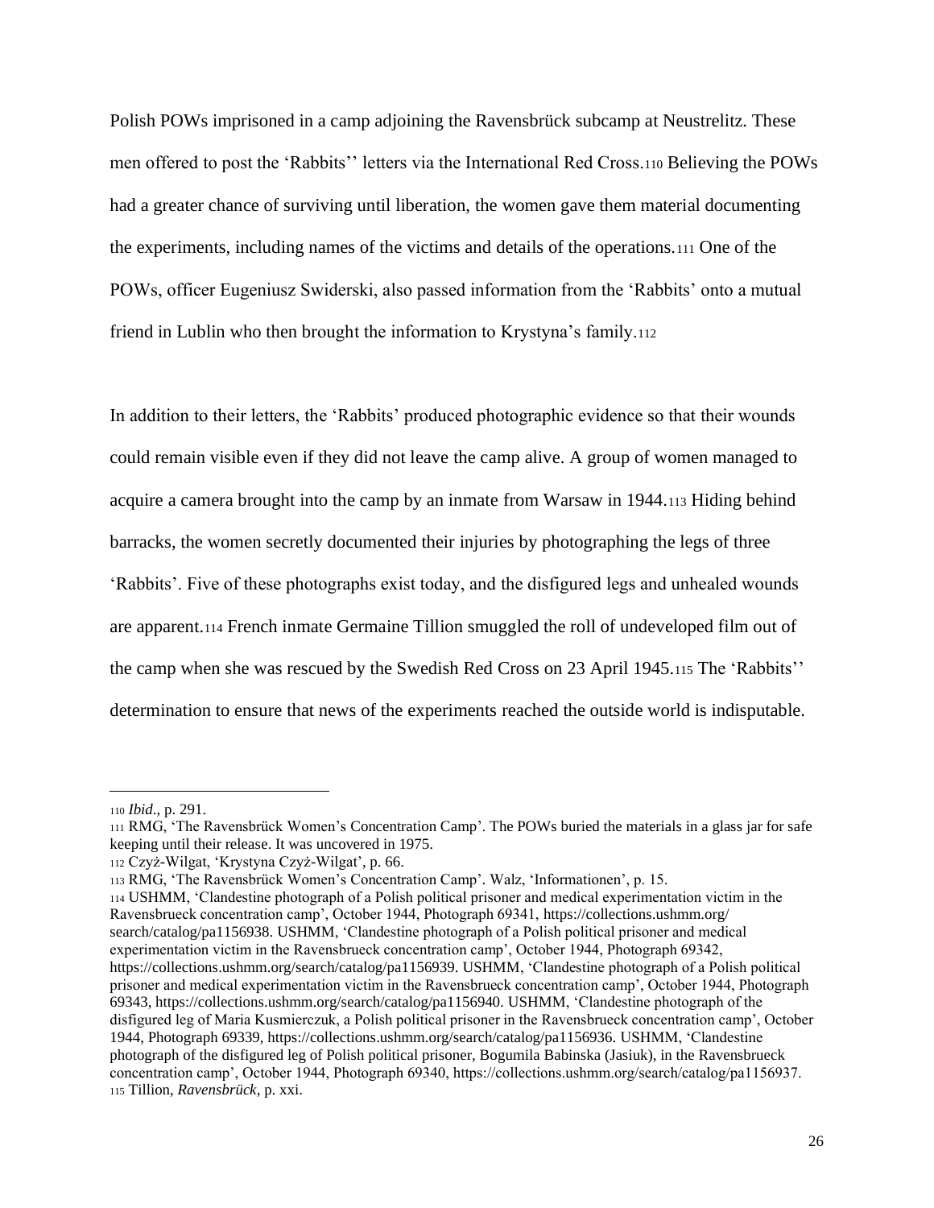Polish POWs imprisoned in a camp adjoining the Ravensbrück subcamp at Neustrelitz. These men offered to post the 'Rabbits'' letters via the International Red Cross.[110] Believing the POWs had a greater chance of surviving until liberation, the women gave them material documenting the experiments, including names of the victims and details of the operations.[111] One of the POWs, officer Eugeniusz Swiderski, also passed information from the 'Rabbits' onto a mutual friend in Lublin who then brought the information to Krystyna's family.[112]

In addition to their letters, the 'Rabbits' produced photographic evidence so that their wounds could remain visible even if they did not leave the camp alive. A group of women managed to acquire a camera brought into the camp by an inmate from Warsaw in 1944.[113] Hiding behind barracks, the women secretly documented their injuries by photographing the legs of three 'Rabbits'. Five of these photographs exist today, and the disfigured legs and unhealed wounds are apparent.[114] French inmate Germaine Tillion smuggled the roll of undeveloped film out of the camp when she was rescued by the Swedish Red Cross on 23 April 1945.[115] The 'Rabbits'' determination to ensure that news of the experiments reached the outside world is indisputable.

---

[110] *Ibid*., p. 291.

[111] RMG, 'The Ravensbrück Women's Concentration Camp'. The POWs buried the materials in a glass jar for safe keeping until their release. It was uncovered in 1975.

[112] Czyż-Wilgat, 'Krystyna Czyż-Wilgat', p. 66.

[113] RMG, 'The Ravensbrück Women's Concentration Camp'. Walz, 'Informationen', p. 15.

[114] USHMM, 'Clandestine photograph of a Polish political prisoner and medical experimentation victim in the Ravensbrueck concentration camp', October 1944, Photograph 69341, https://collections.ushmm.org/search/catalog/pa1156938. USHMM, 'Clandestine photograph of a Polish political prisoner and medical experimentation victim in the Ravensbrueck concentration camp', October 1944, Photograph 69342, https://collections.ushmm.org/search/catalog/pa1156939. USHMM, 'Clandestine photograph of a Polish political prisoner and medical experimentation victim in the Ravensbrueck concentration camp', October 1944, Photograph 69343, https://collections.ushmm.org/search/catalog/pa1156940. USHMM, 'Clandestine photograph of the disfigured leg of Maria Kusmierczuk, a Polish political prisoner in the Ravensbrueck concentration camp', October 1944, Photograph 69339, https://collections.ushmm.org/search/catalog/pa1156936. USHMM, 'Clandestine photograph of the disfigured leg of Polish political prisoner, Bogumila Babinska (Jasiuk), in the Ravensbrueck concentration camp', October 1944, Photograph 69340, https://collections.ushmm.org/search/catalog/pa1156937.

[115] Tillion, *Ravensbrück*, p. xxi.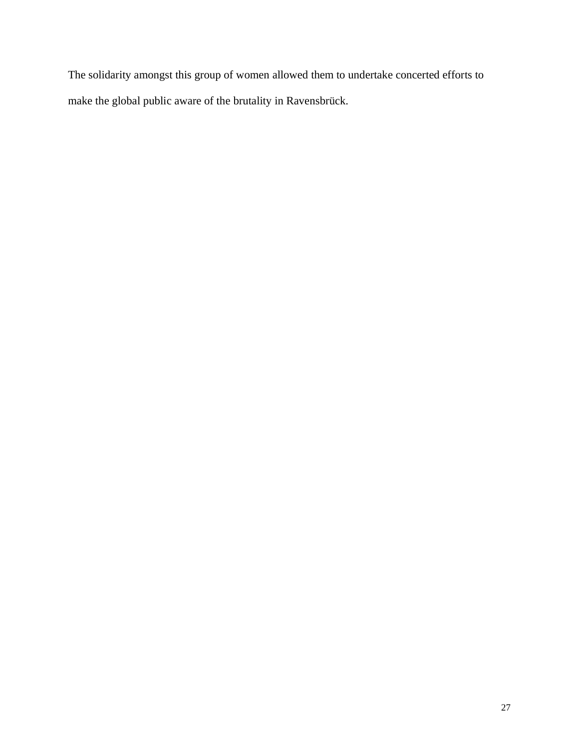The solidarity amongst this group of women allowed them to undertake concerted efforts to make the global public aware of the brutality in Ravensbrück.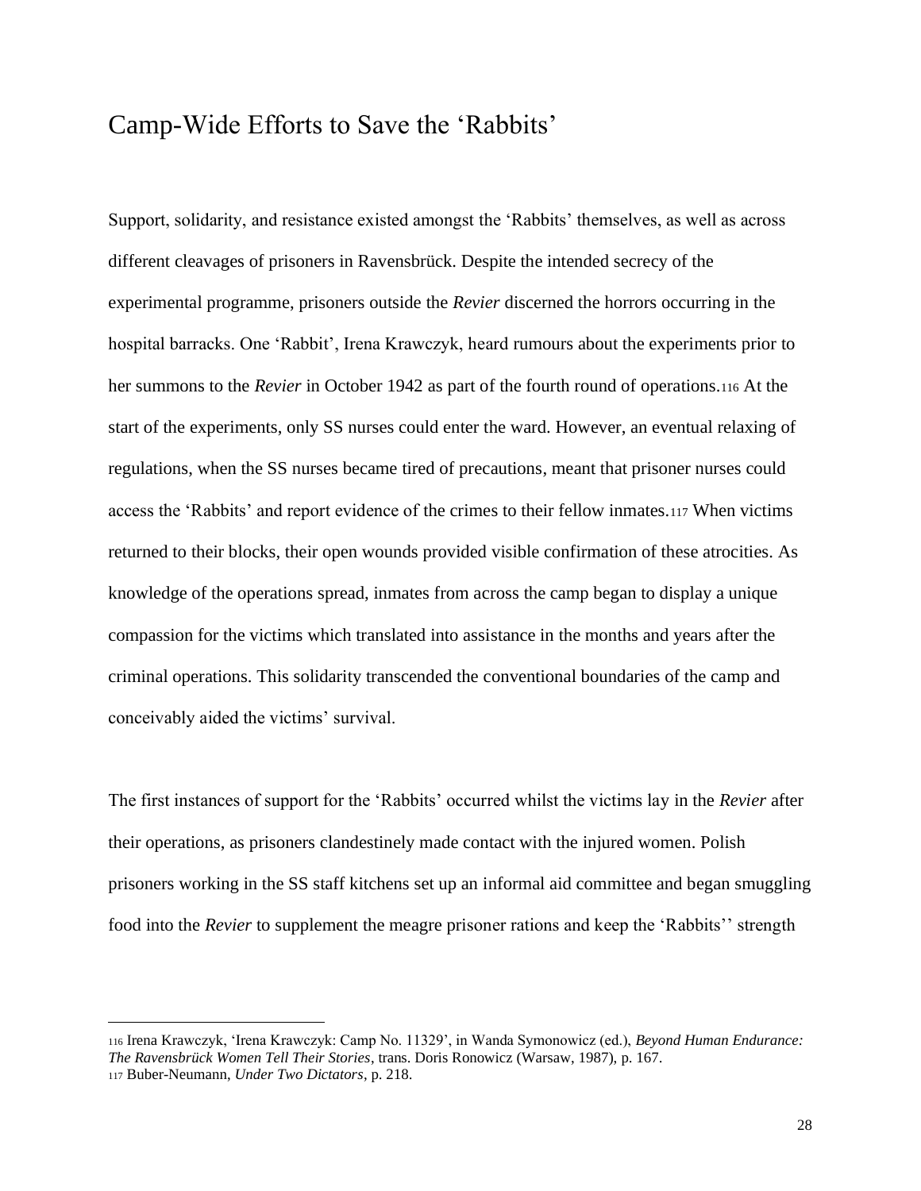## Camp-Wide Efforts to Save the 'Rabbits'

Support, solidarity, and resistance existed amongst the 'Rabbits' themselves, as well as across different cleavages of prisoners in Ravensbrück. Despite the intended secrecy of the experimental programme, prisoners outside the *Revier* discerned the horrors occurring in the hospital barracks. One 'Rabbit', Irena Krawczyk, heard rumours about the experiments prior to her summons to the *Revier* in October 1942 as part of the fourth round of operations.[116] At the start of the experiments, only SS nurses could enter the ward. However, an eventual relaxing of regulations, when the SS nurses became tired of precautions, meant that prisoner nurses could access the 'Rabbits' and report evidence of the crimes to their fellow inmates.[117] When victims returned to their blocks, their open wounds provided visible confirmation of these atrocities. As knowledge of the operations spread, inmates from across the camp began to display a unique compassion for the victims which translated into assistance in the months and years after the criminal operations. This solidarity transcended the conventional boundaries of the camp and conceivably aided the victims' survival.

The first instances of support for the 'Rabbits' occurred whilst the victims lay in the *Revier* after their operations, as prisoners clandestinely made contact with the injured women. Polish prisoners working in the SS staff kitchens set up an informal aid committee and began smuggling food into the *Revier* to supplement the meagre prisoner rations and keep the 'Rabbits'' strength

---

[116] Irena Krawczyk, 'Irena Krawczyk: Camp No. 11329', in Wanda Symonowicz (ed.), *Beyond Human Endurance: The Ravensbrück Women Tell Their Stories*, trans. Doris Ronowicz (Warsaw, 1987), p. 167.

[117] Buber-Neumann, *Under Two Dictators*, p. 218.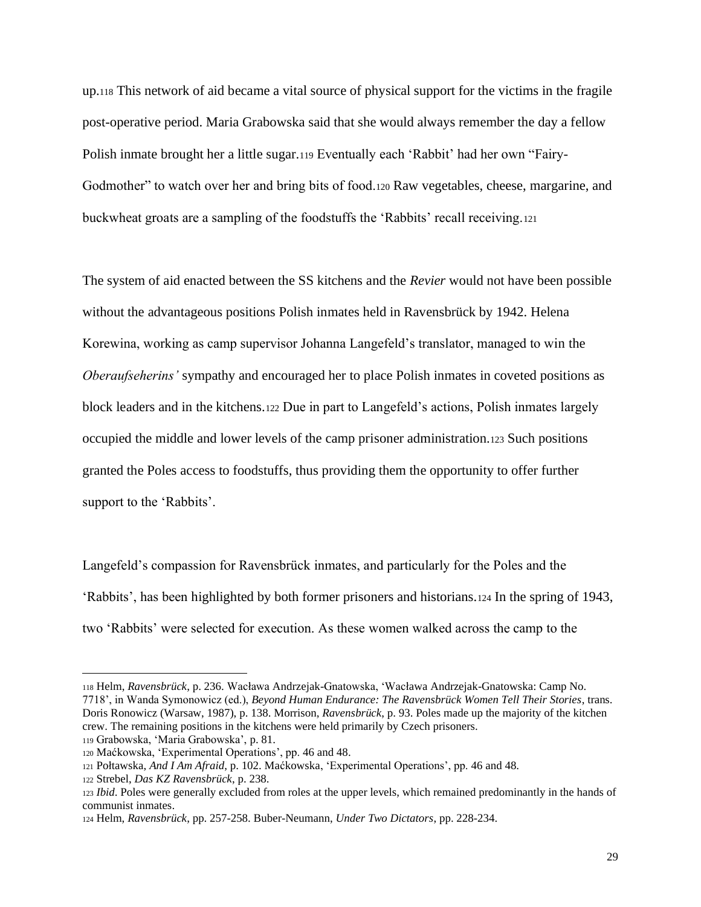up.[118] This network of aid became a vital source of physical support for the victims in the fragile post-operative period. Maria Grabowska said that she would always remember the day a fellow Polish inmate brought her a little sugar.[119] Eventually each 'Rabbit' had her own "Fairy-Godmother" to watch over her and bring bits of food.[120] Raw vegetables, cheese, margarine, and buckwheat groats are a sampling of the foodstuffs the 'Rabbits' recall receiving.[121]

The system of aid enacted between the SS kitchens and the *Revier* would not have been possible without the advantageous positions Polish inmates held in Ravensbrück by 1942. Helena Korewina, working as camp supervisor Johanna Langefeld's translator, managed to win the *Oberaufseherins'* sympathy and encouraged her to place Polish inmates in coveted positions as block leaders and in the kitchens.[122] Due in part to Langefeld's actions, Polish inmates largely occupied the middle and lower levels of the camp prisoner administration.[123] Such positions granted the Poles access to foodstuffs, thus providing them the opportunity to offer further support to the 'Rabbits'.

Langefeld's compassion for Ravensbrück inmates, and particularly for the Poles and the 'Rabbits', has been highlighted by both former prisoners and historians.[124] In the spring of 1943, two 'Rabbits' were selected for execution. As these women walked across the camp to the

---

[118] Helm, *Ravensbrück*, p. 236. Wacława Andrzejak-Gnatowska, 'Wacława Andrzejak-Gnatowska: Camp No. 7718', in Wanda Symonowicz (ed.), *Beyond Human Endurance: The Ravensbrück Women Tell Their Stories*, trans. Doris Ronowicz (Warsaw, 1987), p. 138. Morrison, *Ravensbrück*, p. 93. Poles made up the majority of the kitchen crew. The remaining positions in the kitchens were held primarily by Czech prisoners.

[119] Grabowska, 'Maria Grabowska', p. 81.

[120] Maćkowska, 'Experimental Operations', pp. 46 and 48.

[121] Połtawska, *And I Am Afraid*, p. 102. Maćkowska, 'Experimental Operations', pp. 46 and 48.

[122] Strebel, *Das KZ Ravensbrück*, p. 238.

[123] *Ibid*. Poles were generally excluded from roles at the upper levels, which remained predominantly in the hands of communist inmates.

[124] Helm, *Ravensbrück*, pp. 257-258. Buber-Neumann, *Under Two Dictators*, pp. 228-234.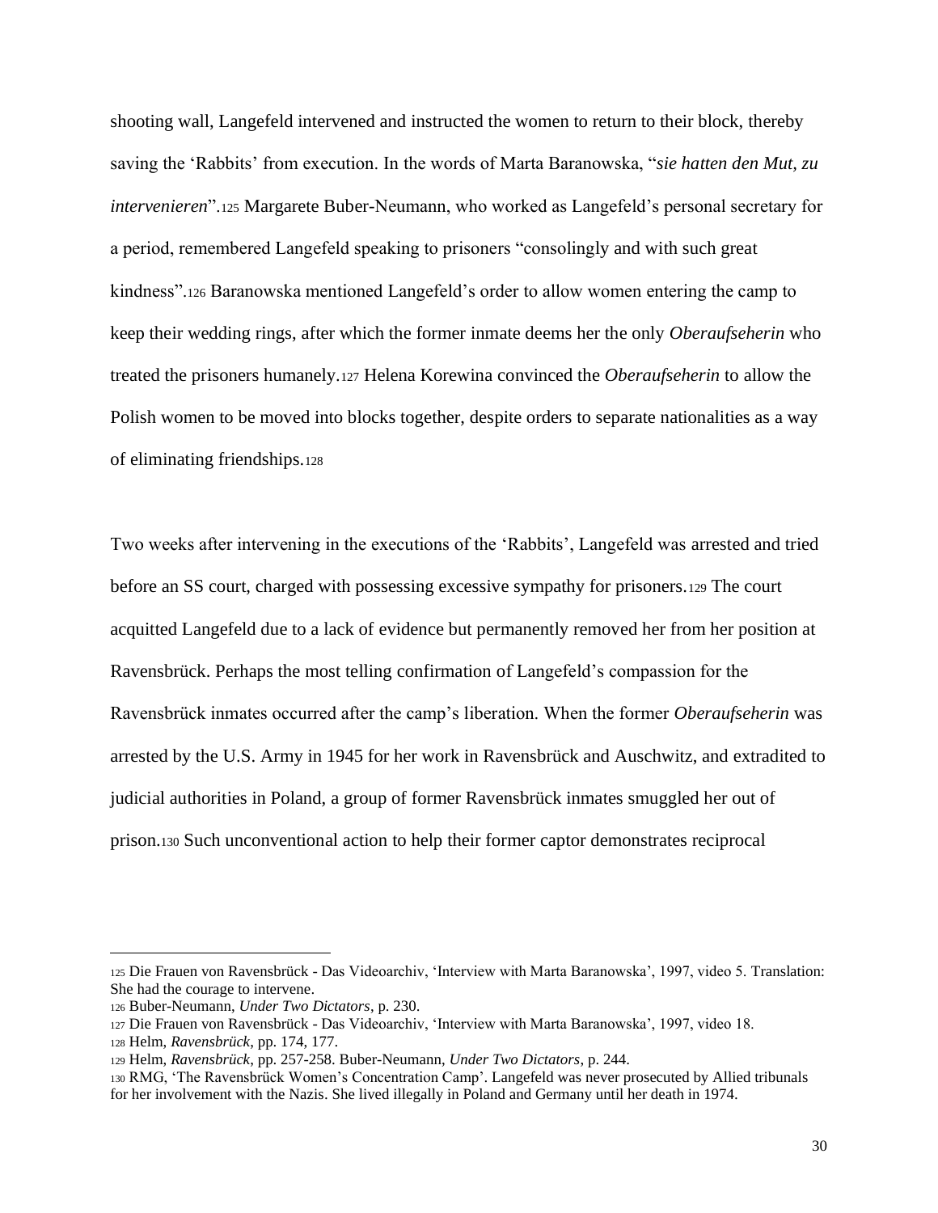shooting wall, Langefeld intervened and instructed the women to return to their block, thereby saving the 'Rabbits' from execution. In the words of Marta Baranowska, "*sie hatten den Mut, zu intervenieren*".[125] Margarete Buber-Neumann, who worked as Langefeld's personal secretary for a period, remembered Langefeld speaking to prisoners "consolingly and with such great kindness".[126] Baranowska mentioned Langefeld's order to allow women entering the camp to keep their wedding rings, after which the former inmate deems her the only *Oberaufseherin* who treated the prisoners humanely.[127] Helena Korewina convinced the *Oberaufseherin* to allow the Polish women to be moved into blocks together, despite orders to separate nationalities as a way of eliminating friendships.[128]

Two weeks after intervening in the executions of the 'Rabbits', Langefeld was arrested and tried before an SS court, charged with possessing excessive sympathy for prisoners.[129] The court acquitted Langefeld due to a lack of evidence but permanently removed her from her position at Ravensbrück. Perhaps the most telling confirmation of Langefeld's compassion for the Ravensbrück inmates occurred after the camp's liberation. When the former *Oberaufseherin* was arrested by the U.S. Army in 1945 for her work in Ravensbrück and Auschwitz, and extradited to judicial authorities in Poland, a group of former Ravensbrück inmates smuggled her out of prison.[130] Such unconventional action to help their former captor demonstrates reciprocal

---

[125] Die Frauen von Ravensbrück - Das Videoarchiv, 'Interview with Marta Baranowska', 1997, video 5. Translation: She had the courage to intervene.

[126] Buber-Neumann, *Under Two Dictators*, p. 230.

[127] Die Frauen von Ravensbrück - Das Videoarchiv, 'Interview with Marta Baranowska', 1997, video 18.

[128] Helm, *Ravensbrück*, pp. 174, 177.

[129] Helm, *Ravensbrück*, pp. 257-258. Buber-Neumann, *Under Two Dictators*, p. 244.

[130] RMG, 'The Ravensbrück Women's Concentration Camp'. Langefeld was never prosecuted by Allied tribunals for her involvement with the Nazis. She lived illegally in Poland and Germany until her death in 1974.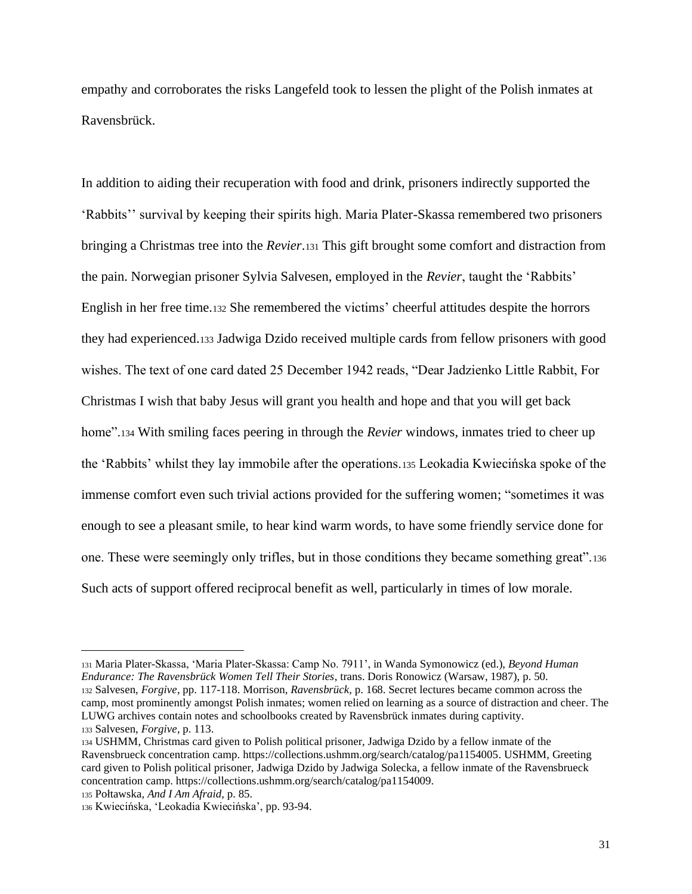empathy and corroborates the risks Langefeld took to lessen the plight of the Polish inmates at Ravensbrück.

In addition to aiding their recuperation with food and drink, prisoners indirectly supported the 'Rabbits'' survival by keeping their spirits high. Maria Plater-Skassa remembered two prisoners bringing a Christmas tree into the *Revier*.[131] This gift brought some comfort and distraction from the pain. Norwegian prisoner Sylvia Salvesen, employed in the *Revier*, taught the 'Rabbits' English in her free time.[132] She remembered the victims' cheerful attitudes despite the horrors they had experienced.[133] Jadwiga Dzido received multiple cards from fellow prisoners with good wishes. The text of one card dated 25 December 1942 reads, "Dear Jadzienko Little Rabbit, For Christmas I wish that baby Jesus will grant you health and hope and that you will get back home".[134] With smiling faces peering in through the *Revier* windows, inmates tried to cheer up the 'Rabbits' whilst they lay immobile after the operations.[135] Leokadia Kwiecińska spoke of the immense comfort even such trivial actions provided for the suffering women; "sometimes it was enough to see a pleasant smile, to hear kind warm words, to have some friendly service done for one. These were seemingly only trifles, but in those conditions they became something great".[136] Such acts of support offered reciprocal benefit as well, particularly in times of low morale.

---

[131] Maria Plater-Skassa, 'Maria Plater-Skassa: Camp No. 7911', in Wanda Symonowicz (ed.), *Beyond Human Endurance: The Ravensbrück Women Tell Their Stories*, trans. Doris Ronowicz (Warsaw, 1987), p. 50.

[132] Salvesen, *Forgive*, pp. 117-118. Morrison, *Ravensbrück*, p. 168. Secret lectures became common across the camp, most prominently amongst Polish inmates; women relied on learning as a source of distraction and cheer. The LUWG archives contain notes and schoolbooks created by Ravensbrück inmates during captivity.

[133] Salvesen, *Forgive*, p. 113.

[134] USHMM, Christmas card given to Polish political prisoner, Jadwiga Dzido by a fellow inmate of the Ravensbrueck concentration camp. https://collections.ushmm.org/search/catalog/pa1154005. USHMM, Greeting card given to Polish political prisoner, Jadwiga Dzido by Jadwiga Solecka, a fellow inmate of the Ravensbrueck concentration camp. https://collections.ushmm.org/search/catalog/pa1154009.

[135] Połtawska, *And I Am Afraid*, p. 85.

[136] Kwiecińska, 'Leokadia Kwiecińska', pp. 93-94.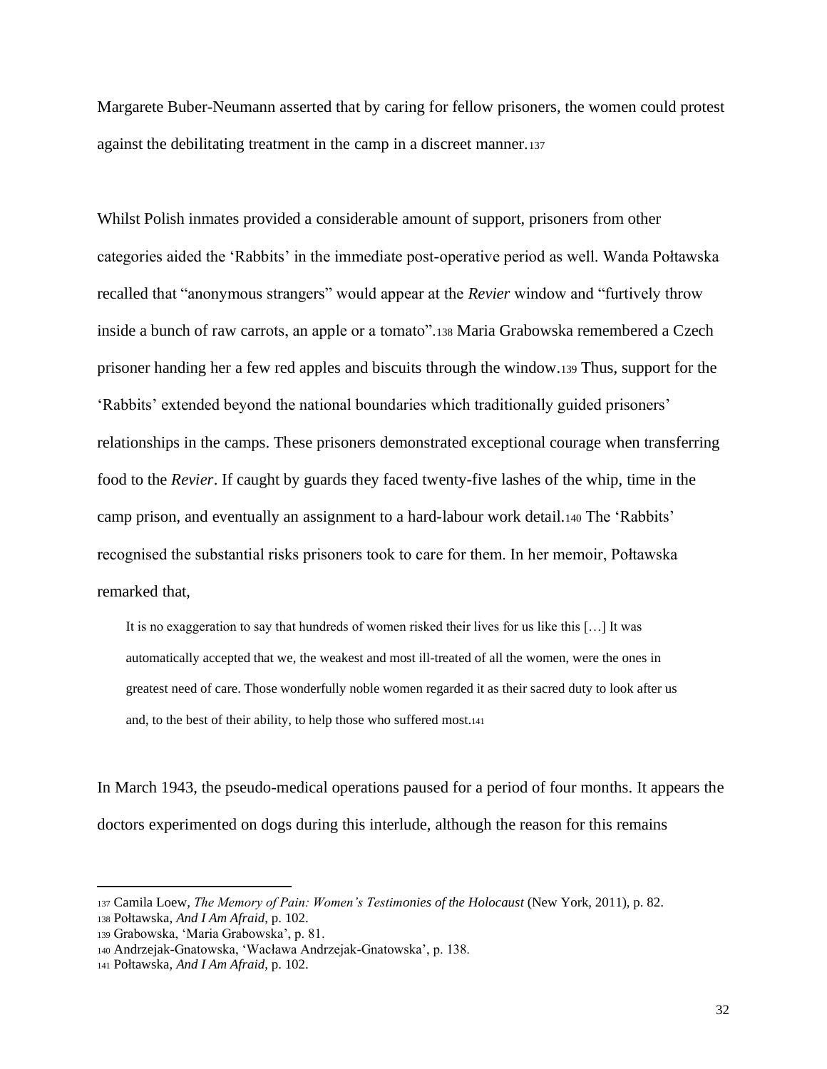Margarete Buber-Neumann asserted that by caring for fellow prisoners, the women could protest against the debilitating treatment in the camp in a discreet manner.[137]

Whilst Polish inmates provided a considerable amount of support, prisoners from other categories aided the 'Rabbits' in the immediate post-operative period as well. Wanda Połtawska recalled that "anonymous strangers" would appear at the *Revier* window and "furtively throw inside a bunch of raw carrots, an apple or a tomato".[138] Maria Grabowska remembered a Czech prisoner handing her a few red apples and biscuits through the window.[139] Thus, support for the 'Rabbits' extended beyond the national boundaries which traditionally guided prisoners' relationships in the camps. These prisoners demonstrated exceptional courage when transferring food to the *Revier*. If caught by guards they faced twenty-five lashes of the whip, time in the camp prison, and eventually an assignment to a hard-labour work detail.[140] The 'Rabbits' recognised the substantial risks prisoners took to care for them. In her memoir, Połtawska remarked that,

> It is no exaggeration to say that hundreds of women risked their lives for us like this […] It was automatically accepted that we, the weakest and most ill-treated of all the women, were the ones in greatest need of care. Those wonderfully noble women regarded it as their sacred duty to look after us and, to the best of their ability, to help those who suffered most.[141]

In March 1943, the pseudo-medical operations paused for a period of four months. It appears the doctors experimented on dogs during this interlude, although the reason for this remains

[137] Camila Loew, *The Memory of Pain: Women's Testimonies of the Holocaust* (New York, 2011), p. 82.
[138] Połtawska, *And I Am Afraid*, p. 102.
[139] Grabowska, 'Maria Grabowska', p. 81.
[140] Andrzejak-Gnatowska, 'Wacława Andrzejak-Gnatowska', p. 138.
[141] Połtawska, *And I Am Afraid*, p. 102.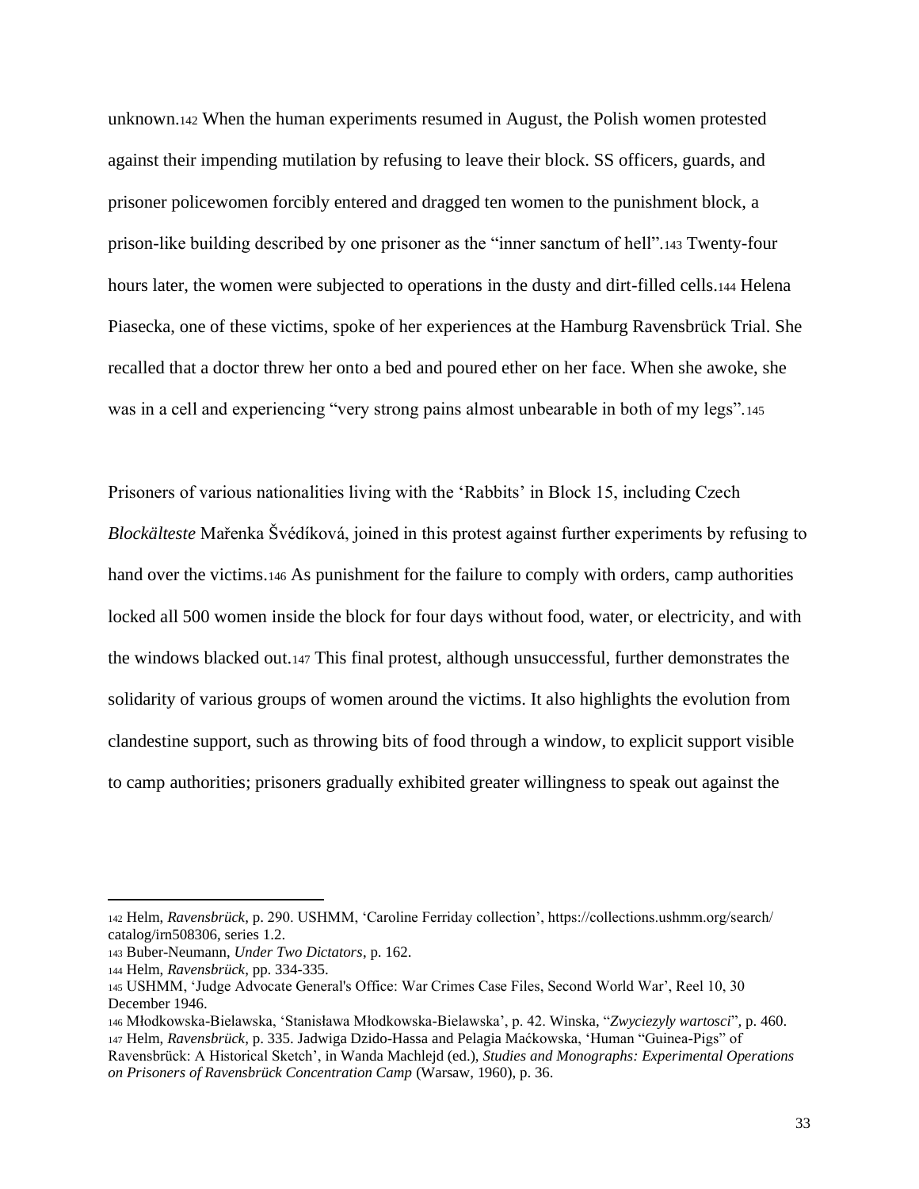unknown.[142] When the human experiments resumed in August, the Polish women protested against their impending mutilation by refusing to leave their block. SS officers, guards, and prisoner policewomen forcibly entered and dragged ten women to the punishment block, a prison-like building described by one prisoner as the "inner sanctum of hell".[143] Twenty-four hours later, the women were subjected to operations in the dusty and dirt-filled cells.[144] Helena Piasecka, one of these victims, spoke of her experiences at the Hamburg Ravensbrück Trial. She recalled that a doctor threw her onto a bed and poured ether on her face. When she awoke, she was in a cell and experiencing "very strong pains almost unbearable in both of my legs".[145]

Prisoners of various nationalities living with the 'Rabbits' in Block 15, including Czech *Blockälteste* Mařenka Švédíková, joined in this protest against further experiments by refusing to hand over the victims.[146] As punishment for the failure to comply with orders, camp authorities locked all 500 women inside the block for four days without food, water, or electricity, and with the windows blacked out.[147] This final protest, although unsuccessful, further demonstrates the solidarity of various groups of women around the victims. It also highlights the evolution from clandestine support, such as throwing bits of food through a window, to explicit support visible to camp authorities; prisoners gradually exhibited greater willingness to speak out against the

---

[142] Helm, *Ravensbrück*, p. 290. USHMM, 'Caroline Ferriday collection', https://collections.ushmm.org/search/catalog/irn508306, series 1.2.

[143] Buber-Neumann, *Under Two Dictators*, p. 162.

[144] Helm, *Ravensbrück*, pp. 334-335.

[145] USHMM, 'Judge Advocate General's Office: War Crimes Case Files, Second World War', Reel 10, 30 December 1946.

[146] Młodkowska-Bielawska, 'Stanisława Młodkowska-Bielawska', p. 42. Winska, "*Zwyciezyly wartosci*", p. 460.

[147] Helm, *Ravensbrück*, p. 335. Jadwiga Dzido-Hassa and Pelagia Maćkowska, 'Human "Guinea-Pigs" of Ravensbrück: A Historical Sketch', in Wanda Machlejd (ed.), *Studies and Monographs: Experimental Operations on Prisoners of Ravensbrück Concentration Camp* (Warsaw, 1960), p. 36.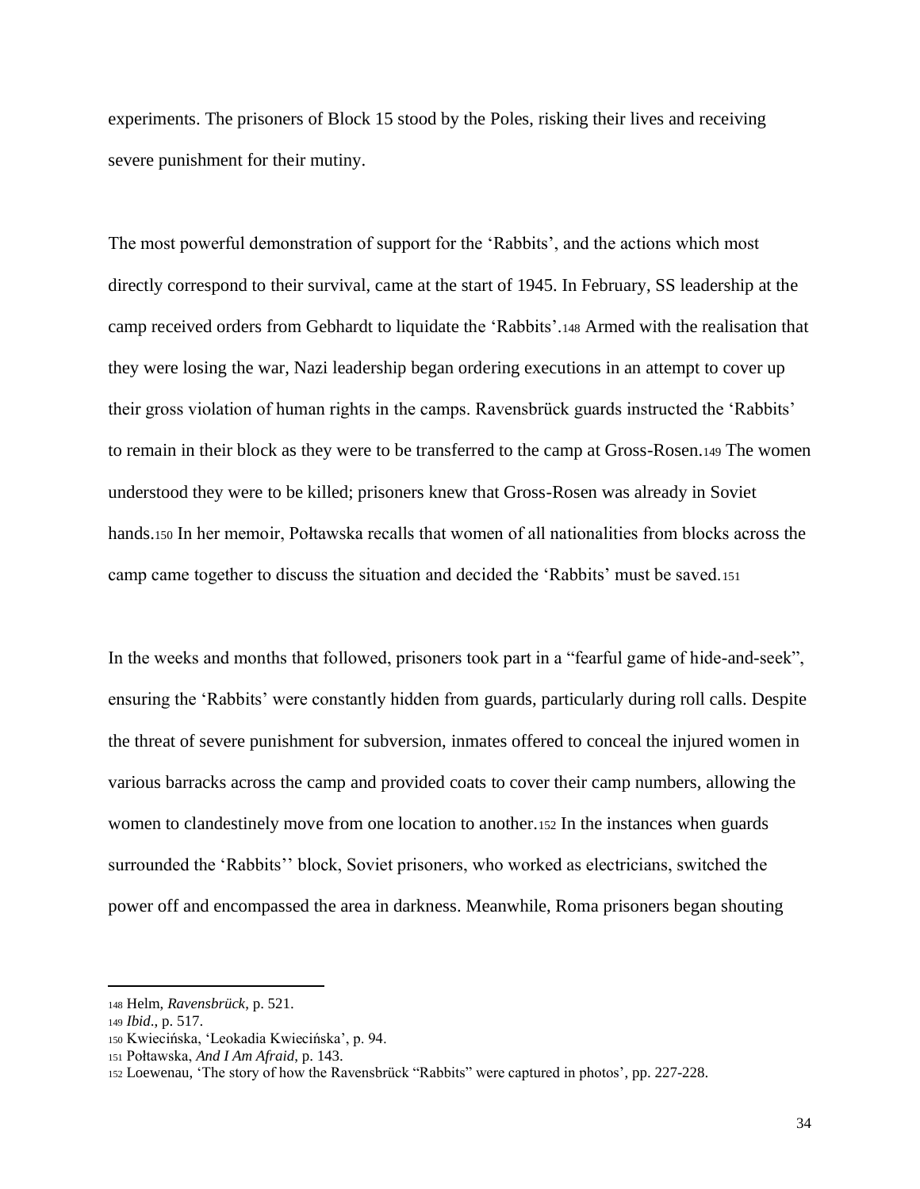experiments. The prisoners of Block 15 stood by the Poles, risking their lives and receiving severe punishment for their mutiny.

The most powerful demonstration of support for the 'Rabbits', and the actions which most directly correspond to their survival, came at the start of 1945. In February, SS leadership at the camp received orders from Gebhardt to liquidate the 'Rabbits'.[148] Armed with the realisation that they were losing the war, Nazi leadership began ordering executions in an attempt to cover up their gross violation of human rights in the camps. Ravensbrück guards instructed the 'Rabbits' to remain in their block as they were to be transferred to the camp at Gross-Rosen.[149] The women understood they were to be killed; prisoners knew that Gross-Rosen was already in Soviet hands.[150] In her memoir, Połtawska recalls that women of all nationalities from blocks across the camp came together to discuss the situation and decided the 'Rabbits' must be saved.[151]

In the weeks and months that followed, prisoners took part in a "fearful game of hide-and-seek", ensuring the 'Rabbits' were constantly hidden from guards, particularly during roll calls. Despite the threat of severe punishment for subversion, inmates offered to conceal the injured women in various barracks across the camp and provided coats to cover their camp numbers, allowing the women to clandestinely move from one location to another.[152] In the instances when guards surrounded the 'Rabbits'' block, Soviet prisoners, who worked as electricians, switched the power off and encompassed the area in darkness. Meanwhile, Roma prisoners began shouting

---

[148] Helm, *Ravensbrück*, p. 521.
[149] *Ibid*., p. 517.
[150] Kwiecińska, 'Leokadia Kwiecińska', p. 94.
[151] Połtawska, *And I Am Afraid*, p. 143.
[152] Loewenau, 'The story of how the Ravensbrück "Rabbits" were captured in photos', pp. 227-228.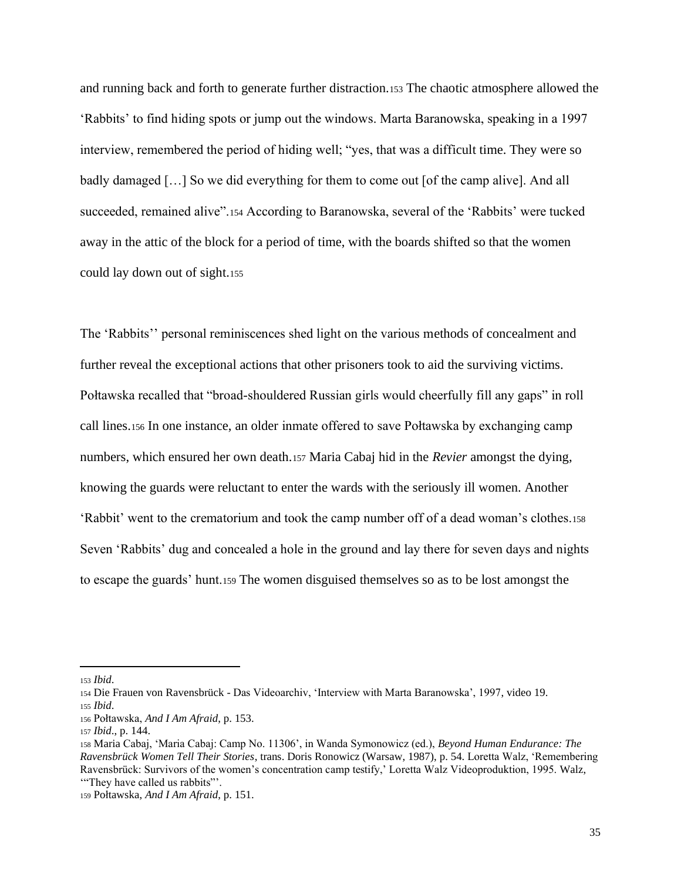and running back and forth to generate further distraction.[153] The chaotic atmosphere allowed the 'Rabbits' to find hiding spots or jump out the windows. Marta Baranowska, speaking in a 1997 interview, remembered the period of hiding well; "yes, that was a difficult time. They were so badly damaged […] So we did everything for them to come out [of the camp alive]. And all succeeded, remained alive".[154] According to Baranowska, several of the 'Rabbits' were tucked away in the attic of the block for a period of time, with the boards shifted so that the women could lay down out of sight.[155]

The 'Rabbits'' personal reminiscences shed light on the various methods of concealment and further reveal the exceptional actions that other prisoners took to aid the surviving victims. Połtawska recalled that "broad-shouldered Russian girls would cheerfully fill any gaps" in roll call lines.[156] In one instance, an older inmate offered to save Połtawska by exchanging camp numbers, which ensured her own death.[157] Maria Cabaj hid in the *Revier* amongst the dying, knowing the guards were reluctant to enter the wards with the seriously ill women. Another 'Rabbit' went to the crematorium and took the camp number off of a dead woman's clothes.[158] Seven 'Rabbits' dug and concealed a hole in the ground and lay there for seven days and nights to escape the guards' hunt.[159] The women disguised themselves so as to be lost amongst the

---

[153] *Ibid*.

[154] Die Frauen von Ravensbrück - Das Videoarchiv, 'Interview with Marta Baranowska', 1997, video 19.

[155] *Ibid*.

[156] Połtawska, *And I Am Afraid*, p. 153.

[157] *Ibid*., p. 144.

[158] Maria Cabaj, 'Maria Cabaj: Camp No. 11306', in Wanda Symonowicz (ed.), *Beyond Human Endurance: The Ravensbrück Women Tell Their Stories*, trans. Doris Ronowicz (Warsaw, 1987), p. 54. Loretta Walz, 'Remembering Ravensbrück: Survivors of the women's concentration camp testify,' Loretta Walz Videoproduktion, 1995. Walz, '"They have called us rabbits"'.

[159] Połtawska, *And I Am Afraid*, p. 151.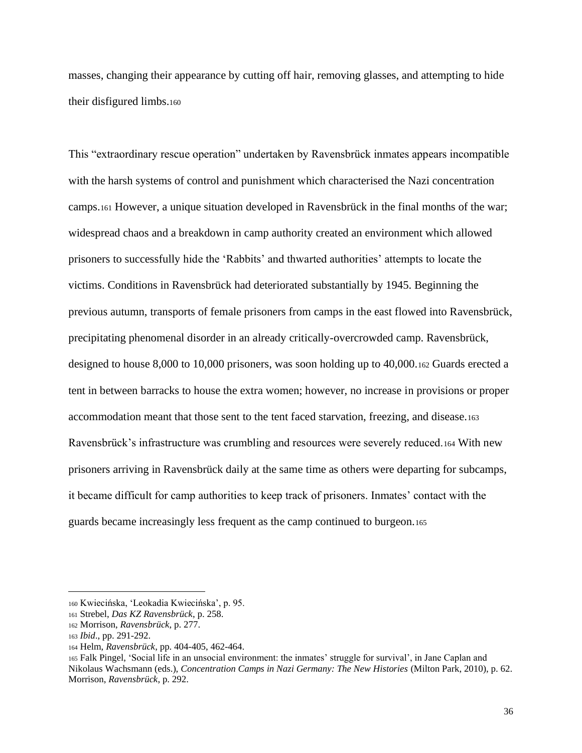masses, changing their appearance by cutting off hair, removing glasses, and attempting to hide their disfigured limbs.[160]

This "extraordinary rescue operation" undertaken by Ravensbrück inmates appears incompatible with the harsh systems of control and punishment which characterised the Nazi concentration camps.[161] However, a unique situation developed in Ravensbrück in the final months of the war; widespread chaos and a breakdown in camp authority created an environment which allowed prisoners to successfully hide the 'Rabbits' and thwarted authorities' attempts to locate the victims. Conditions in Ravensbrück had deteriorated substantially by 1945. Beginning the previous autumn, transports of female prisoners from camps in the east flowed into Ravensbrück, precipitating phenomenal disorder in an already critically-overcrowded camp. Ravensbrück, designed to house 8,000 to 10,000 prisoners, was soon holding up to 40,000.[162] Guards erected a tent in between barracks to house the extra women; however, no increase in provisions or proper accommodation meant that those sent to the tent faced starvation, freezing, and disease.[163] Ravensbrück's infrastructure was crumbling and resources were severely reduced.[164] With new prisoners arriving in Ravensbrück daily at the same time as others were departing for subcamps, it became difficult for camp authorities to keep track of prisoners. Inmates' contact with the guards became increasingly less frequent as the camp continued to burgeon.[165]

---

[160] Kwiecińska, 'Leokadia Kwiecińska', p. 95.

[161] Strebel, *Das KZ Ravensbrück*, p. 258.

[162] Morrison, *Ravensbrück*, p. 277.

[163] *Ibid*., pp. 291-292.

[164] Helm, *Ravensbrück*, pp. 404-405, 462-464.

[165] Falk Pingel, 'Social life in an unsocial environment: the inmates' struggle for survival', in Jane Caplan and Nikolaus Wachsmann (eds.), *Concentration Camps in Nazi Germany: The New Histories* (Milton Park, 2010), p. 62. Morrison, *Ravensbrück*, p. 292.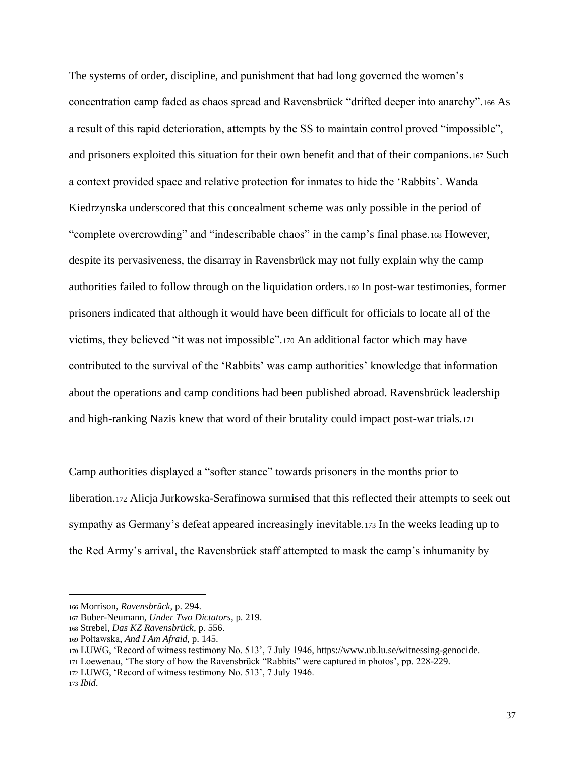The systems of order, discipline, and punishment that had long governed the women's concentration camp faded as chaos spread and Ravensbrück "drifted deeper into anarchy".[166] As a result of this rapid deterioration, attempts by the SS to maintain control proved "impossible", and prisoners exploited this situation for their own benefit and that of their companions.[167] Such a context provided space and relative protection for inmates to hide the 'Rabbits'. Wanda Kiedrzynska underscored that this concealment scheme was only possible in the period of "complete overcrowding" and "indescribable chaos" in the camp's final phase.[168] However, despite its pervasiveness, the disarray in Ravensbrück may not fully explain why the camp authorities failed to follow through on the liquidation orders.[169] In post-war testimonies, former prisoners indicated that although it would have been difficult for officials to locate all of the victims, they believed "it was not impossible".[170] An additional factor which may have contributed to the survival of the 'Rabbits' was camp authorities' knowledge that information about the operations and camp conditions had been published abroad. Ravensbrück leadership and high-ranking Nazis knew that word of their brutality could impact post-war trials.[171]

Camp authorities displayed a "softer stance" towards prisoners in the months prior to liberation.[172] Alicja Jurkowska-Serafinowa surmised that this reflected their attempts to seek out sympathy as Germany's defeat appeared increasingly inevitable.[173] In the weeks leading up to the Red Army's arrival, the Ravensbrück staff attempted to mask the camp's inhumanity by

---

[166] Morrison, *Ravensbrück*, p. 294.

[167] Buber-Neumann, *Under Two Dictators*, p. 219.

[168] Strebel, *Das KZ Ravensbrück*, p. 556.

[169] Połtawska, *And I Am Afraid*, p. 145.

[170] LUWG, 'Record of witness testimony No. 513', 7 July 1946, https://www.ub.lu.se/witnessing-genocide.

[171] Loewenau, 'The story of how the Ravensbrück "Rabbits" were captured in photos', pp. 228-229.

[172] LUWG, 'Record of witness testimony No. 513', 7 July 1946.

[173] *Ibid*.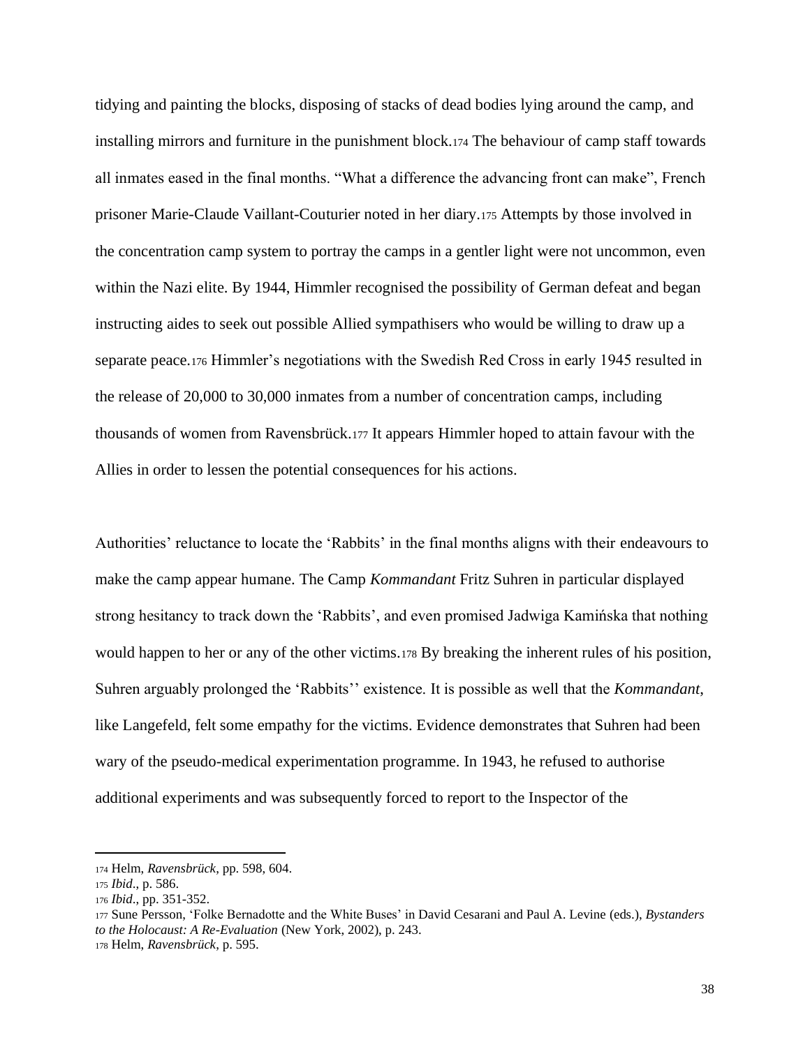tidying and painting the blocks, disposing of stacks of dead bodies lying around the camp, and installing mirrors and furniture in the punishment block.[174] The behaviour of camp staff towards all inmates eased in the final months. "What a difference the advancing front can make", French prisoner Marie-Claude Vaillant-Couturier noted in her diary.[175] Attempts by those involved in the concentration camp system to portray the camps in a gentler light were not uncommon, even within the Nazi elite. By 1944, Himmler recognised the possibility of German defeat and began instructing aides to seek out possible Allied sympathisers who would be willing to draw up a separate peace.[176] Himmler's negotiations with the Swedish Red Cross in early 1945 resulted in the release of 20,000 to 30,000 inmates from a number of concentration camps, including thousands of women from Ravensbrück.[177] It appears Himmler hoped to attain favour with the Allies in order to lessen the potential consequences for his actions.

Authorities' reluctance to locate the 'Rabbits' in the final months aligns with their endeavours to make the camp appear humane. The Camp *Kommandant* Fritz Suhren in particular displayed strong hesitancy to track down the 'Rabbits', and even promised Jadwiga Kamińska that nothing would happen to her or any of the other victims.[178] By breaking the inherent rules of his position, Suhren arguably prolonged the 'Rabbits'' existence. It is possible as well that the *Kommandant*, like Langefeld, felt some empathy for the victims. Evidence demonstrates that Suhren had been wary of the pseudo-medical experimentation programme. In 1943, he refused to authorise additional experiments and was subsequently forced to report to the Inspector of the

---

[174] Helm, *Ravensbrück*, pp. 598, 604.

[175] *Ibid*., p. 586.

[176] *Ibid*., pp. 351-352.

[177] Sune Persson, 'Folke Bernadotte and the White Buses' in David Cesarani and Paul A. Levine (eds.), *Bystanders to the Holocaust: A Re-Evaluation* (New York, 2002), p. 243.

[178] Helm, *Ravensbrück*, p. 595.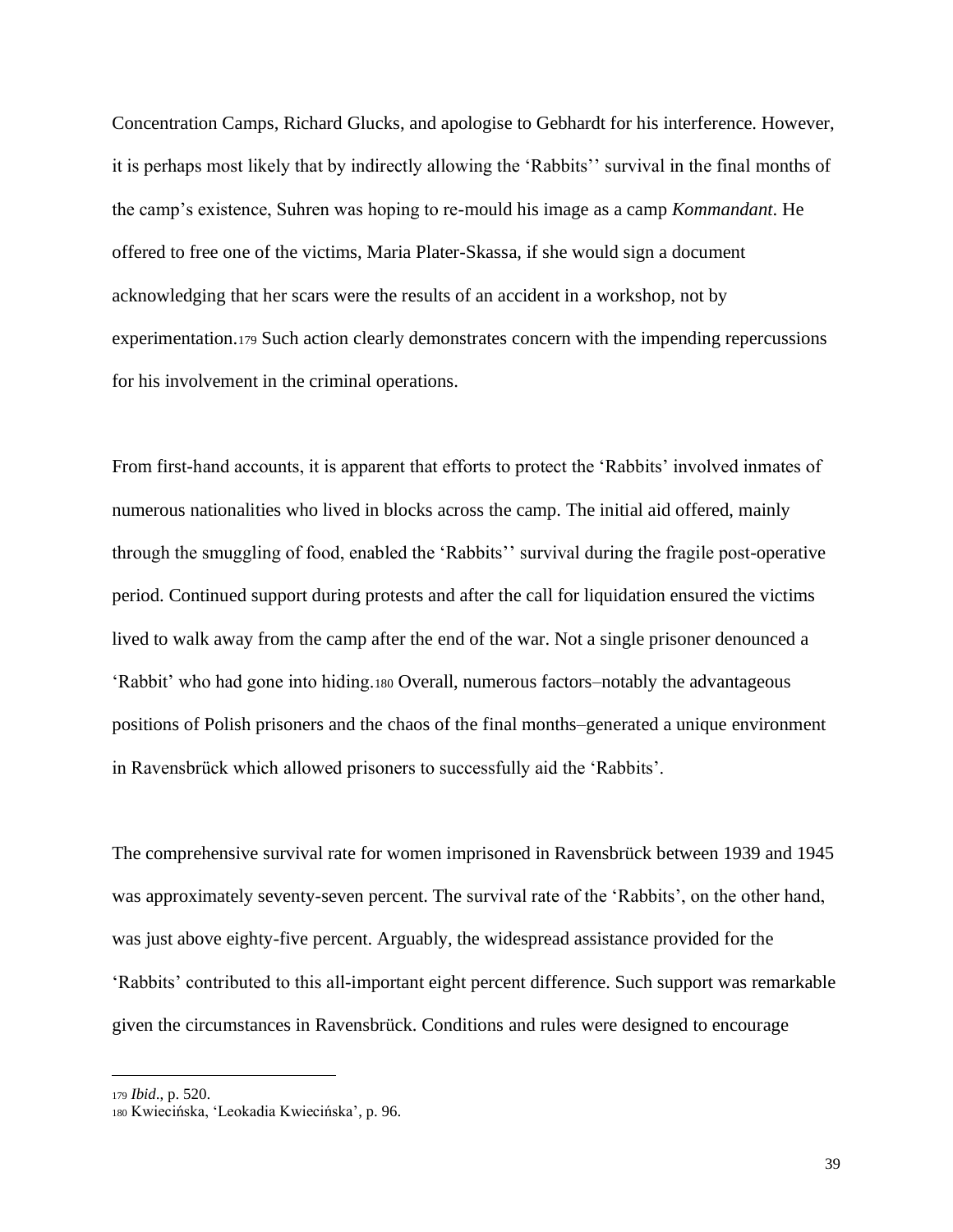Concentration Camps, Richard Glucks, and apologise to Gebhardt for his interference. However, it is perhaps most likely that by indirectly allowing the 'Rabbits'' survival in the final months of the camp's existence, Suhren was hoping to re-mould his image as a camp *Kommandant*. He offered to free one of the victims, Maria Plater-Skassa, if she would sign a document acknowledging that her scars were the results of an accident in a workshop, not by experimentation.[179] Such action clearly demonstrates concern with the impending repercussions for his involvement in the criminal operations.

From first-hand accounts, it is apparent that efforts to protect the 'Rabbits' involved inmates of numerous nationalities who lived in blocks across the camp. The initial aid offered, mainly through the smuggling of food, enabled the 'Rabbits'' survival during the fragile post-operative period. Continued support during protests and after the call for liquidation ensured the victims lived to walk away from the camp after the end of the war. Not a single prisoner denounced a 'Rabbit' who had gone into hiding.[180] Overall, numerous factors–notably the advantageous positions of Polish prisoners and the chaos of the final months–generated a unique environment in Ravensbrück which allowed prisoners to successfully aid the 'Rabbits'.

The comprehensive survival rate for women imprisoned in Ravensbrück between 1939 and 1945 was approximately seventy-seven percent. The survival rate of the 'Rabbits', on the other hand, was just above eighty-five percent. Arguably, the widespread assistance provided for the 'Rabbits' contributed to this all-important eight percent difference. Such support was remarkable given the circumstances in Ravensbrück. Conditions and rules were designed to encourage

---

[179] *Ibid*., p. 520.

[180] Kwiecińska, 'Leokadia Kwiecińska', p. 96.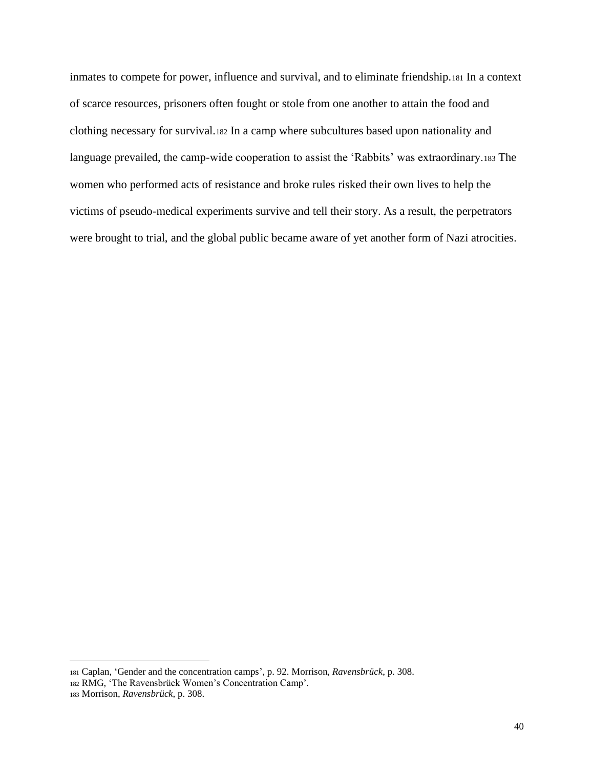inmates to compete for power, influence and survival, and to eliminate friendship.[181] In a context of scarce resources, prisoners often fought or stole from one another to attain the food and clothing necessary for survival.[182] In a camp where subcultures based upon nationality and language prevailed, the camp-wide cooperation to assist the 'Rabbits' was extraordinary.[183] The women who performed acts of resistance and broke rules risked their own lives to help the victims of pseudo-medical experiments survive and tell their story. As a result, the perpetrators were brought to trial, and the global public became aware of yet another form of Nazi atrocities.

---

181 Caplan, 'Gender and the concentration camps', p. 92. Morrison, *Ravensbrück*, p. 308.

182 RMG, 'The Ravensbrück Women's Concentration Camp'.

183 Morrison, *Ravensbrück*, p. 308.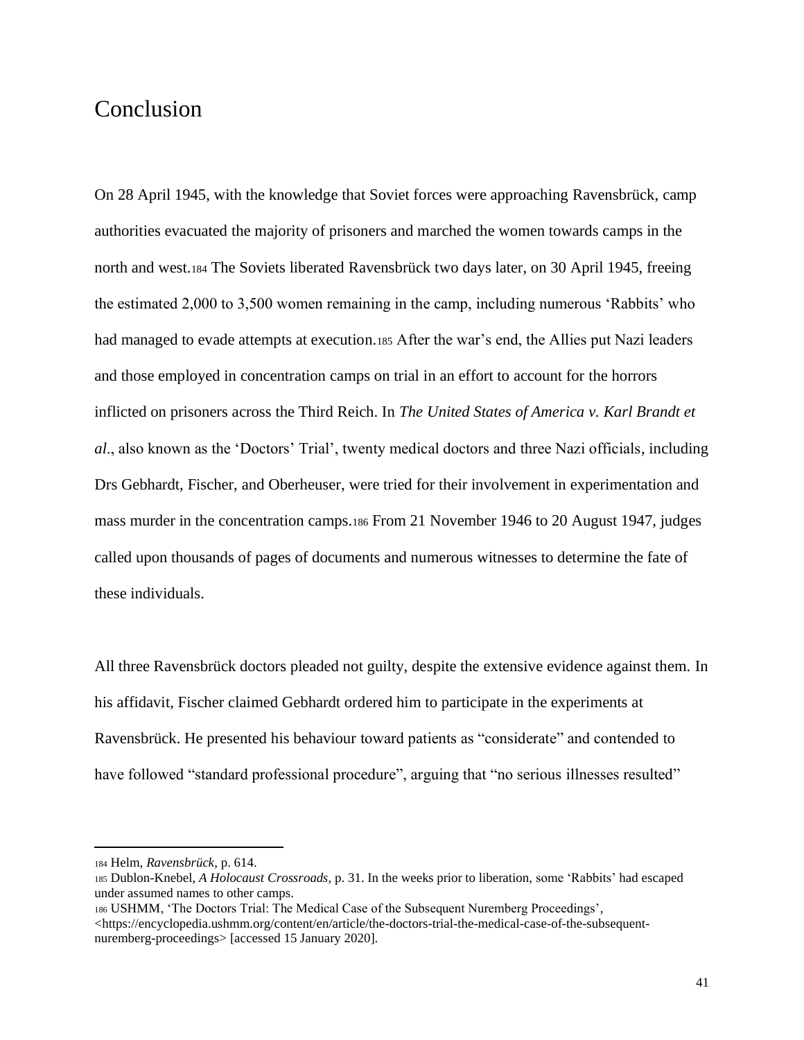# Conclusion

On 28 April 1945, with the knowledge that Soviet forces were approaching Ravensbrück, camp authorities evacuated the majority of prisoners and marched the women towards camps in the north and west.[184] The Soviets liberated Ravensbrück two days later, on 30 April 1945, freeing the estimated 2,000 to 3,500 women remaining in the camp, including numerous 'Rabbits' who had managed to evade attempts at execution.[185] After the war's end, the Allies put Nazi leaders and those employed in concentration camps on trial in an effort to account for the horrors inflicted on prisoners across the Third Reich. In *The United States of America v. Karl Brandt et al*., also known as the 'Doctors' Trial', twenty medical doctors and three Nazi officials, including Drs Gebhardt, Fischer, and Oberheuser, were tried for their involvement in experimentation and mass murder in the concentration camps.[186] From 21 November 1946 to 20 August 1947, judges called upon thousands of pages of documents and numerous witnesses to determine the fate of these individuals.

All three Ravensbrück doctors pleaded not guilty, despite the extensive evidence against them. In his affidavit, Fischer claimed Gebhardt ordered him to participate in the experiments at Ravensbrück. He presented his behaviour toward patients as "considerate" and contended to have followed "standard professional procedure", arguing that "no serious illnesses resulted"

---

[184] Helm, *Ravensbrück*, p. 614.

[185] Dublon-Knebel, *A Holocaust Crossroads*, p. 31. In the weeks prior to liberation, some 'Rabbits' had escaped under assumed names to other camps.

[186] USHMM, 'The Doctors Trial: The Medical Case of the Subsequent Nuremberg Proceedings', <https://encyclopedia.ushmm.org/content/en/article/the-doctors-trial-the-medical-case-of-the-subsequent-nuremberg-proceedings> [accessed 15 January 2020].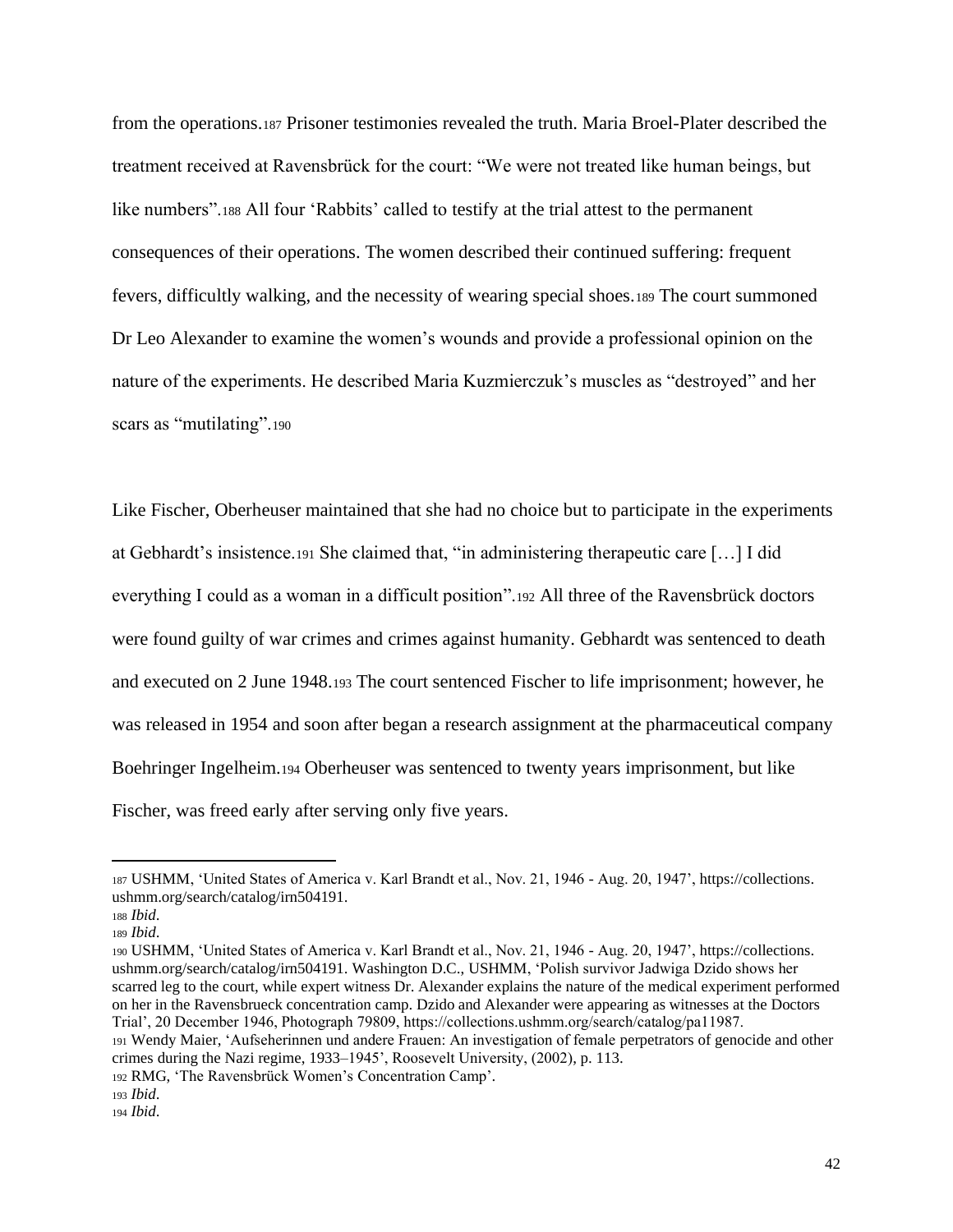from the operations.[187] Prisoner testimonies revealed the truth. Maria Broel-Plater described the treatment received at Ravensbrück for the court: “We were not treated like human beings, but like numbers”.[188] All four ‘Rabbits’ called to testify at the trial attest to the permanent consequences of their operations. The women described their continued suffering: frequent fevers, difficultly walking, and the necessity of wearing special shoes.[189] The court summoned Dr Leo Alexander to examine the women’s wounds and provide a professional opinion on the nature of the experiments. He described Maria Kuzmierczuk’s muscles as “destroyed” and her scars as “mutilating”.[190]

Like Fischer, Oberheuser maintained that she had no choice but to participate in the experiments at Gebhardt’s insistence.[191] She claimed that, “in administering therapeutic care […] I did everything I could as a woman in a difficult position”.[192] All three of the Ravensbrück doctors were found guilty of war crimes and crimes against humanity. Gebhardt was sentenced to death and executed on 2 June 1948.[193] The court sentenced Fischer to life imprisonment; however, he was released in 1954 and soon after began a research assignment at the pharmaceutical company Boehringer Ingelheim.[194] Oberheuser was sentenced to twenty years imprisonment, but like Fischer, was freed early after serving only five years.

---

[187] USHMM, ‘United States of America v. Karl Brandt et al., Nov. 21, 1946 - Aug. 20, 1947’, https://collections.ushmm.org/search/catalog/irn504191.

[188] *Ibid*.

[189] *Ibid*.

[190] USHMM, ‘United States of America v. Karl Brandt et al., Nov. 21, 1946 - Aug. 20, 1947’, https://collections.ushmm.org/search/catalog/irn504191. Washington D.C., USHMM, ‘Polish survivor Jadwiga Dzido shows her scarred leg to the court, while expert witness Dr. Alexander explains the nature of the medical experiment performed on her in the Ravensbrueck concentration camp. Dzido and Alexander were appearing as witnesses at the Doctors Trial’, 20 December 1946, Photograph 79809, https://collections.ushmm.org/search/catalog/pa11987.

[191] Wendy Maier, ‘Aufseherinnen und andere Frauen: An investigation of female perpetrators of genocide and other crimes during the Nazi regime, 1933–1945’, Roosevelt University, (2002), p. 113.

[192] RMG, ‘The Ravensbrück Women’s Concentration Camp’.

[193] *Ibid*.

[194] *Ibid*.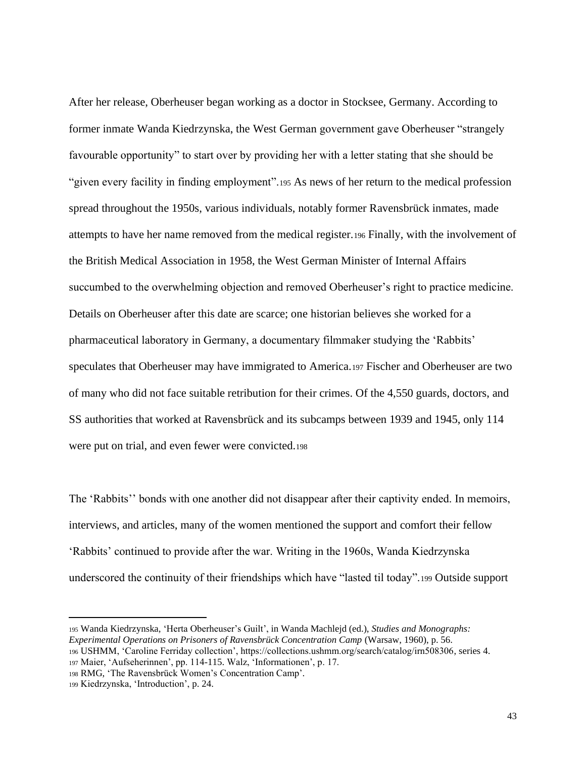After her release, Oberheuser began working as a doctor in Stocksee, Germany. According to former inmate Wanda Kiedrzynska, the West German government gave Oberheuser "strangely favourable opportunity" to start over by providing her with a letter stating that she should be "given every facility in finding employment".[195] As news of her return to the medical profession spread throughout the 1950s, various individuals, notably former Ravensbrück inmates, made attempts to have her name removed from the medical register.[196] Finally, with the involvement of the British Medical Association in 1958, the West German Minister of Internal Affairs succumbed to the overwhelming objection and removed Oberheuser's right to practice medicine. Details on Oberheuser after this date are scarce; one historian believes she worked for a pharmaceutical laboratory in Germany, a documentary filmmaker studying the 'Rabbits' speculates that Oberheuser may have immigrated to America.[197] Fischer and Oberheuser are two of many who did not face suitable retribution for their crimes. Of the 4,550 guards, doctors, and SS authorities that worked at Ravensbrück and its subcamps between 1939 and 1945, only 114 were put on trial, and even fewer were convicted.[198]

The 'Rabbits'' bonds with one another did not disappear after their captivity ended. In memoirs, interviews, and articles, many of the women mentioned the support and comfort their fellow 'Rabbits' continued to provide after the war. Writing in the 1960s, Wanda Kiedrzynska underscored the continuity of their friendships which have "lasted til today".[199] Outside support

---

[195] Wanda Kiedrzynska, 'Herta Oberheuser's Guilt', in Wanda Machlejd (ed.), *Studies and Monographs: Experimental Operations on Prisoners of Ravensbrück Concentration Camp* (Warsaw, 1960), p. 56.

[196] USHMM, 'Caroline Ferriday collection', https://collections.ushmm.org/search/catalog/irn508306, series 4.

[197] Maier, 'Aufseherinnen', pp. 114-115. Walz, 'Informationen', p. 17.

[198] RMG, 'The Ravensbrück Women's Concentration Camp'.

[199] Kiedrzynska, 'Introduction', p. 24.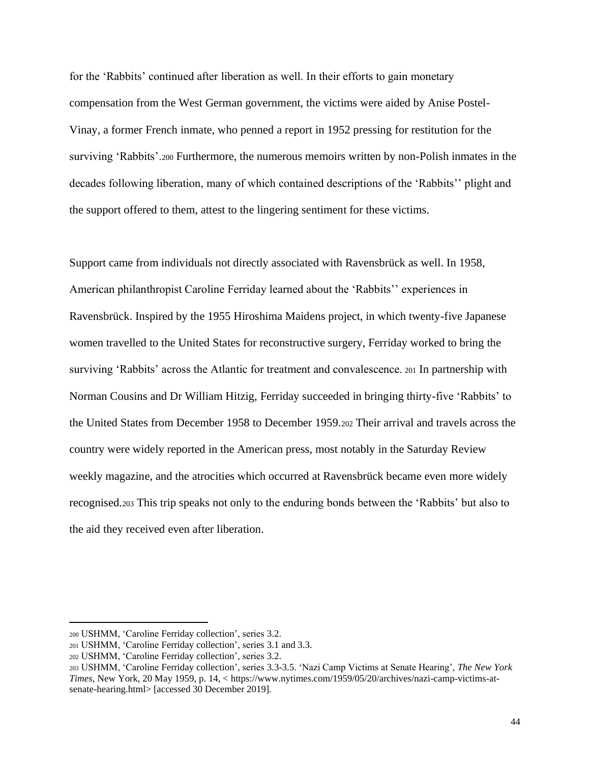for the 'Rabbits' continued after liberation as well. In their efforts to gain monetary compensation from the West German government, the victims were aided by Anise Postel-Vinay, a former French inmate, who penned a report in 1952 pressing for restitution for the surviving 'Rabbits'.[200] Furthermore, the numerous memoirs written by non-Polish inmates in the decades following liberation, many of which contained descriptions of the 'Rabbits'' plight and the support offered to them, attest to the lingering sentiment for these victims.

Support came from individuals not directly associated with Ravensbrück as well. In 1958, American philanthropist Caroline Ferriday learned about the 'Rabbits'' experiences in Ravensbrück. Inspired by the 1955 Hiroshima Maidens project, in which twenty-five Japanese women travelled to the United States for reconstructive surgery, Ferriday worked to bring the surviving 'Rabbits' across the Atlantic for treatment and convalescence.[201] In partnership with Norman Cousins and Dr William Hitzig, Ferriday succeeded in bringing thirty-five 'Rabbits' to the United States from December 1958 to December 1959.[202] Their arrival and travels across the country were widely reported in the American press, most notably in the Saturday Review weekly magazine, and the atrocities which occurred at Ravensbrück became even more widely recognised.[203] This trip speaks not only to the enduring bonds between the 'Rabbits' but also to the aid they received even after liberation.

---

[200] USHMM, 'Caroline Ferriday collection', series 3.2.

[201] USHMM, 'Caroline Ferriday collection', series 3.1 and 3.3.

[202] USHMM, 'Caroline Ferriday collection', series 3.2.

[203] USHMM, 'Caroline Ferriday collection', series 3.3-3.5. 'Nazi Camp Victims at Senate Hearing', *The New York Times*, New York, 20 May 1959, p. 14, < https://www.nytimes.com/1959/05/20/archives/nazi-camp-victims-at-senate-hearing.html> [accessed 30 December 2019].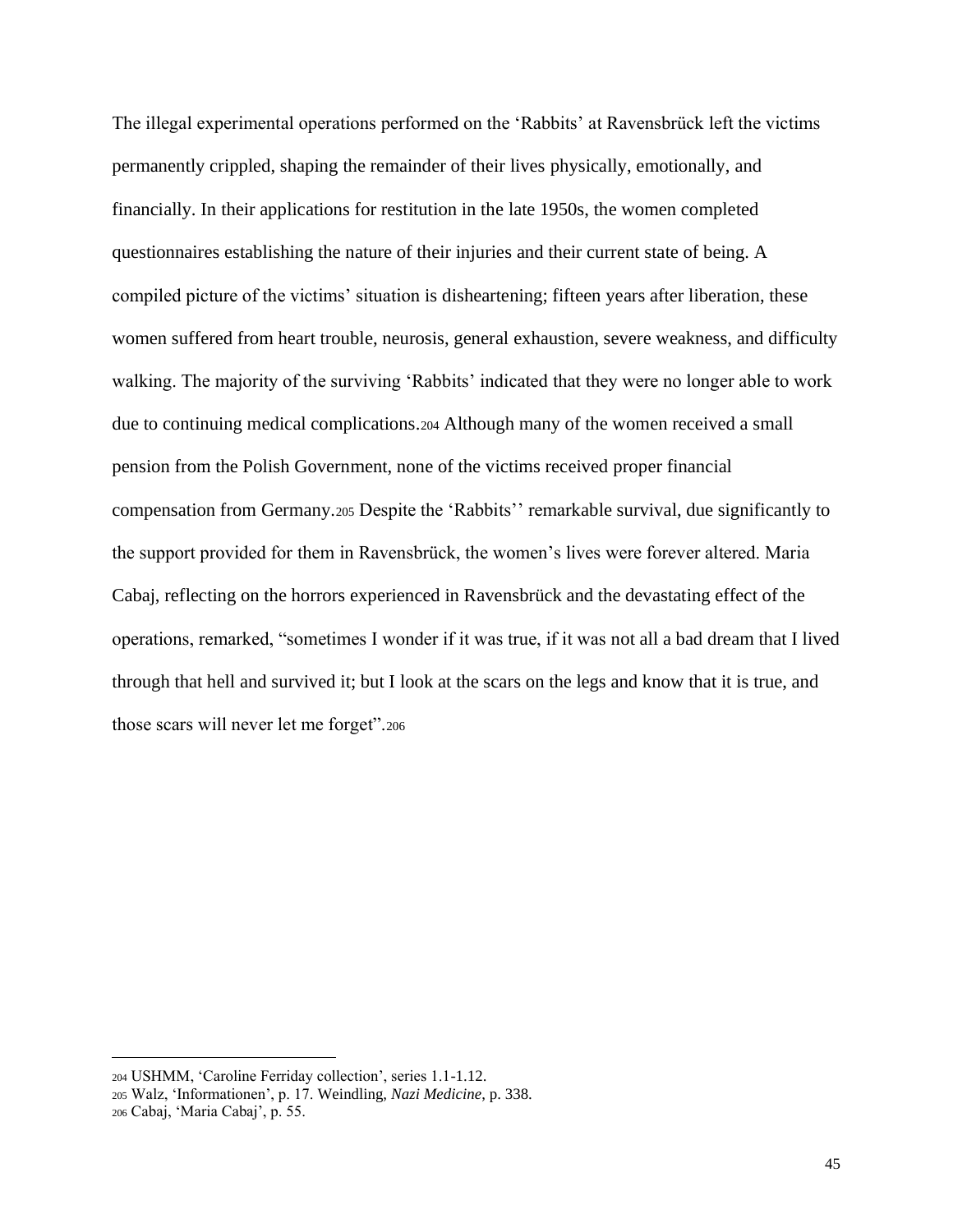The illegal experimental operations performed on the 'Rabbits' at Ravensbrück left the victims permanently crippled, shaping the remainder of their lives physically, emotionally, and financially. In their applications for restitution in the late 1950s, the women completed questionnaires establishing the nature of their injuries and their current state of being. A compiled picture of the victims' situation is disheartening; fifteen years after liberation, these women suffered from heart trouble, neurosis, general exhaustion, severe weakness, and difficulty walking. The majority of the surviving 'Rabbits' indicated that they were no longer able to work due to continuing medical complications.[204] Although many of the women received a small pension from the Polish Government, none of the victims received proper financial compensation from Germany.[205] Despite the 'Rabbits'' remarkable survival, due significantly to the support provided for them in Ravensbrück, the women's lives were forever altered. Maria Cabaj, reflecting on the horrors experienced in Ravensbrück and the devastating effect of the operations, remarked, "sometimes I wonder if it was true, if it was not all a bad dream that I lived through that hell and survived it; but I look at the scars on the legs and know that it is true, and those scars will never let me forget".[206]

---

[204] USHMM, 'Caroline Ferriday collection', series 1.1-1.12.

[205] Walz, 'Informationen', p. 17. Weindling, *Nazi Medicine*, p. 338.

[206] Cabaj, 'Maria Cabaj', p. 55.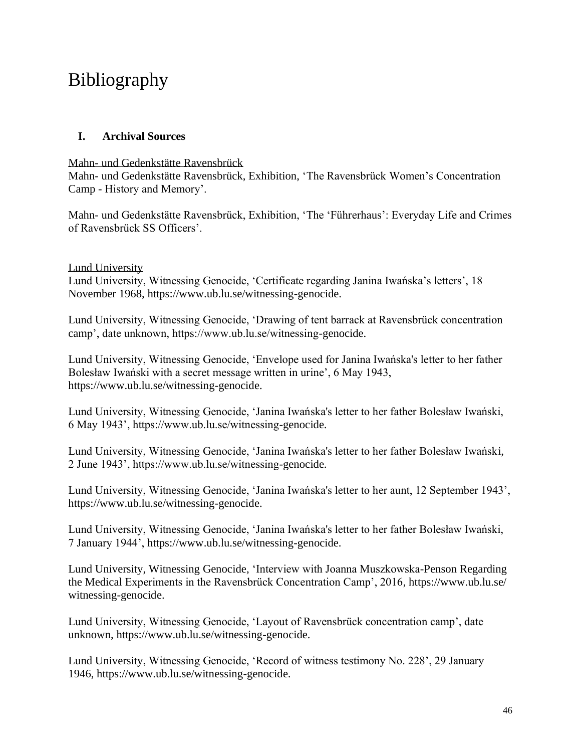# Bibliography

## I. Archival Sources

Mahn- und Gedenkstätte Ravensbrück

Mahn- und Gedenkstätte Ravensbrück, Exhibition, 'The Ravensbrück Women's Concentration Camp - History and Memory'.

Mahn- und Gedenkstätte Ravensbrück, Exhibition, 'The 'Führerhaus': Everyday Life and Crimes of Ravensbrück SS Officers'.

Lund University

Lund University, Witnessing Genocide, 'Certificate regarding Janina Iwańska's letters', 18 November 1968, https://www.ub.lu.se/witnessing-genocide.

Lund University, Witnessing Genocide, 'Drawing of tent barrack at Ravensbrück concentration camp', date unknown, https://www.ub.lu.se/witnessing-genocide.

Lund University, Witnessing Genocide, 'Envelope used for Janina Iwańska's letter to her father Bolesław Iwański with a secret message written in urine', 6 May 1943, https://www.ub.lu.se/witnessing-genocide.

Lund University, Witnessing Genocide, 'Janina Iwańska's letter to her father Bolesław Iwański, 6 May 1943', https://www.ub.lu.se/witnessing-genocide.

Lund University, Witnessing Genocide, 'Janina Iwańska's letter to her father Bolesław Iwański, 2 June 1943', https://www.ub.lu.se/witnessing-genocide.

Lund University, Witnessing Genocide, 'Janina Iwańska's letter to her aunt, 12 September 1943', https://www.ub.lu.se/witnessing-genocide.

Lund University, Witnessing Genocide, 'Janina Iwańska's letter to her father Bolesław Iwański, 7 January 1944', https://www.ub.lu.se/witnessing-genocide.

Lund University, Witnessing Genocide, 'Interview with Joanna Muszkowska-Penson Regarding the Medical Experiments in the Ravensbrück Concentration Camp', 2016, https://www.ub.lu.se/witnessing-genocide.

Lund University, Witnessing Genocide, 'Layout of Ravensbrück concentration camp', date unknown, https://www.ub.lu.se/witnessing-genocide.

Lund University, Witnessing Genocide, 'Record of witness testimony No. 228', 29 January 1946, https://www.ub.lu.se/witnessing-genocide.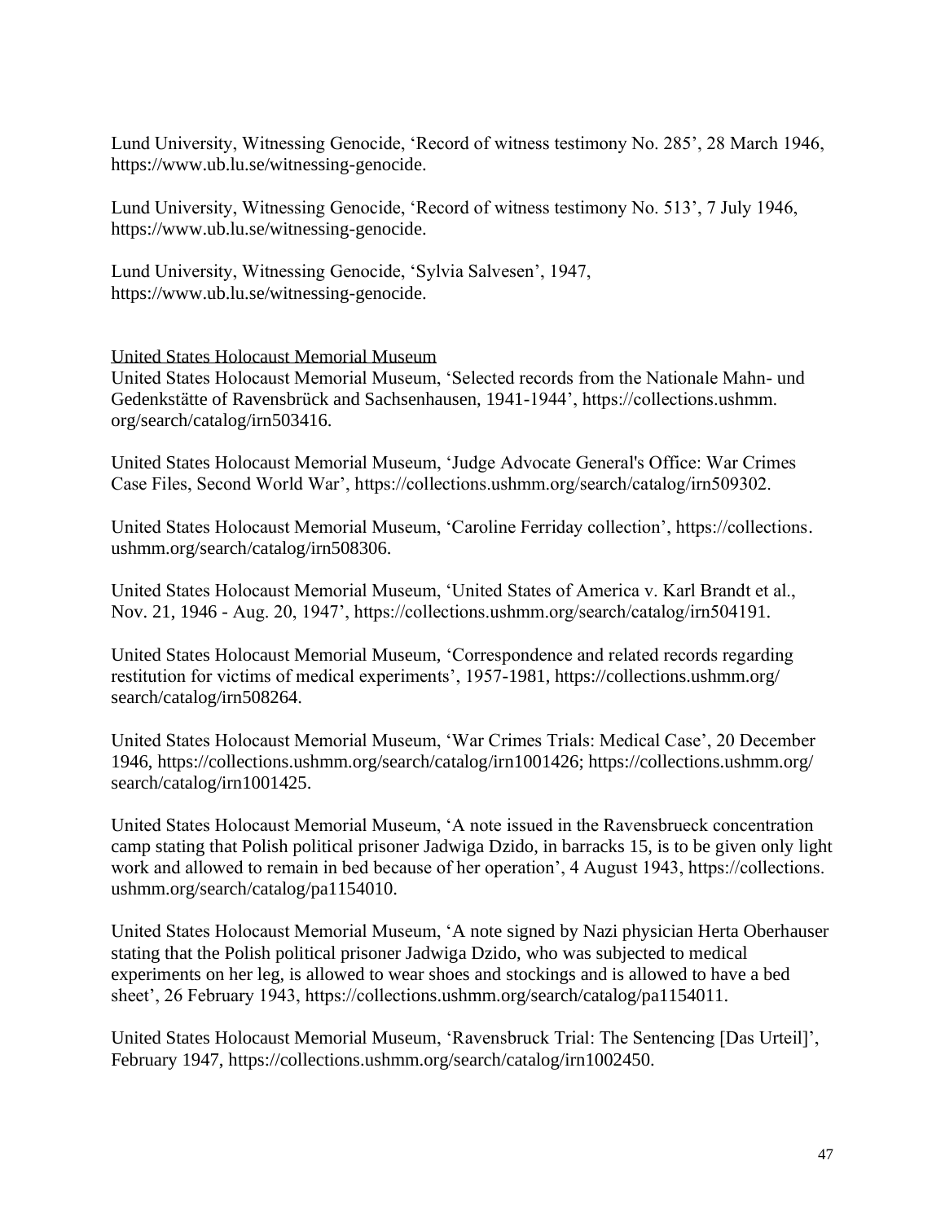Lund University, Witnessing Genocide, 'Record of witness testimony No. 285', 28 March 1946, https://www.ub.lu.se/witnessing-genocide.

Lund University, Witnessing Genocide, 'Record of witness testimony No. 513', 7 July 1946, https://www.ub.lu.se/witnessing-genocide.

Lund University, Witnessing Genocide, 'Sylvia Salvesen', 1947, https://www.ub.lu.se/witnessing-genocide.

<u>United States Holocaust Memorial Museum</u>

United States Holocaust Memorial Museum, 'Selected records from the Nationale Mahn- und Gedenkstätte of Ravensbrück and Sachsenhausen, 1941-1944', https://collections.ushmm.org/search/catalog/irn503416.

United States Holocaust Memorial Museum, 'Judge Advocate General's Office: War Crimes Case Files, Second World War', https://collections.ushmm.org/search/catalog/irn509302.

United States Holocaust Memorial Museum, 'Caroline Ferriday collection', https://collections.ushmm.org/search/catalog/irn508306.

United States Holocaust Memorial Museum, 'United States of America v. Karl Brandt et al., Nov. 21, 1946 - Aug. 20, 1947', https://collections.ushmm.org/search/catalog/irn504191.

United States Holocaust Memorial Museum, 'Correspondence and related records regarding restitution for victims of medical experiments', 1957-1981, https://collections.ushmm.org/search/catalog/irn508264.

United States Holocaust Memorial Museum, 'War Crimes Trials: Medical Case', 20 December 1946, https://collections.ushmm.org/search/catalog/irn1001426; https://collections.ushmm.org/search/catalog/irn1001425.

United States Holocaust Memorial Museum, 'A note issued in the Ravensbrueck concentration camp stating that Polish political prisoner Jadwiga Dzido, in barracks 15, is to be given only light work and allowed to remain in bed because of her operation', 4 August 1943, https://collections.ushmm.org/search/catalog/pa1154010.

United States Holocaust Memorial Museum, 'A note signed by Nazi physician Herta Oberhauser stating that the Polish political prisoner Jadwiga Dzido, who was subjected to medical experiments on her leg, is allowed to wear shoes and stockings and is allowed to have a bed sheet', 26 February 1943, https://collections.ushmm.org/search/catalog/pa1154011.

United States Holocaust Memorial Museum, 'Ravensbruck Trial: The Sentencing [Das Urteil]', February 1947, https://collections.ushmm.org/search/catalog/irn1002450.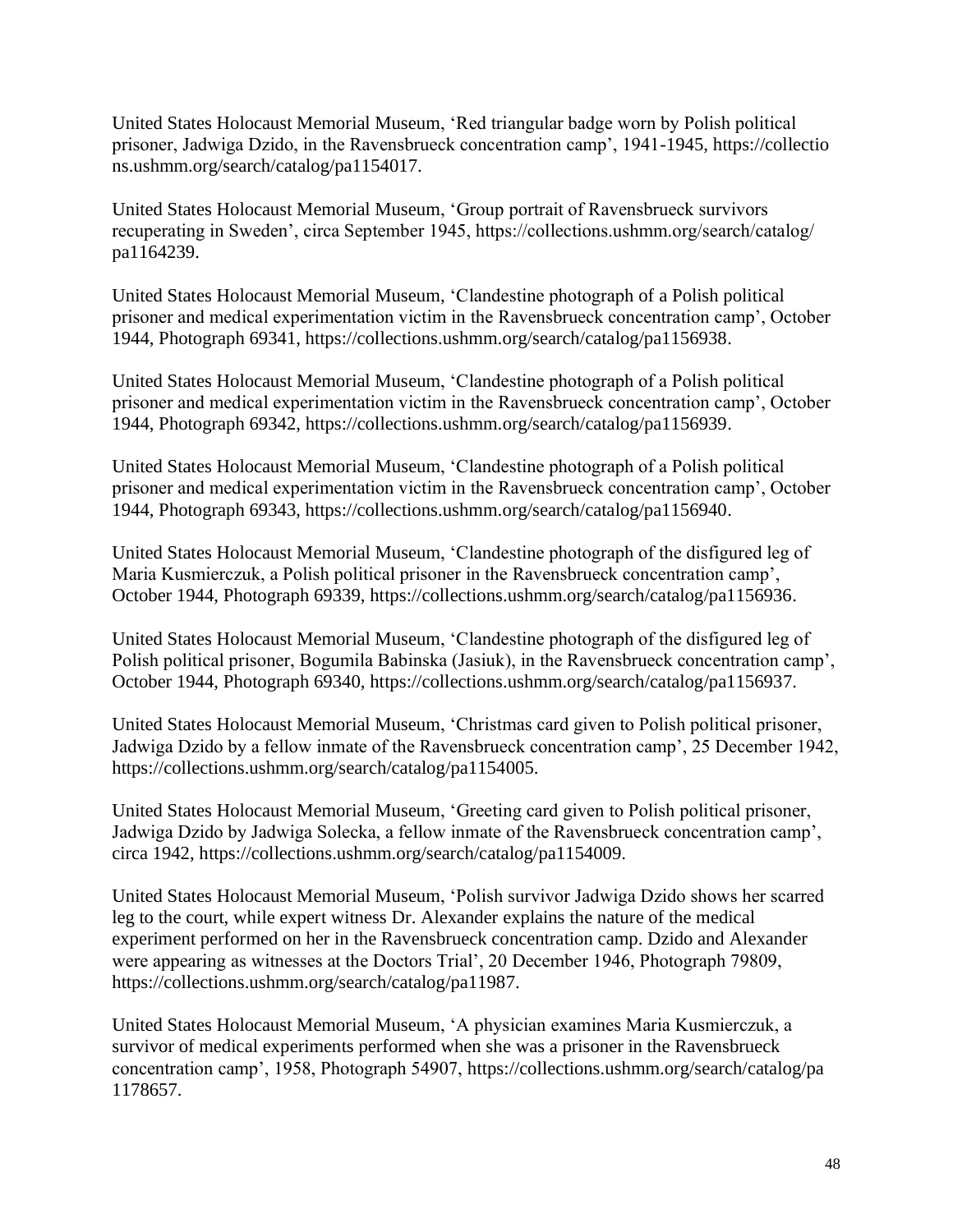United States Holocaust Memorial Museum, 'Red triangular badge worn by Polish political prisoner, Jadwiga Dzido, in the Ravensbrueck concentration camp', 1941-1945, https://collections.ushmm.org/search/catalog/pa1154017.

United States Holocaust Memorial Museum, 'Group portrait of Ravensbrueck survivors recuperating in Sweden', circa September 1945, https://collections.ushmm.org/search/catalog/pa1164239.

United States Holocaust Memorial Museum, 'Clandestine photograph of a Polish political prisoner and medical experimentation victim in the Ravensbrueck concentration camp', October 1944, Photograph 69341, https://collections.ushmm.org/search/catalog/pa1156938.

United States Holocaust Memorial Museum, 'Clandestine photograph of a Polish political prisoner and medical experimentation victim in the Ravensbrueck concentration camp', October 1944, Photograph 69342, https://collections.ushmm.org/search/catalog/pa1156939.

United States Holocaust Memorial Museum, 'Clandestine photograph of a Polish political prisoner and medical experimentation victim in the Ravensbrueck concentration camp', October 1944, Photograph 69343, https://collections.ushmm.org/search/catalog/pa1156940.

United States Holocaust Memorial Museum, 'Clandestine photograph of the disfigured leg of Maria Kusmierczuk, a Polish political prisoner in the Ravensbrueck concentration camp', October 1944, Photograph 69339, https://collections.ushmm.org/search/catalog/pa1156936.

United States Holocaust Memorial Museum, 'Clandestine photograph of the disfigured leg of Polish political prisoner, Bogumila Babinska (Jasiuk), in the Ravensbrueck concentration camp', October 1944, Photograph 69340, https://collections.ushmm.org/search/catalog/pa1156937.

United States Holocaust Memorial Museum, 'Christmas card given to Polish political prisoner, Jadwiga Dzido by a fellow inmate of the Ravensbrueck concentration camp', 25 December 1942, https://collections.ushmm.org/search/catalog/pa1154005.

United States Holocaust Memorial Museum, 'Greeting card given to Polish political prisoner, Jadwiga Dzido by Jadwiga Solecka, a fellow inmate of the Ravensbrueck concentration camp', circa 1942, https://collections.ushmm.org/search/catalog/pa1154009.

United States Holocaust Memorial Museum, 'Polish survivor Jadwiga Dzido shows her scarred leg to the court, while expert witness Dr. Alexander explains the nature of the medical experiment performed on her in the Ravensbrueck concentration camp. Dzido and Alexander were appearing as witnesses at the Doctors Trial', 20 December 1946, Photograph 79809, https://collections.ushmm.org/search/catalog/pa11987.

United States Holocaust Memorial Museum, 'A physician examines Maria Kusmierczuk, a survivor of medical experiments performed when she was a prisoner in the Ravensbrueck concentration camp', 1958, Photograph 54907, https://collections.ushmm.org/search/catalog/pa1178657.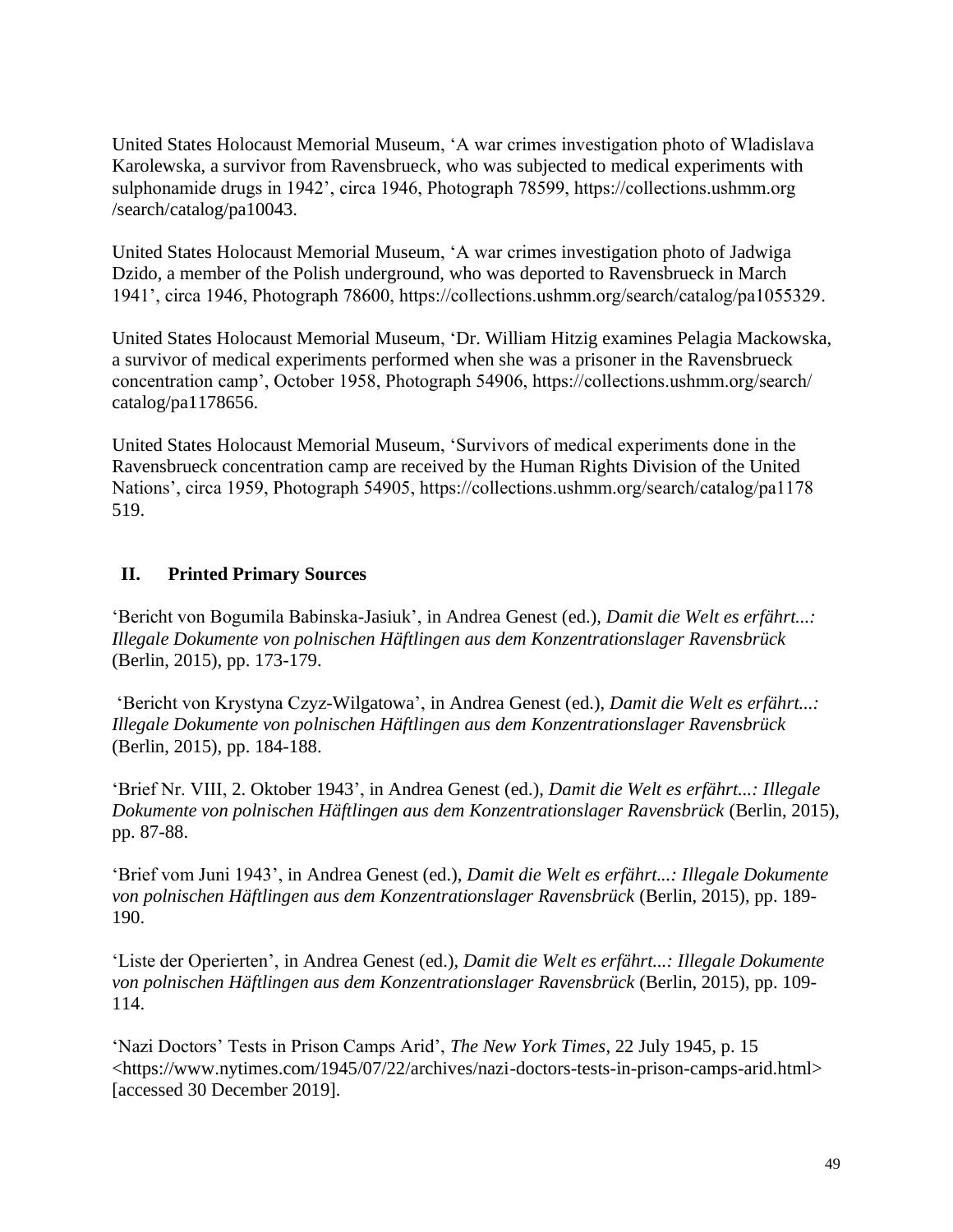United States Holocaust Memorial Museum, 'A war crimes investigation photo of Wladislava Karolewska, a survivor from Ravensbrueck, who was subjected to medical experiments with sulphonamide drugs in 1942', circa 1946, Photograph 78599, https://collections.ushmm.org /search/catalog/pa10043.

United States Holocaust Memorial Museum, 'A war crimes investigation photo of Jadwiga Dzido, a member of the Polish underground, who was deported to Ravensbrueck in March 1941', circa 1946, Photograph 78600, https://collections.ushmm.org/search/catalog/pa1055329.

United States Holocaust Memorial Museum, 'Dr. William Hitzig examines Pelagia Mackowska, a survivor of medical experiments performed when she was a prisoner in the Ravensbrueck concentration camp', October 1958, Photograph 54906, https://collections.ushmm.org/search/ catalog/pa1178656.

United States Holocaust Memorial Museum, 'Survivors of medical experiments done in the Ravensbrueck concentration camp are received by the Human Rights Division of the United Nations', circa 1959, Photograph 54905, https://collections.ushmm.org/search/catalog/pa1178 519.

## II. Printed Primary Sources

'Bericht von Bogumila Babinska-Jasiuk', in Andrea Genest (ed.), *Damit die Welt es erfährt...: Illegale Dokumente von polnischen Häftlingen aus dem Konzentrationslager Ravensbrück* (Berlin, 2015), pp. 173-179.

'Bericht von Krystyna Czyz-Wilgatowa', in Andrea Genest (ed.), *Damit die Welt es erfährt...: Illegale Dokumente von polnischen Häftlingen aus dem Konzentrationslager Ravensbrück* (Berlin, 2015), pp. 184-188.

'Brief Nr. VIII, 2. Oktober 1943', in Andrea Genest (ed.), *Damit die Welt es erfährt...: Illegale Dokumente von polnischen Häftlingen aus dem Konzentrationslager Ravensbrück* (Berlin, 2015), pp. 87-88.

'Brief vom Juni 1943', in Andrea Genest (ed.), *Damit die Welt es erfährt...: Illegale Dokumente von polnischen Häftlingen aus dem Konzentrationslager Ravensbrück* (Berlin, 2015), pp. 189-190.

'Liste der Operierten', in Andrea Genest (ed.), *Damit die Welt es erfährt...: Illegale Dokumente von polnischen Häftlingen aus dem Konzentrationslager Ravensbrück* (Berlin, 2015), pp. 109-114.

'Nazi Doctors' Tests in Prison Camps Arid', *The New York Times*, 22 July 1945, p. 15 <https://www.nytimes.com/1945/07/22/archives/nazi-doctors-tests-in-prison-camps-arid.html> [accessed 30 December 2019].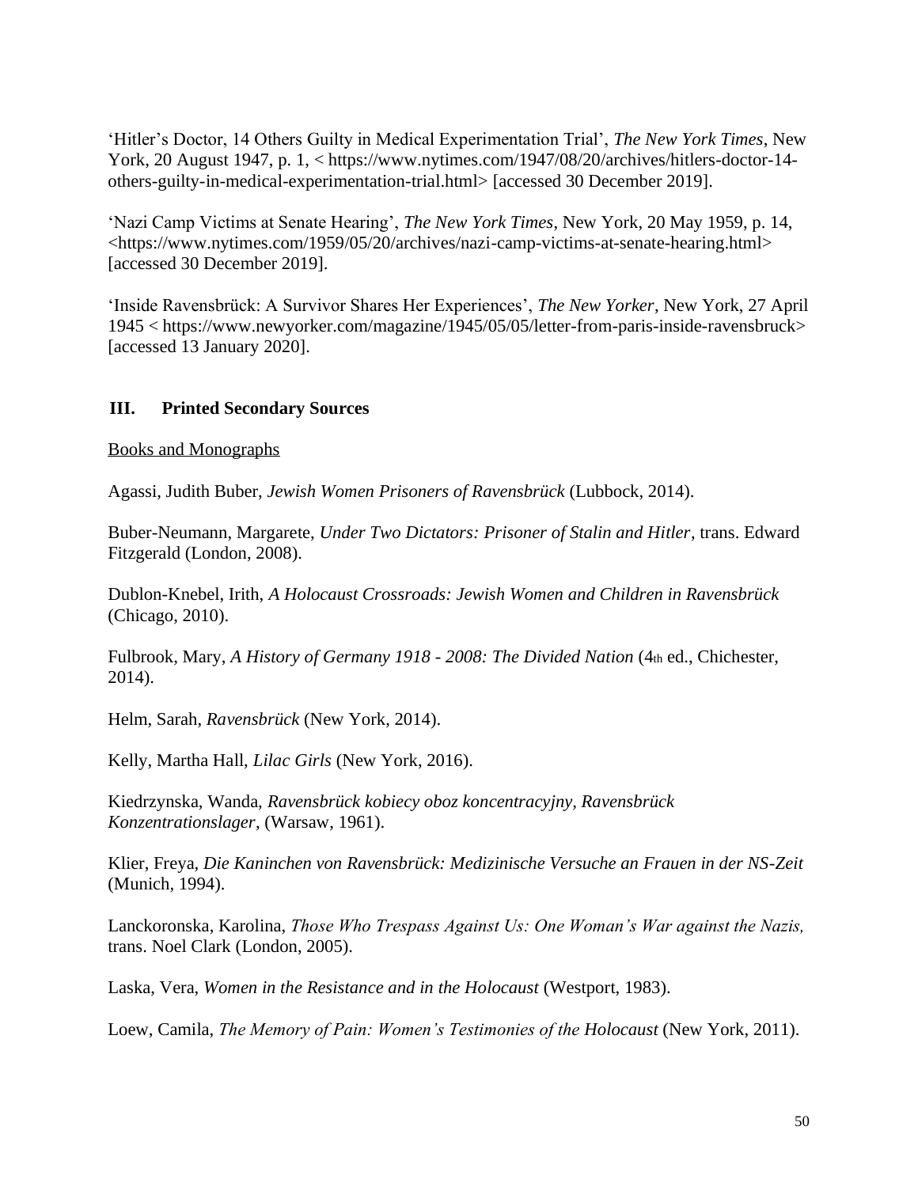'Hitler's Doctor, 14 Others Guilty in Medical Experimentation Trial', *The New York Times*, New York, 20 August 1947, p. 1, < https://www.nytimes.com/1947/08/20/archives/hitlers-doctor-14-others-guilty-in-medical-experimentation-trial.html> [accessed 30 December 2019].

'Nazi Camp Victims at Senate Hearing', *The New York Times*, New York, 20 May 1959, p. 14, <https://www.nytimes.com/1959/05/20/archives/nazi-camp-victims-at-senate-hearing.html> [accessed 30 December 2019].

'Inside Ravensbrück: A Survivor Shares Her Experiences', *The New Yorker*, New York, 27 April 1945 < https://www.newyorker.com/magazine/1945/05/05/letter-from-paris-inside-ravensbruck> [accessed 13 January 2020].

## III. Printed Secondary Sources

Books and Monographs

Agassi, Judith Buber, *Jewish Women Prisoners of Ravensbrück* (Lubbock, 2014).

Buber-Neumann, Margarete, *Under Two Dictators: Prisoner of Stalin and Hitler*, trans. Edward Fitzgerald (London, 2008).

Dublon-Knebel, Irith, *A Holocaust Crossroads: Jewish Women and Children in Ravensbrück* (Chicago, 2010).

Fulbrook, Mary, *A History of Germany 1918 - 2008: The Divided Nation* (4th ed., Chichester, 2014).

Helm, Sarah, *Ravensbrück* (New York, 2014).

Kelly, Martha Hall, *Lilac Girls* (New York, 2016).

Kiedrzynska, Wanda, *Ravensbrück kobiecy oboz koncentracyjny*, *Ravensbrück Konzentrationslager*, (Warsaw, 1961).

Klier, Freya, *Die Kaninchen von Ravensbrück: Medizinische Versuche an Frauen in der NS-Zeit* (Munich, 1994).

Lanckoronska, Karolina, *Those Who Trespass Against Us: One Woman's War against the Nazis,* trans. Noel Clark (London, 2005).

Laska, Vera, *Women in the Resistance and in the Holocaust* (Westport, 1983).

Loew, Camila, *The Memory of Pain: Women's Testimonies of the Holocaust* (New York, 2011).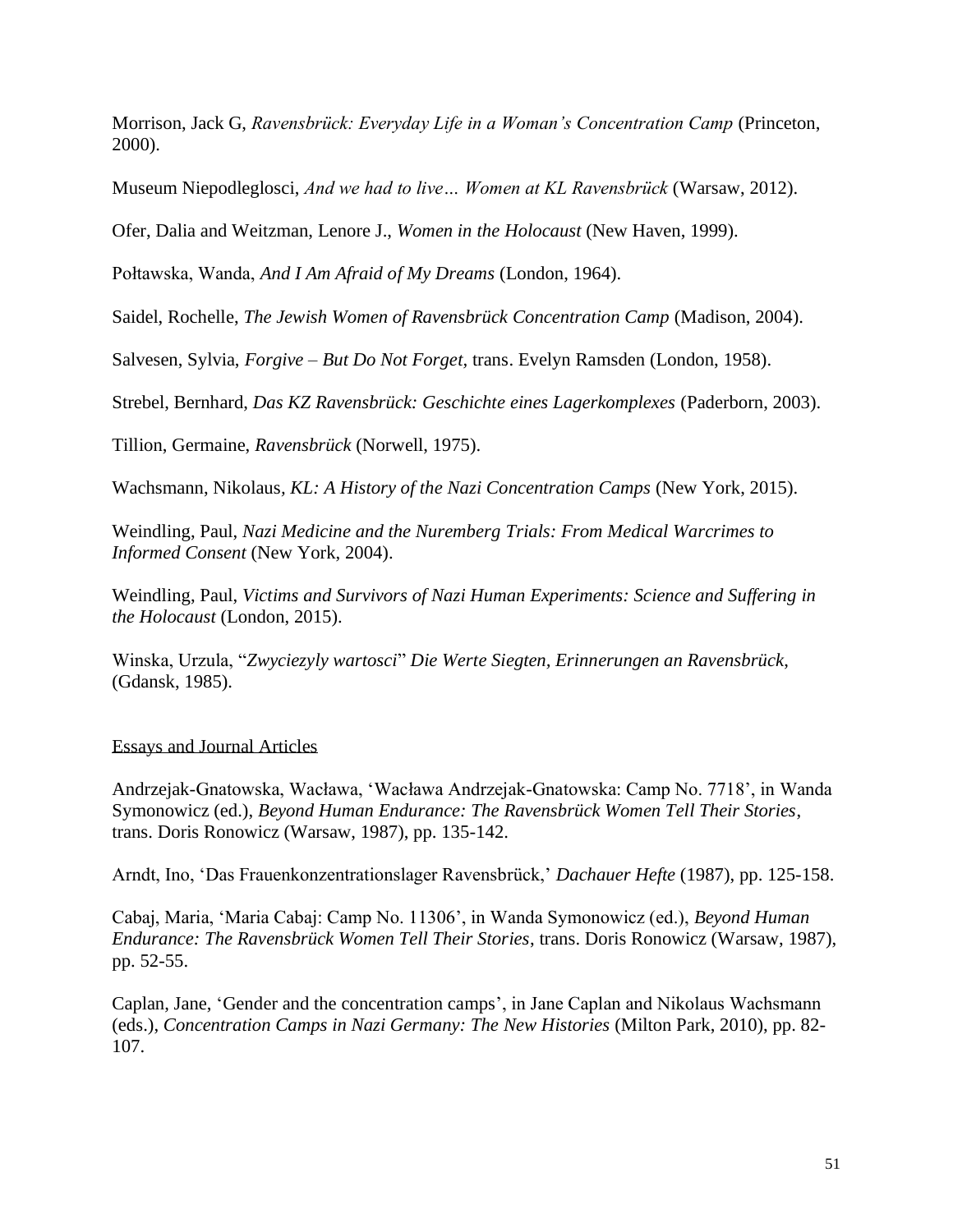Morrison, Jack G, *Ravensbrück: Everyday Life in a Woman's Concentration Camp* (Princeton, 2000).

Museum Niepodleglosci, *And we had to live… Women at KL Ravensbrück* (Warsaw, 2012).

Ofer, Dalia and Weitzman, Lenore J., *Women in the Holocaust* (New Haven, 1999).

Połtawska, Wanda, *And I Am Afraid of My Dreams* (London, 1964).

Saidel, Rochelle, *The Jewish Women of Ravensbrück Concentration Camp* (Madison, 2004).

Salvesen, Sylvia, *Forgive – But Do Not Forget*, trans. Evelyn Ramsden (London, 1958).

Strebel, Bernhard, *Das KZ Ravensbrück: Geschichte eines Lagerkomplexes* (Paderborn, 2003).

Tillion, Germaine, *Ravensbrück* (Norwell, 1975).

Wachsmann, Nikolaus, *KL: A History of the Nazi Concentration Camps* (New York, 2015).

Weindling, Paul, *Nazi Medicine and the Nuremberg Trials: From Medical Warcrimes to Informed Consent* (New York, 2004).

Weindling, Paul, *Victims and Survivors of Nazi Human Experiments: Science and Suffering in the Holocaust* (London, 2015).

Winska, Urzula, "*Zwyciezyly wartosci*" *Die Werte Siegten, Erinnerungen an Ravensbrück*, (Gdansk, 1985).

## Essays and Journal Articles

Andrzejak-Gnatowska, Wacława, 'Wacława Andrzejak-Gnatowska: Camp No. 7718', in Wanda Symonowicz (ed.), *Beyond Human Endurance: The Ravensbrück Women Tell Their Stories*, trans. Doris Ronowicz (Warsaw, 1987), pp. 135-142.

Arndt, Ino, 'Das Frauenkonzentrationslager Ravensbrück,' *Dachauer Hefte* (1987), pp. 125-158.

Cabaj, Maria, 'Maria Cabaj: Camp No. 11306', in Wanda Symonowicz (ed.), *Beyond Human Endurance: The Ravensbrück Women Tell Their Stories*, trans. Doris Ronowicz (Warsaw, 1987), pp. 52-55.

Caplan, Jane, 'Gender and the concentration camps', in Jane Caplan and Nikolaus Wachsmann (eds.), *Concentration Camps in Nazi Germany: The New Histories* (Milton Park, 2010), pp. 82-107.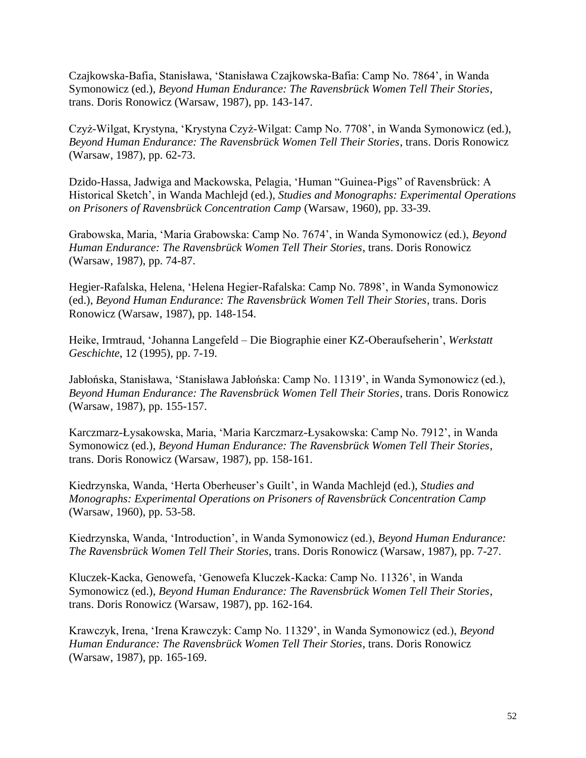Czajkowska-Bafia, Stanisława, 'Stanisława Czajkowska-Bafia: Camp No. 7864', in Wanda Symonowicz (ed.), *Beyond Human Endurance: The Ravensbrück Women Tell Their Stories*, trans. Doris Ronowicz (Warsaw, 1987), pp. 143-147.

Czyż-Wilgat, Krystyna, 'Krystyna Czyż-Wilgat: Camp No. 7708', in Wanda Symonowicz (ed.), *Beyond Human Endurance: The Ravensbrück Women Tell Their Stories*, trans. Doris Ronowicz (Warsaw, 1987), pp. 62-73.

Dzido-Hassa, Jadwiga and Mackowska, Pelagia, 'Human "Guinea-Pigs" of Ravensbrück: A Historical Sketch', in Wanda Machlejd (ed.), *Studies and Monographs: Experimental Operations on Prisoners of Ravensbrück Concentration Camp* (Warsaw, 1960), pp. 33-39.

Grabowska, Maria, 'Maria Grabowska: Camp No. 7674', in Wanda Symonowicz (ed.), *Beyond Human Endurance: The Ravensbrück Women Tell Their Stories*, trans. Doris Ronowicz (Warsaw, 1987), pp. 74-87.

Hegier-Rafalska, Helena, 'Helena Hegier-Rafalska: Camp No. 7898', in Wanda Symonowicz (ed.), *Beyond Human Endurance: The Ravensbrück Women Tell Their Stories*, trans. Doris Ronowicz (Warsaw, 1987), pp. 148-154.

Heike, Irmtraud, 'Johanna Langefeld – Die Biographie einer KZ-Oberaufseherin', *Werkstatt Geschichte*, 12 (1995), pp. 7-19.

Jabłońska, Stanisława, 'Stanisława Jabłońska: Camp No. 11319', in Wanda Symonowicz (ed.), *Beyond Human Endurance: The Ravensbrück Women Tell Their Stories*, trans. Doris Ronowicz (Warsaw, 1987), pp. 155-157.

Karczmarz-Łysakowska, Maria, 'Maria Karczmarz-Łysakowska: Camp No. 7912', in Wanda Symonowicz (ed.), *Beyond Human Endurance: The Ravensbrück Women Tell Their Stories*, trans. Doris Ronowicz (Warsaw, 1987), pp. 158-161.

Kiedrzynska, Wanda, 'Herta Oberheuser's Guilt', in Wanda Machlejd (ed.), *Studies and Monographs: Experimental Operations on Prisoners of Ravensbrück Concentration Camp* (Warsaw, 1960), pp. 53-58.

Kiedrzynska, Wanda, 'Introduction', in Wanda Symonowicz (ed.), *Beyond Human Endurance: The Ravensbrück Women Tell Their Stories*, trans. Doris Ronowicz (Warsaw, 1987), pp. 7-27.

Kluczek-Kacka, Genowefa, 'Genowefa Kluczek-Kacka: Camp No. 11326', in Wanda Symonowicz (ed.), *Beyond Human Endurance: The Ravensbrück Women Tell Their Stories*, trans. Doris Ronowicz (Warsaw, 1987), pp. 162-164.

Krawczyk, Irena, 'Irena Krawczyk: Camp No. 11329', in Wanda Symonowicz (ed.), *Beyond Human Endurance: The Ravensbrück Women Tell Their Stories*, trans. Doris Ronowicz (Warsaw, 1987), pp. 165-169.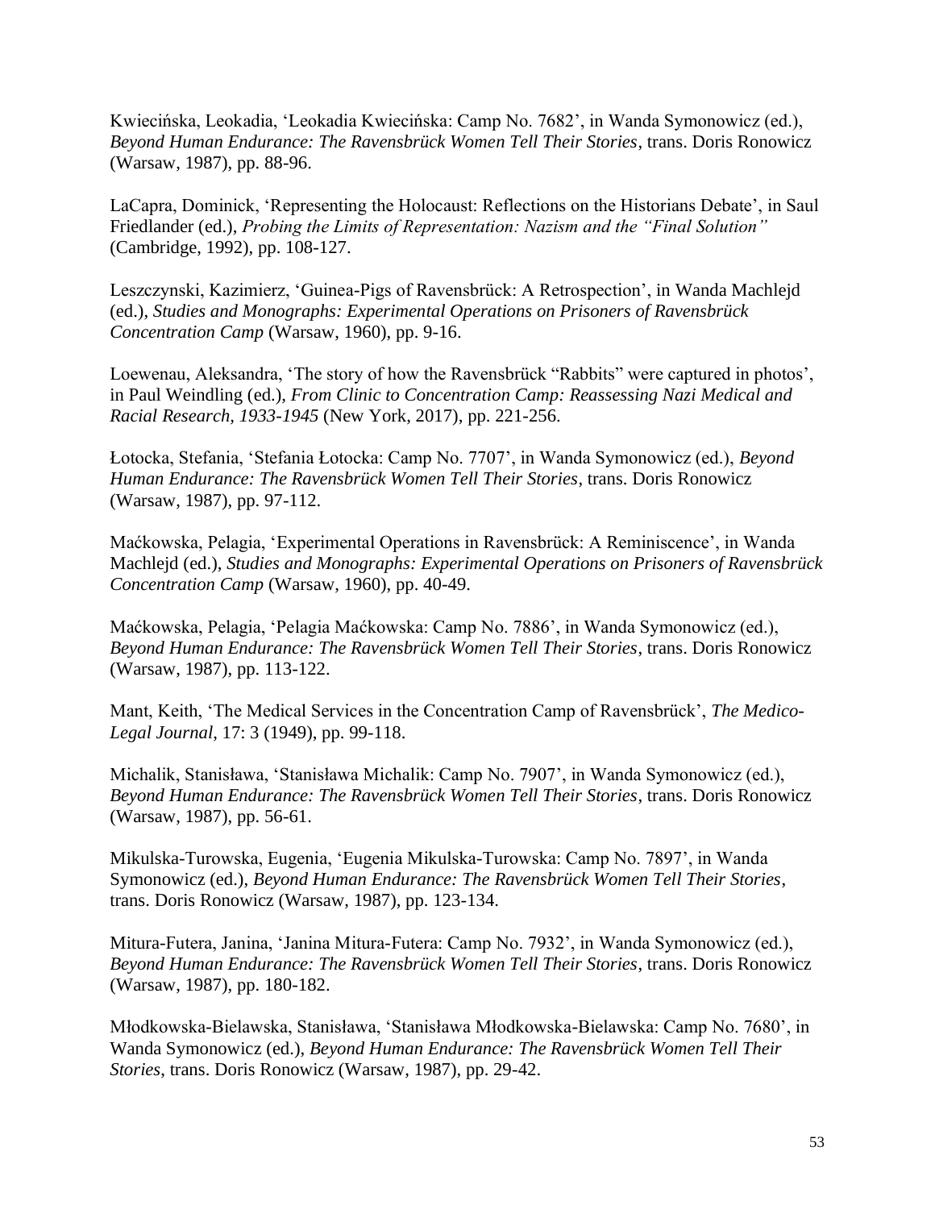Kwiecińska, Leokadia, 'Leokadia Kwiecińska: Camp No. 7682', in Wanda Symonowicz (ed.), *Beyond Human Endurance: The Ravensbrück Women Tell Their Stories*, trans. Doris Ronowicz (Warsaw, 1987), pp. 88-96.

LaCapra, Dominick, 'Representing the Holocaust: Reflections on the Historians Debate', in Saul Friedlander (ed.), *Probing the Limits of Representation: Nazism and the "Final Solution"* (Cambridge, 1992), pp. 108-127.

Leszczynski, Kazimierz, 'Guinea-Pigs of Ravensbrück: A Retrospection', in Wanda Machlejd (ed.), *Studies and Monographs: Experimental Operations on Prisoners of Ravensbrück Concentration Camp* (Warsaw, 1960), pp. 9-16.

Loewenau, Aleksandra, 'The story of how the Ravensbrück "Rabbits" were captured in photos', in Paul Weindling (ed.), *From Clinic to Concentration Camp: Reassessing Nazi Medical and Racial Research, 1933-1945* (New York, 2017), pp. 221-256.

Łotocka, Stefania, 'Stefania Łotocka: Camp No. 7707', in Wanda Symonowicz (ed.), *Beyond Human Endurance: The Ravensbrück Women Tell Their Stories*, trans. Doris Ronowicz (Warsaw, 1987), pp. 97-112.

Maćkowska, Pelagia, 'Experimental Operations in Ravensbrück: A Reminiscence', in Wanda Machlejd (ed.), *Studies and Monographs: Experimental Operations on Prisoners of Ravensbrück Concentration Camp* (Warsaw, 1960), pp. 40-49.

Maćkowska, Pelagia, 'Pelagia Maćkowska: Camp No. 7886', in Wanda Symonowicz (ed.), *Beyond Human Endurance: The Ravensbrück Women Tell Their Stories*, trans. Doris Ronowicz (Warsaw, 1987), pp. 113-122.

Mant, Keith, 'The Medical Services in the Concentration Camp of Ravensbrück', *The Medico-Legal Journal*, 17: 3 (1949), pp. 99-118.

Michalik, Stanisława, 'Stanisława Michalik: Camp No. 7907', in Wanda Symonowicz (ed.), *Beyond Human Endurance: The Ravensbrück Women Tell Their Stories*, trans. Doris Ronowicz (Warsaw, 1987), pp. 56-61.

Mikulska-Turowska, Eugenia, 'Eugenia Mikulska-Turowska: Camp No. 7897', in Wanda Symonowicz (ed.), *Beyond Human Endurance: The Ravensbrück Women Tell Their Stories*, trans. Doris Ronowicz (Warsaw, 1987), pp. 123-134.

Mitura-Futera, Janina, 'Janina Mitura-Futera: Camp No. 7932', in Wanda Symonowicz (ed.), *Beyond Human Endurance: The Ravensbrück Women Tell Their Stories*, trans. Doris Ronowicz (Warsaw, 1987), pp. 180-182.

Młodkowska-Bielawska, Stanisława, 'Stanisława Młodkowska-Bielawska: Camp No. 7680', in Wanda Symonowicz (ed.), *Beyond Human Endurance: The Ravensbrück Women Tell Their Stories*, trans. Doris Ronowicz (Warsaw, 1987), pp. 29-42.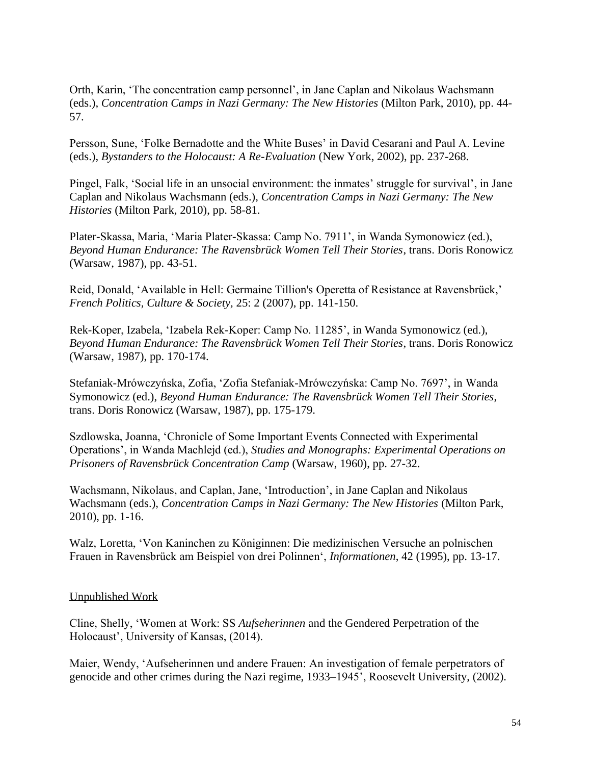Orth, Karin, 'The concentration camp personnel', in Jane Caplan and Nikolaus Wachsmann (eds.), *Concentration Camps in Nazi Germany: The New Histories* (Milton Park, 2010), pp. 44-57.

Persson, Sune, 'Folke Bernadotte and the White Buses' in David Cesarani and Paul A. Levine (eds.), *Bystanders to the Holocaust: A Re-Evaluation* (New York, 2002), pp. 237-268.

Pingel, Falk, 'Social life in an unsocial environment: the inmates' struggle for survival', in Jane Caplan and Nikolaus Wachsmann (eds.), *Concentration Camps in Nazi Germany: The New Histories* (Milton Park, 2010), pp. 58-81.

Plater-Skassa, Maria, 'Maria Plater-Skassa: Camp No. 7911', in Wanda Symonowicz (ed.), *Beyond Human Endurance: The Ravensbrück Women Tell Their Stories*, trans. Doris Ronowicz (Warsaw, 1987), pp. 43-51.

Reid, Donald, 'Available in Hell: Germaine Tillion's Operetta of Resistance at Ravensbrück,' *French Politics, Culture & Society,* 25: 2 (2007), pp. 141-150.

Rek-Koper, Izabela, 'Izabela Rek-Koper: Camp No. 11285', in Wanda Symonowicz (ed.), *Beyond Human Endurance: The Ravensbrück Women Tell Their Stories*, trans. Doris Ronowicz (Warsaw, 1987), pp. 170-174.

Stefaniak-Mrówczyńska, Zofia, 'Zofia Stefaniak-Mrówczyńska: Camp No. 7697', in Wanda Symonowicz (ed.), *Beyond Human Endurance: The Ravensbrück Women Tell Their Stories*, trans. Doris Ronowicz (Warsaw, 1987), pp. 175-179.

Szdlowska, Joanna, 'Chronicle of Some Important Events Connected with Experimental Operations', in Wanda Machlejd (ed.), *Studies and Monographs: Experimental Operations on Prisoners of Ravensbrück Concentration Camp* (Warsaw, 1960), pp. 27-32.

Wachsmann, Nikolaus, and Caplan, Jane, 'Introduction', in Jane Caplan and Nikolaus Wachsmann (eds.), *Concentration Camps in Nazi Germany: The New Histories* (Milton Park, 2010), pp. 1-16.

Walz, Loretta, 'Von Kaninchen zu Königinnen: Die medizinischen Versuche an polnischen Frauen in Ravensbrück am Beispiel von drei Polinnen', *Informationen*, 42 (1995), pp. 13-17.

<u>Unpublished Work</u>

Cline, Shelly, 'Women at Work: SS *Aufseherinnen* and the Gendered Perpetration of the Holocaust', University of Kansas, (2014).

Maier, Wendy, 'Aufseherinnen und andere Frauen: An investigation of female perpetrators of genocide and other crimes during the Nazi regime, 1933–1945', Roosevelt University, (2002).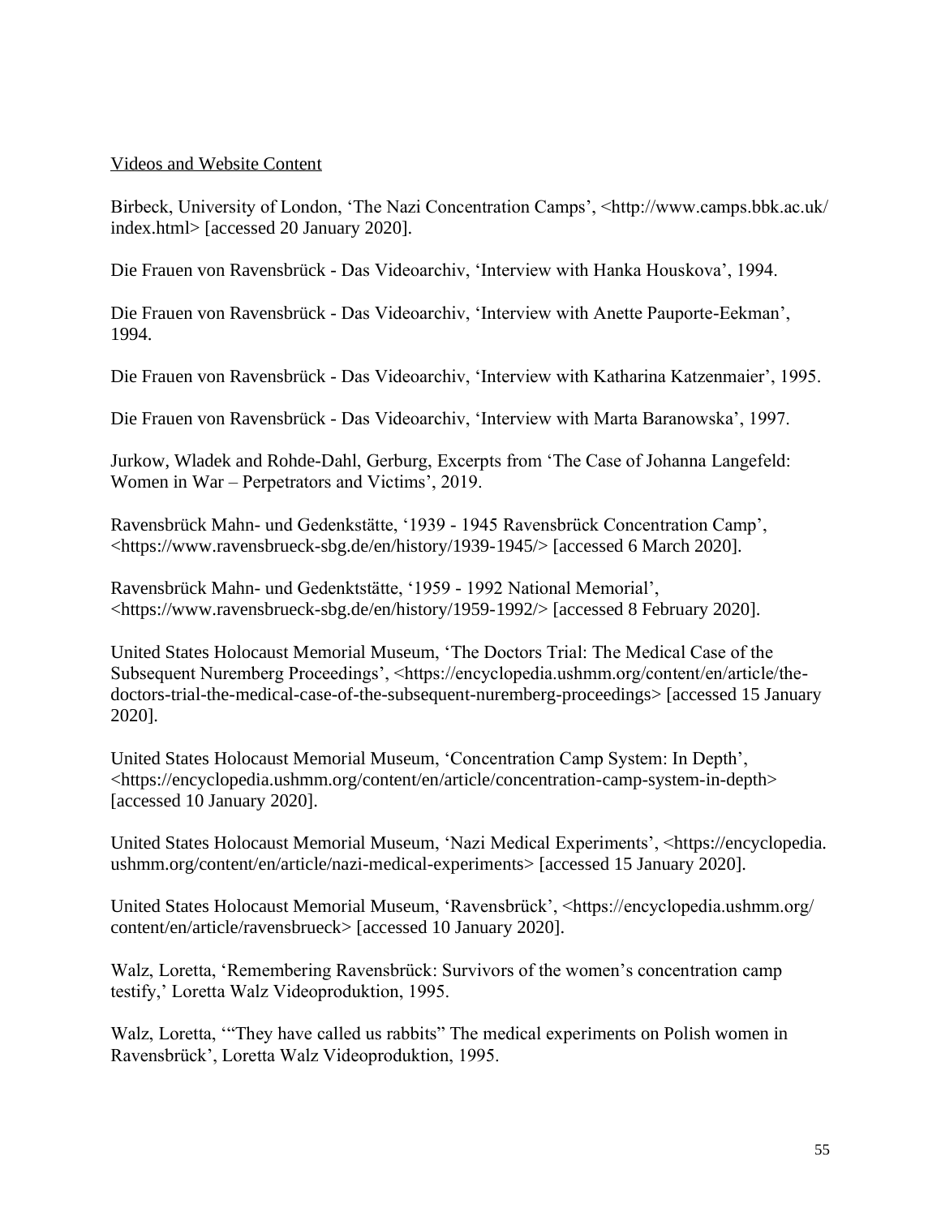Videos and Website Content

Birbeck, University of London, 'The Nazi Concentration Camps', <http://www.camps.bbk.ac.uk/index.html> [accessed 20 January 2020].

Die Frauen von Ravensbrück - Das Videoarchiv, 'Interview with Hanka Houskova', 1994.

Die Frauen von Ravensbrück - Das Videoarchiv, 'Interview with Anette Pauporte-Eekman', 1994.

Die Frauen von Ravensbrück - Das Videoarchiv, 'Interview with Katharina Katzenmaier', 1995.

Die Frauen von Ravensbrück - Das Videoarchiv, 'Interview with Marta Baranowska', 1997.

Jurkow, Wladek and Rohde-Dahl, Gerburg, Excerpts from 'The Case of Johanna Langefeld: Women in War – Perpetrators and Victims', 2019.

Ravensbrück Mahn- und Gedenkstätte, '1939 - 1945 Ravensbrück Concentration Camp', <https://www.ravensbrueck-sbg.de/en/history/1939-1945/> [accessed 6 March 2020].

Ravensbrück Mahn- und Gedenktstätte, '1959 - 1992 National Memorial', <https://www.ravensbrueck-sbg.de/en/history/1959-1992/> [accessed 8 February 2020].

United States Holocaust Memorial Museum, 'The Doctors Trial: The Medical Case of the Subsequent Nuremberg Proceedings', <https://encyclopedia.ushmm.org/content/en/article/the-doctors-trial-the-medical-case-of-the-subsequent-nuremberg-proceedings> [accessed 15 January 2020].

United States Holocaust Memorial Museum, 'Concentration Camp System: In Depth', <https://encyclopedia.ushmm.org/content/en/article/concentration-camp-system-in-depth> [accessed 10 January 2020].

United States Holocaust Memorial Museum, 'Nazi Medical Experiments', <https://encyclopedia.ushmm.org/content/en/article/nazi-medical-experiments> [accessed 15 January 2020].

United States Holocaust Memorial Museum, 'Ravensbrück', <https://encyclopedia.ushmm.org/content/en/article/ravensbrueck> [accessed 10 January 2020].

Walz, Loretta, 'Remembering Ravensbrück: Survivors of the women's concentration camp testify,' Loretta Walz Videoproduktion, 1995.

Walz, Loretta, '"They have called us rabbits" The medical experiments on Polish women in Ravensbrück', Loretta Walz Videoproduktion, 1995.